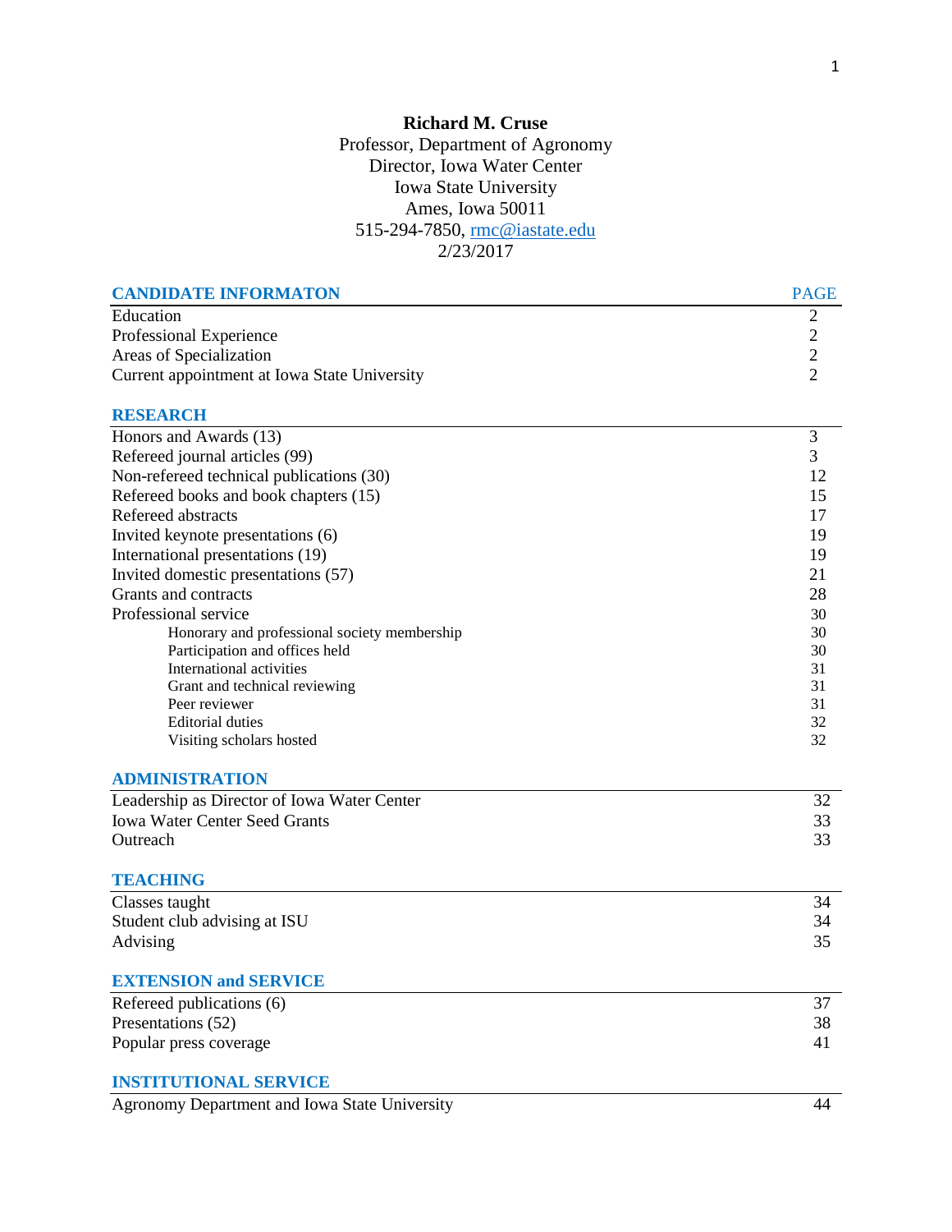**Richard M. Cruse**

Professor, Department of Agronomy
Director, Iowa Water Center
Iowa State University
Ames, Iowa 50011
515-294-7850, rmc@iastate.edu
2/23/2017

| CANDIDATE INFORMATON | PAGE |
|---|---|
| Education | 2 |
| Professional Experience | 2 |
| Areas of Specialization | 2 |
| Current appointment at Iowa State University | 2 |

| RESEARCH | |
|---|---|
| Honors and Awards (13) | 3 |
| Refereed journal articles (99) | 3 |
| Non-refereed technical publications (30) | 12 |
| Refereed books and book chapters (15) | 15 |
| Refereed abstracts | 17 |
| Invited keynote presentations (6) | 19 |
| International presentations (19) | 19 |
| Invited domestic presentations (57) | 21 |
| Grants and contracts | 28 |
| Professional service | 30 |
| Honorary and professional society membership | 30 |
| Participation and offices held | 30 |
| International activities | 31 |
| Grant and technical reviewing | 31 |
| Peer reviewer | 31 |
| Editorial duties | 32 |
| Visiting scholars hosted | 32 |

| ADMINISTRATION | |
|---|---|
| Leadership as Director of Iowa Water Center | 32 |
| Iowa Water Center Seed Grants | 33 |
| Outreach | 33 |

| TEACHING | |
|---|---|
| Classes taught | 34 |
| Student club advising at ISU | 34 |
| Advising | 35 |

| EXTENSION and SERVICE | |
|---|---|
| Refereed publications (6) | 37 |
| Presentations (52) | 38 |
| Popular press coverage | 41 |

| INSTITUTIONAL SERVICE | |
|---|---|
| Agronomy Department and Iowa State University | 44 |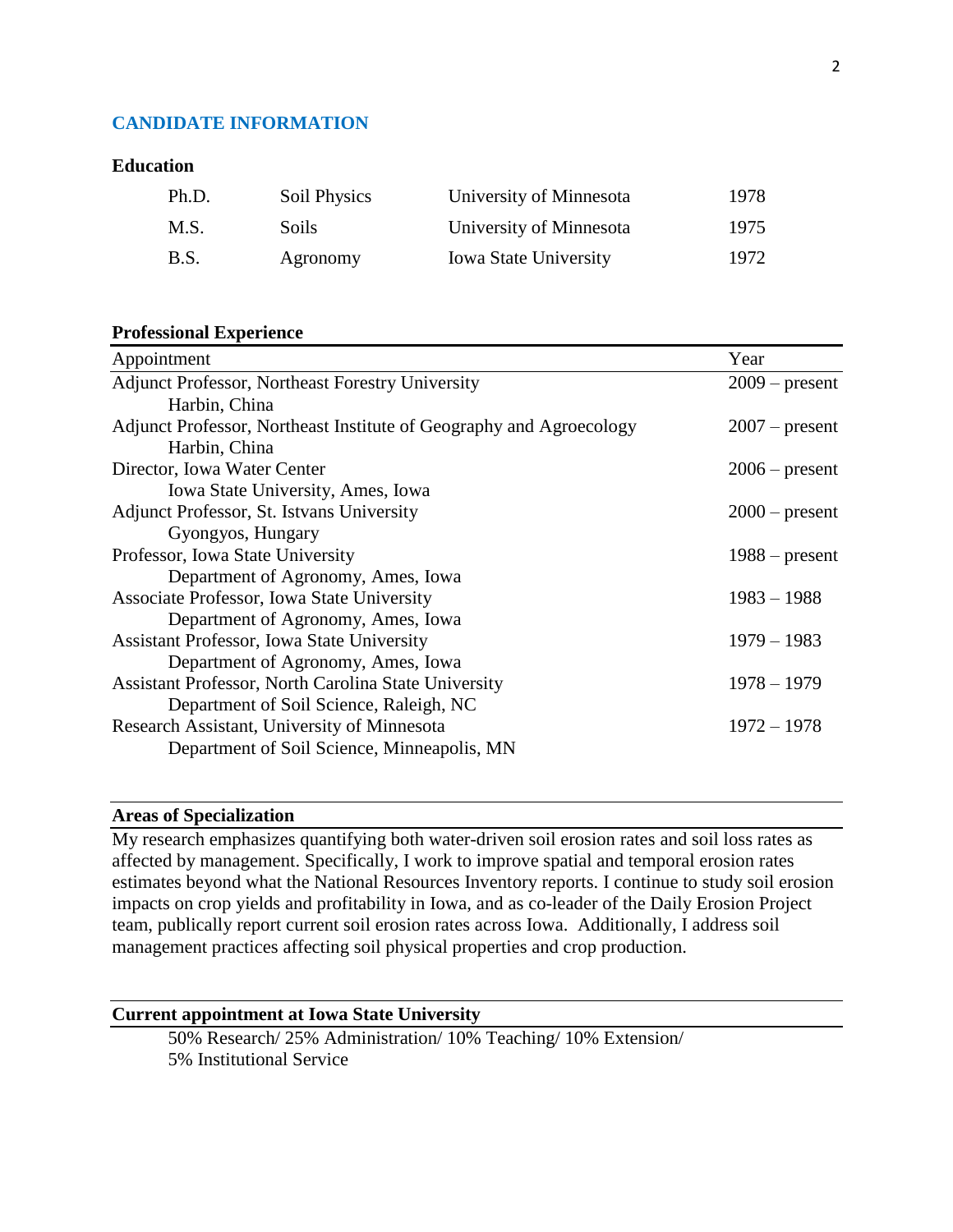## CANDIDATE INFORMATION

### Education

| Degree | Field | Institution | Year |
|---|---|---|---|
| Ph.D. | Soil Physics | University of Minnesota | 1978 |
| M.S. | Soils | University of Minnesota | 1975 |
| B.S. | Agronomy | Iowa State University | 1972 |

### Professional Experience

| Appointment | Year |
|---|---|
| Adjunct Professor, Northeast Forestry University<br>Harbin, China | 2009 – present |
| Adjunct Professor, Northeast Institute of Geography and Agroecology<br>Harbin, China | 2007 – present |
| Director, Iowa Water Center<br>Iowa State University, Ames, Iowa | 2006 – present |
| Adjunct Professor, St. Istvans University<br>Gyongyos, Hungary | 2000 – present |
| Professor, Iowa State University<br>Department of Agronomy, Ames, Iowa | 1988 – present |
| Associate Professor, Iowa State University<br>Department of Agronomy, Ames, Iowa | 1983 – 1988 |
| Assistant Professor, Iowa State University<br>Department of Agronomy, Ames, Iowa | 1979 – 1983 |
| Assistant Professor, North Carolina State University<br>Department of Soil Science, Raleigh, NC | 1978 – 1979 |
| Research Assistant, University of Minnesota<br>Department of Soil Science, Minneapolis, MN | 1972 – 1978 |

### Areas of Specialization

My research emphasizes quantifying both water-driven soil erosion rates and soil loss rates as affected by management. Specifically, I work to improve spatial and temporal erosion rates estimates beyond what the National Resources Inventory reports. I continue to study soil erosion impacts on crop yields and profitability in Iowa, and as co-leader of the Daily Erosion Project team, publically report current soil erosion rates across Iowa. Additionally, I address soil management practices affecting soil physical properties and crop production.

### Current appointment at Iowa State University

50% Research/ 25% Administration/ 10% Teaching/ 10% Extension/ 5% Institutional Service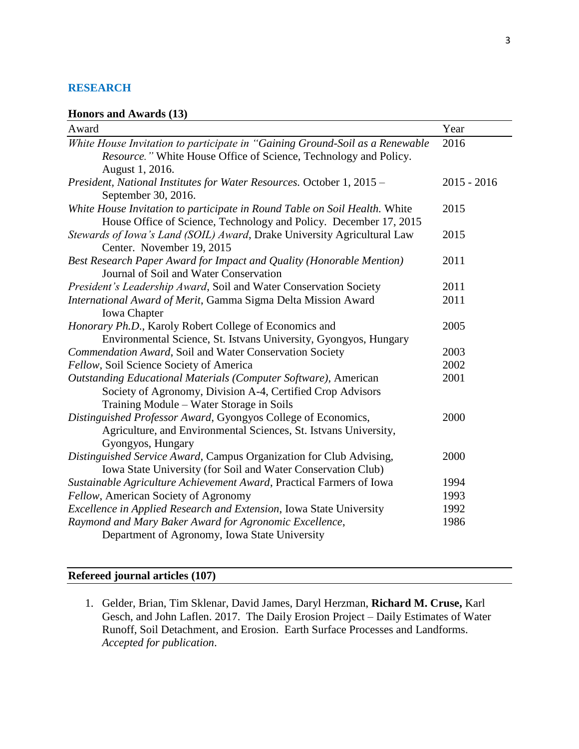## RESEARCH

### Honors and Awards (13)

| Award | Year |
|---|---|
| *White House Invitation to participate in "Gaining Ground-Soil as a Renewable Resource."* White House Office of Science, Technology and Policy. August 1, 2016. | 2016 |
| *President, National Institutes for Water Resources.* October 1, 2015 – September 30, 2016. | 2015 - 2016 |
| *White House Invitation to participate in Round Table on Soil Health.* White House Office of Science, Technology and Policy. December 17, 2015 | 2015 |
| *Stewards of Iowa's Land (SOIL) Award*, Drake University Agricultural Law Center. November 19, 2015 | 2015 |
| *Best Research Paper Award for Impact and Quality (Honorable Mention)* Journal of Soil and Water Conservation | 2011 |
| *President's Leadership Award*, Soil and Water Conservation Society | 2011 |
| *International Award of Merit*, Gamma Sigma Delta Mission Award Iowa Chapter | 2011 |
| *Honorary Ph.D.*, Karoly Robert College of Economics and Environmental Science, St. Istvans University, Gyongyos, Hungary | 2005 |
| *Commendation Award*, Soil and Water Conservation Society | 2003 |
| *Fellow*, Soil Science Society of America | 2002 |
| *Outstanding Educational Materials (Computer Software)*, American Society of Agronomy, Division A-4, Certified Crop Advisors Training Module – Water Storage in Soils | 2001 |
| *Distinguished Professor Award*, Gyongyos College of Economics, Agriculture, and Environmental Sciences, St. Istvans University, Gyongyos, Hungary | 2000 |
| *Distinguished Service Award*, Campus Organization for Club Advising, Iowa State University (for Soil and Water Conservation Club) | 2000 |
| *Sustainable Agriculture Achievement Award*, Practical Farmers of Iowa | 1994 |
| *Fellow*, American Society of Agronomy | 1993 |
| *Excellence in Applied Research and Extension*, Iowa State University | 1992 |
| *Raymond and Mary Baker Award for Agronomic Excellence*, Department of Agronomy, Iowa State University | 1986 |

### Refereed journal articles (107)

1. Gelder, Brian, Tim Sklenar, David James, Daryl Herzman, **Richard M. Cruse,** Karl Gesch, and John Laflen. 2017. The Daily Erosion Project – Daily Estimates of Water Runoff, Soil Detachment, and Erosion. Earth Surface Processes and Landforms. *Accepted for publication*.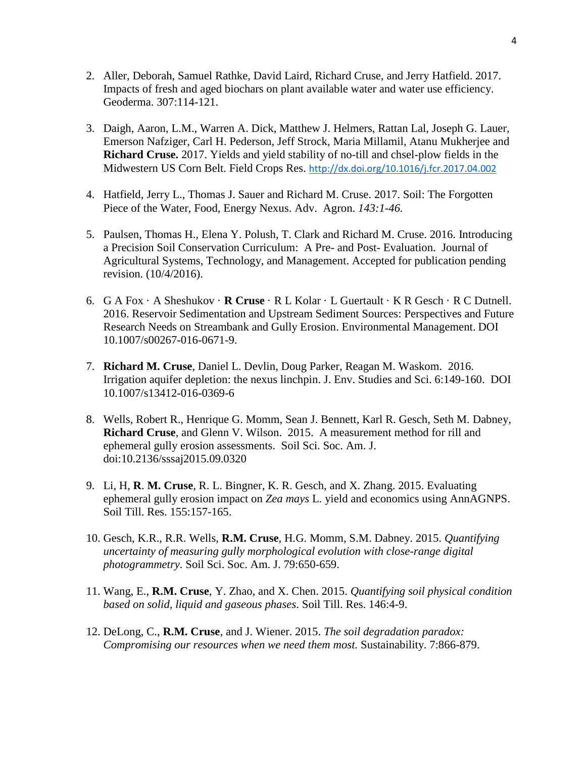2. Aller, Deborah, Samuel Rathke, David Laird, Richard Cruse, and Jerry Hatfield. 2017. Impacts of fresh and aged biochars on plant available water and water use efficiency. Geoderma. 307:114-121.

3. Daigh, Aaron, L.M., Warren A. Dick, Matthew J. Helmers, Rattan Lal, Joseph G. Lauer, Emerson Nafziger, Carl H. Pederson, Jeff Strock, Maria Millamil, Atanu Mukherjee and **Richard Cruse.** 2017. Yields and yield stability of no-till and chsel-plow fields in the Midwestern US Corn Belt. Field Crops Res. http://dx.doi.org/10.1016/j.fcr.2017.04.002

4. Hatfield, Jerry L., Thomas J. Sauer and Richard M. Cruse. 2017. Soil: The Forgotten Piece of the Water, Food, Energy Nexus. Adv. Agron. *143:1-46.*

5. Paulsen, Thomas H., Elena Y. Polush, T. Clark and Richard M. Cruse. 2016. Introducing a Precision Soil Conservation Curriculum: A Pre- and Post- Evaluation. Journal of Agricultural Systems, Technology, and Management. Accepted for publication pending revision. (10/4/2016).

6. G A Fox · A Sheshukov · **R Cruse** · R L Kolar · L Guertault · K R Gesch · R C Dutnell. 2016. Reservoir Sedimentation and Upstream Sediment Sources: Perspectives and Future Research Needs on Streambank and Gully Erosion. Environmental Management. DOI 10.1007/s00267-016-0671-9.

7. **Richard M. Cruse**, Daniel L. Devlin, Doug Parker, Reagan M. Waskom. 2016. Irrigation aquifer depletion: the nexus linchpin. J. Env. Studies and Sci. 6:149-160. DOI 10.1007/s13412-016-0369-6

8. Wells, Robert R., Henrique G. Momm, Sean J. Bennett, Karl R. Gesch, Seth M. Dabney, **Richard Cruse**, and Glenn V. Wilson. 2015. A measurement method for rill and ephemeral gully erosion assessments. Soil Sci. Soc. Am. J. doi:10.2136/sssaj2015.09.0320

9. Li, H, **R**. **M. Cruse**, R. L. Bingner, K. R. Gesch, and X. Zhang. 2015. Evaluating ephemeral gully erosion impact on *Zea mays* L. yield and economics using AnnAGNPS. Soil Till. Res. 155:157-165.

10. Gesch, K.R., R.R. Wells, **R.M. Cruse**, H.G. Momm, S.M. Dabney. 2015. *Quantifying uncertainty of measuring gully morphological evolution with close-range digital photogrammetry*. Soil Sci. Soc. Am. J. 79:650-659.

11. Wang, E., **R.M. Cruse**, Y. Zhao, and X. Chen. 2015. *Quantifying soil physical condition based on solid, liquid and gaseous phases*. Soil Till. Res. 146:4-9.

12. DeLong, C., **R.M. Cruse**, and J. Wiener. 2015. *The soil degradation paradox: Compromising our resources when we need them most.* Sustainability. 7:866-879.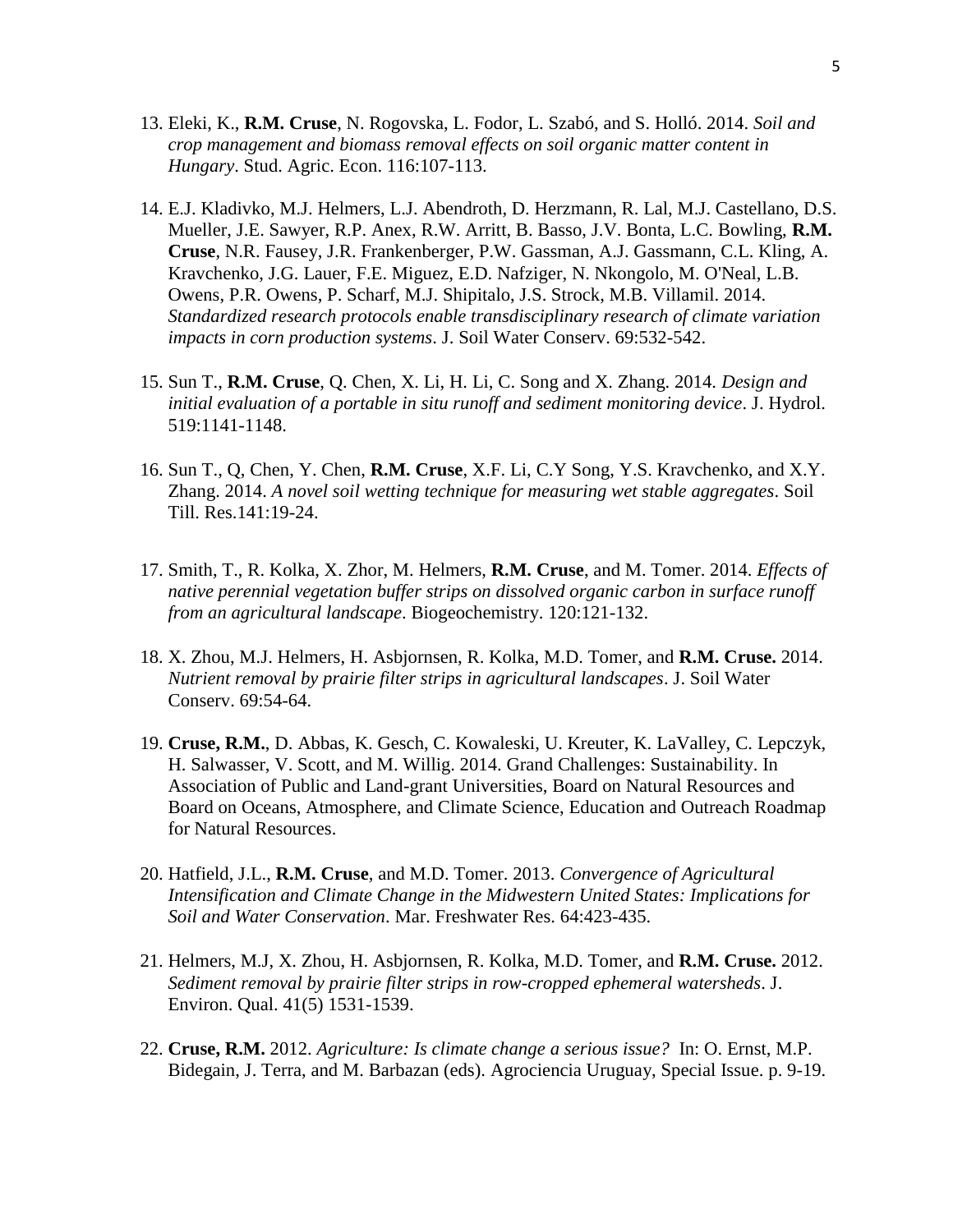13. Eleki, K., **R.M. Cruse**, N. Rogovska, L. Fodor, L. Szabó, and S. Holló. 2014. *Soil and crop management and biomass removal effects on soil organic matter content in Hungary*. Stud. Agric. Econ. 116:107-113.

14. E.J. Kladivko, M.J. Helmers, L.J. Abendroth, D. Herzmann, R. Lal, M.J. Castellano, D.S. Mueller, J.E. Sawyer, R.P. Anex, R.W. Arritt, B. Basso, J.V. Bonta, L.C. Bowling, **R.M. Cruse**, N.R. Fausey, J.R. Frankenberger, P.W. Gassman, A.J. Gassmann, C.L. Kling, A. Kravchenko, J.G. Lauer, F.E. Miguez, E.D. Nafziger, N. Nkongolo, M. O'Neal, L.B. Owens, P.R. Owens, P. Scharf, M.J. Shipitalo, J.S. Strock, M.B. Villamil. 2014. *Standardized research protocols enable transdisciplinary research of climate variation impacts in corn production systems*. J. Soil Water Conserv. 69:532-542.

15. Sun T., **R.M. Cruse**, Q. Chen, X. Li, H. Li, C. Song and X. Zhang. 2014. *Design and initial evaluation of a portable in situ runoff and sediment monitoring device*. J. Hydrol. 519:1141-1148.

16. Sun T., Q, Chen, Y. Chen, **R.M. Cruse**, X.F. Li, C.Y Song, Y.S. Kravchenko, and X.Y. Zhang. 2014. *A novel soil wetting technique for measuring wet stable aggregates*. Soil Till. Res.141:19-24.

17. Smith, T., R. Kolka, X. Zhor, M. Helmers, **R.M. Cruse**, and M. Tomer. 2014. *Effects of native perennial vegetation buffer strips on dissolved organic carbon in surface runoff from an agricultural landscape*. Biogeochemistry. 120:121-132.

18. X. Zhou, M.J. Helmers, H. Asbjornsen, R. Kolka, M.D. Tomer, and **R.M. Cruse.** 2014. *Nutrient removal by prairie filter strips in agricultural landscapes*. J. Soil Water Conserv. 69:54-64.

19. **Cruse, R.M.**, D. Abbas, K. Gesch, C. Kowaleski, U. Kreuter, K. LaValley, C. Lepczyk, H. Salwasser, V. Scott, and M. Willig. 2014. Grand Challenges: Sustainability. In Association of Public and Land-grant Universities, Board on Natural Resources and Board on Oceans, Atmosphere, and Climate Science, Education and Outreach Roadmap for Natural Resources.

20. Hatfield, J.L., **R.M. Cruse**, and M.D. Tomer. 2013. *Convergence of Agricultural Intensification and Climate Change in the Midwestern United States: Implications for Soil and Water Conservation*. Mar. Freshwater Res. 64:423-435.

21. Helmers, M.J, X. Zhou, H. Asbjornsen, R. Kolka, M.D. Tomer, and **R.M. Cruse.** 2012. *Sediment removal by prairie filter strips in row-cropped ephemeral watersheds*. J. Environ. Qual. 41(5) 1531-1539.

22. **Cruse, R.M.** 2012. *Agriculture: Is climate change a serious issue?* In: O. Ernst, M.P. Bidegain, J. Terra, and M. Barbazan (eds). Agrociencia Uruguay, Special Issue. p. 9-19.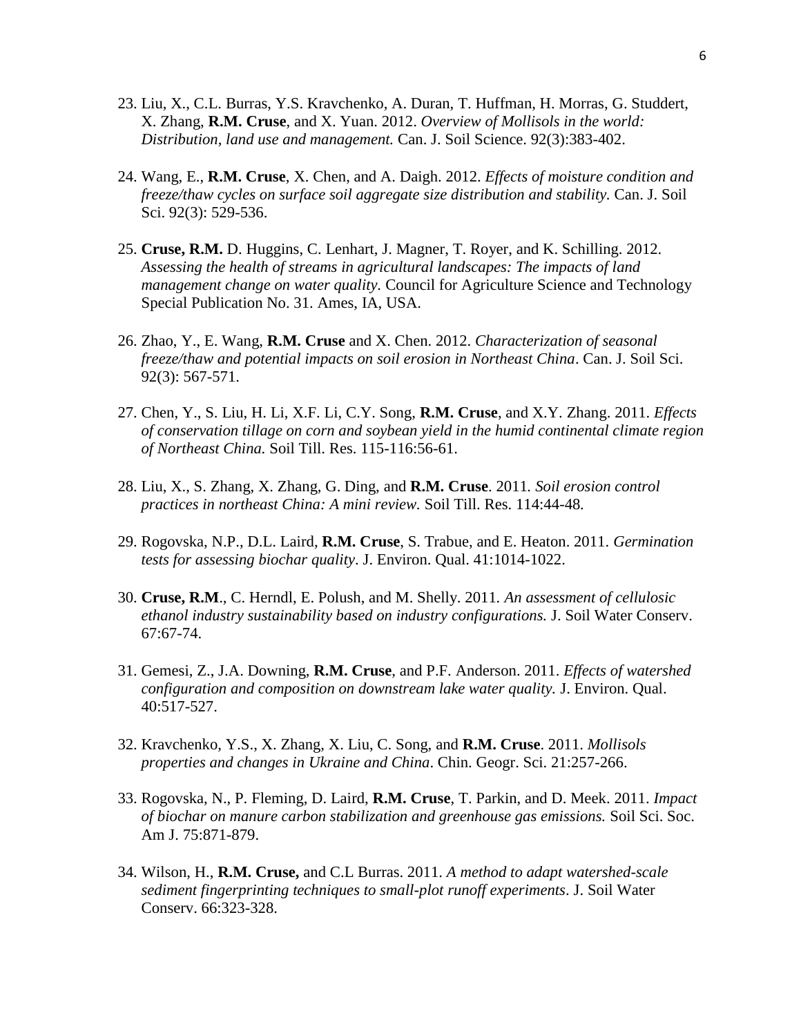23. Liu, X., C.L. Burras, Y.S. Kravchenko, A. Duran, T. Huffman, H. Morras, G. Studdert, X. Zhang, **R.M. Cruse**, and X. Yuan. 2012. *Overview of Mollisols in the world: Distribution, land use and management.* Can. J. Soil Science. 92(3):383-402.

24. Wang, E., **R.M. Cruse**, X. Chen, and A. Daigh. 2012. *Effects of moisture condition and freeze/thaw cycles on surface soil aggregate size distribution and stability.* Can. J. Soil Sci. 92(3): 529-536.

25. **Cruse, R.M.** D. Huggins, C. Lenhart, J. Magner, T. Royer, and K. Schilling. 2012. *Assessing the health of streams in agricultural landscapes: The impacts of land management change on water quality.* Council for Agriculture Science and Technology Special Publication No. 31. Ames, IA, USA.

26. Zhao, Y., E. Wang, **R.M. Cruse** and X. Chen. 2012. *Characterization of seasonal freeze/thaw and potential impacts on soil erosion in Northeast China*. Can. J. Soil Sci. 92(3): 567-571.

27. Chen, Y., S. Liu, H. Li, X.F. Li, C.Y. Song, **R.M. Cruse**, and X.Y. Zhang. 2011. *Effects of conservation tillage on corn and soybean yield in the humid continental climate region of Northeast China.* Soil Till. Res. 115-116:56-61.

28. Liu, X., S. Zhang, X. Zhang, G. Ding, and **R.M. Cruse**. 2011. *Soil erosion control practices in northeast China: A mini review.* Soil Till. Res. 114:44-48.

29. Rogovska, N.P., D.L. Laird, **R.M. Cruse**, S. Trabue, and E. Heaton. 2011. *Germination tests for assessing biochar quality*. J. Environ. Qual. 41:1014-1022.

30. **Cruse, R.M**., C. Herndl, E. Polush, and M. Shelly. 2011. *An assessment of cellulosic ethanol industry sustainability based on industry configurations.* J. Soil Water Conserv. 67:67-74.

31. Gemesi, Z., J.A. Downing, **R.M. Cruse**, and P.F. Anderson. 2011. *Effects of watershed configuration and composition on downstream lake water quality.* J. Environ. Qual. 40:517-527.

32. Kravchenko, Y.S., X. Zhang, X. Liu, C. Song, and **R.M. Cruse**. 2011. *Mollisols properties and changes in Ukraine and China*. Chin. Geogr. Sci. 21:257-266.

33. Rogovska, N., P. Fleming, D. Laird, **R.M. Cruse**, T. Parkin, and D. Meek. 2011. *Impact of biochar on manure carbon stabilization and greenhouse gas emissions.* Soil Sci. Soc. Am J. 75:871-879.

34. Wilson, H., **R.M. Cruse,** and C.L Burras. 2011. *A method to adapt watershed-scale sediment fingerprinting techniques to small-plot runoff experiments*. J. Soil Water Conserv. 66:323-328.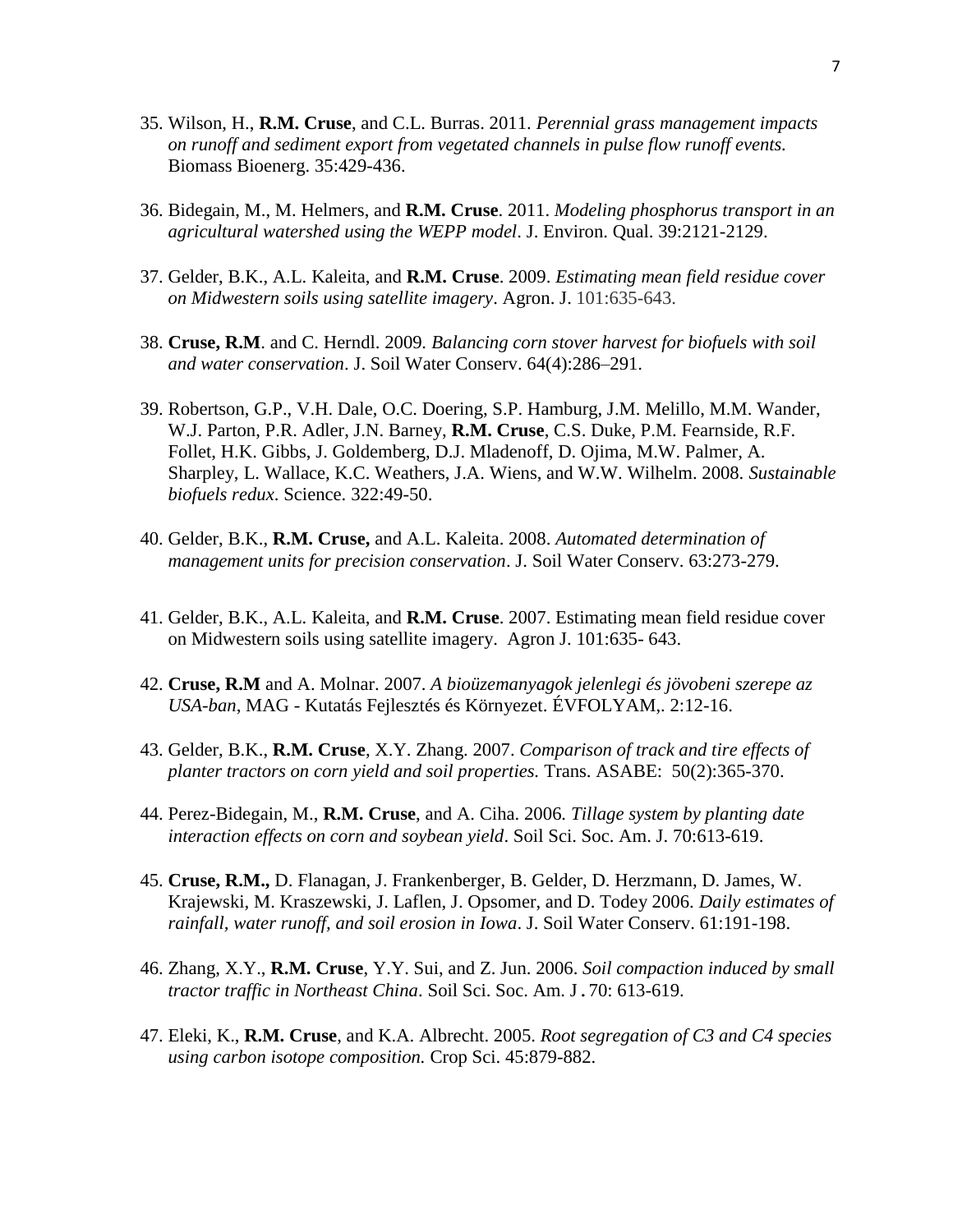35. Wilson, H., **R.M. Cruse**, and C.L. Burras. 2011. *Perennial grass management impacts on runoff and sediment export from vegetated channels in pulse flow runoff events.* Biomass Bioenerg. 35:429-436.

36. Bidegain, M., M. Helmers, and **R.M. Cruse**. 2011. *Modeling phosphorus transport in an agricultural watershed using the WEPP model*. J. Environ. Qual. 39:2121-2129.

37. Gelder, B.K., A.L. Kaleita, and **R.M. Cruse**. 2009. *Estimating mean field residue cover on Midwestern soils using satellite imagery*. Agron. J. 101:635-643.

38. **Cruse, R.M**. and C. Herndl. 2009. *Balancing corn stover harvest for biofuels with soil and water conservation*. J. Soil Water Conserv. 64(4):286–291.

39. Robertson, G.P., V.H. Dale, O.C. Doering, S.P. Hamburg, J.M. Melillo, M.M. Wander, W.J. Parton, P.R. Adler, J.N. Barney, **R.M. Cruse**, C.S. Duke, P.M. Fearnside, R.F. Follet, H.K. Gibbs, J. Goldemberg, D.J. Mladenoff, D. Ojima, M.W. Palmer, A. Sharpley, L. Wallace, K.C. Weathers, J.A. Wiens, and W.W. Wilhelm. 2008. *Sustainable biofuels redux*. Science. 322:49-50.

40. Gelder, B.K., **R.M. Cruse,** and A.L. Kaleita. 2008. *Automated determination of management units for precision conservation*. J. Soil Water Conserv. 63:273-279.

41. Gelder, B.K., A.L. Kaleita, and **R.M. Cruse**. 2007. Estimating mean field residue cover on Midwestern soils using satellite imagery. Agron J. 101:635- 643.

42. **Cruse, R.M** and A. Molnar. 2007. *A bioüzemanyagok jelenlegi és jövobeni szerepe az USA-ban*, MAG - Kutatás Fejlesztés és Környezet. ÉVFOLYAM,. 2:12-16.

43. Gelder, B.K., **R.M. Cruse**, X.Y. Zhang. 2007. *Comparison of track and tire effects of planter tractors on corn yield and soil properties.* Trans. ASABE: 50(2):365-370.

44. Perez-Bidegain, M., **R.M. Cruse**, and A. Ciha. 2006. *Tillage system by planting date interaction effects on corn and soybean yield*. Soil Sci. Soc. Am. J. 70:613-619.

45. **Cruse, R.M.,** D. Flanagan, J. Frankenberger, B. Gelder, D. Herzmann, D. James, W. Krajewski, M. Kraszewski, J. Laflen, J. Opsomer, and D. Todey 2006. *Daily estimates of rainfall, water runoff, and soil erosion in Iowa*. J. Soil Water Conserv. 61:191-198.

46. Zhang, X.Y., **R.M. Cruse**, Y.Y. Sui, and Z. Jun. 2006. *Soil compaction induced by small tractor traffic in Northeast China*. Soil Sci. Soc. Am. J . 70: 613-619.

47. Eleki, K., **R.M. Cruse**, and K.A. Albrecht. 2005. *Root segregation of C3 and C4 species using carbon isotope composition.* Crop Sci. 45:879-882.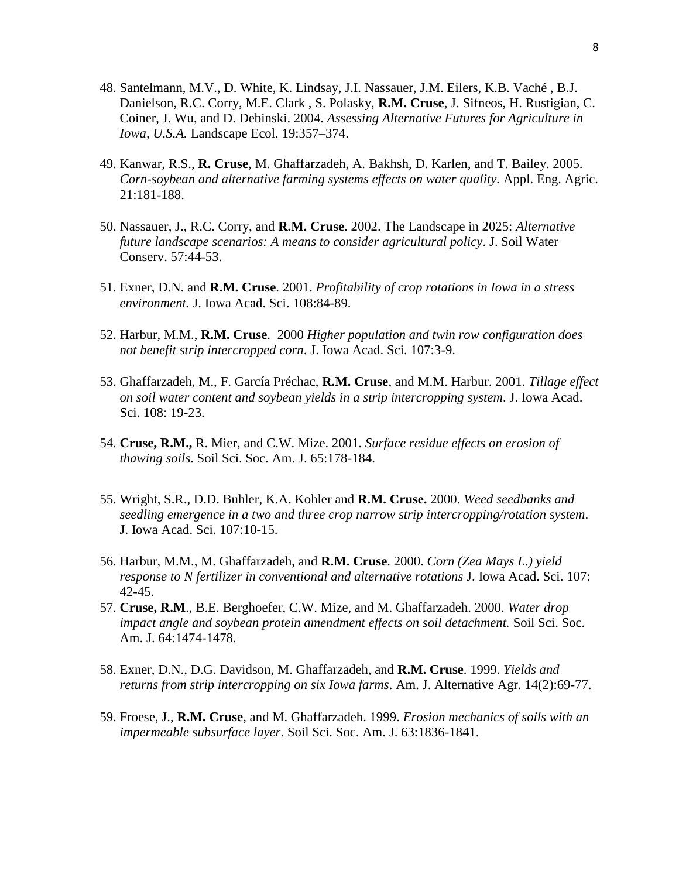48. Santelmann, M.V., D. White, K. Lindsay, J.I. Nassauer, J.M. Eilers, K.B. Vaché , B.J. Danielson, R.C. Corry, M.E. Clark , S. Polasky, **R.M. Cruse**, J. Sifneos, H. Rustigian, C. Coiner, J. Wu, and D. Debinski. 2004. *Assessing Alternative Futures for Agriculture in Iowa, U.S.A.* Landscape Ecol. 19:357–374.

49. Kanwar, R.S., **R. Cruse**, M. Ghaffarzadeh, A. Bakhsh, D. Karlen, and T. Bailey. 2005. *Corn-soybean and alternative farming systems effects on water quality.* Appl. Eng. Agric. 21:181-188.

50. Nassauer, J., R.C. Corry, and **R.M. Cruse**. 2002. The Landscape in 2025: *Alternative future landscape scenarios: A means to consider agricultural policy*. J. Soil Water Conserv. 57:44-53.

51. Exner, D.N. and **R.M. Cruse**. 2001. *Profitability of crop rotations in Iowa in a stress environment.* J. Iowa Acad. Sci. 108:84-89.

52. Harbur, M.M., **R.M. Cruse**. 2000 *Higher population and twin row configuration does not benefit strip intercropped corn*. J. Iowa Acad. Sci. 107:3-9.

53. Ghaffarzadeh, M., F. García Préchac, **R.M. Cruse**, and M.M. Harbur. 2001. *Tillage effect on soil water content and soybean yields in a strip intercropping system*. J. Iowa Acad. Sci. 108: 19-23.

54. **Cruse, R.M.,** R. Mier, and C.W. Mize. 2001. *Surface residue effects on erosion of thawing soils*. Soil Sci. Soc. Am. J. 65:178-184.

55. Wright, S.R., D.D. Buhler, K.A. Kohler and **R.M. Cruse.** 2000. *Weed seedbanks and seedling emergence in a two and three crop narrow strip intercropping/rotation system*. J. Iowa Acad. Sci. 107:10-15.

56. Harbur, M.M., M. Ghaffarzadeh, and **R.M. Cruse**. 2000. *Corn (Zea Mays L.) yield response to N fertilizer in conventional and alternative rotations* J. Iowa Acad. Sci. 107: 42-45.

57. **Cruse, R.M**., B.E. Berghoefer, C.W. Mize, and M. Ghaffarzadeh. 2000. *Water drop impact angle and soybean protein amendment effects on soil detachment.* Soil Sci. Soc. Am. J. 64:1474-1478.

58. Exner, D.N., D.G. Davidson, M. Ghaffarzadeh, and **R.M. Cruse**. 1999. *Yields and returns from strip intercropping on six Iowa farms*. Am. J. Alternative Agr. 14(2):69-77.

59. Froese, J., **R.M. Cruse**, and M. Ghaffarzadeh. 1999. *Erosion mechanics of soils with an impermeable subsurface layer*. Soil Sci. Soc. Am. J. 63:1836-1841.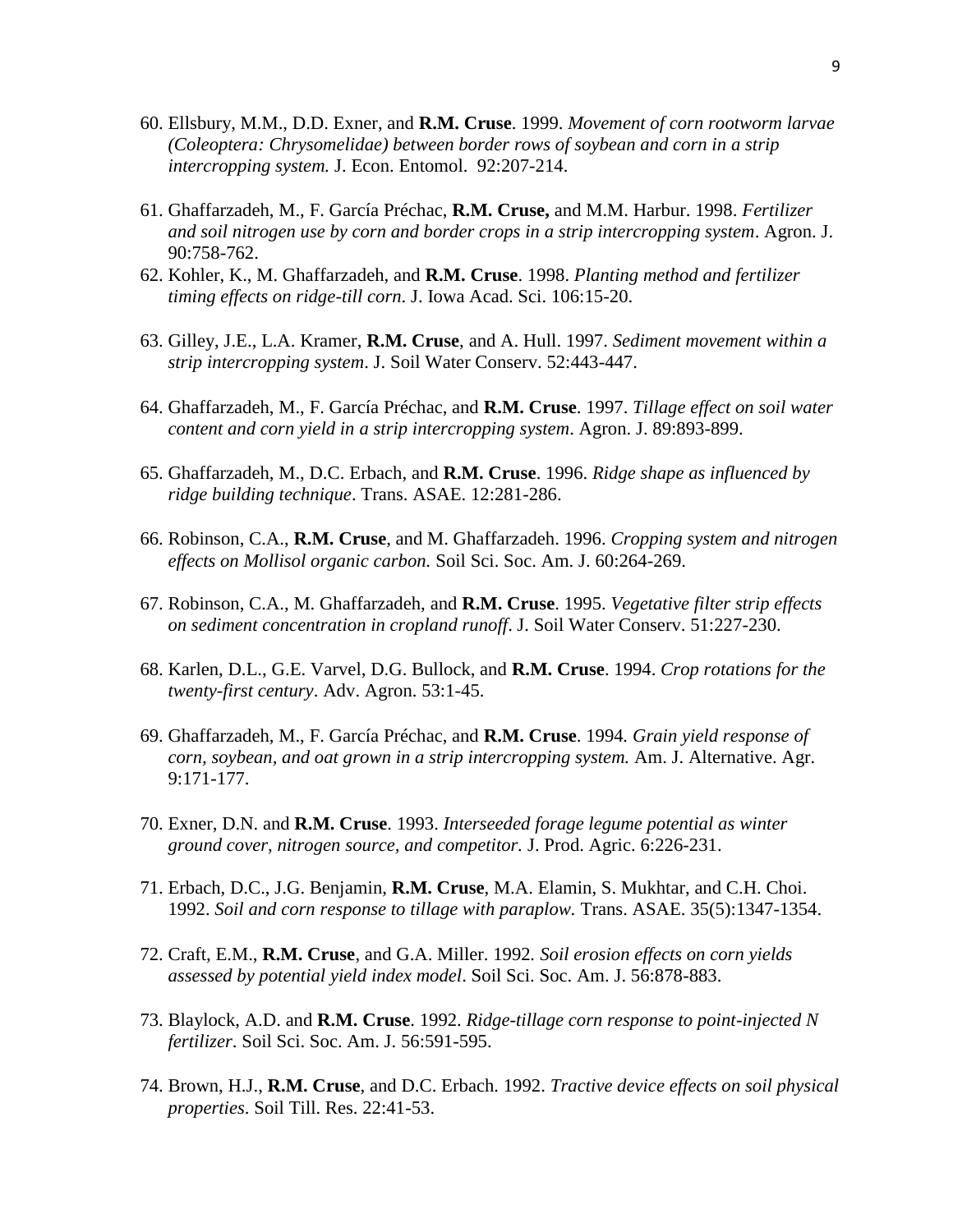60. Ellsbury, M.M., D.D. Exner, and **R.M. Cruse**. 1999. *Movement of corn rootworm larvae (Coleoptera: Chrysomelidae) between border rows of soybean and corn in a strip intercropping system.* J. Econ. Entomol. 92:207-214.

61. Ghaffarzadeh, M., F. García Préchac, **R.M. Cruse,** and M.M. Harbur. 1998. *Fertilizer and soil nitrogen use by corn and border crops in a strip intercropping system*. Agron. J. 90:758-762.

62. Kohler, K., M. Ghaffarzadeh, and **R.M. Cruse**. 1998. *Planting method and fertilizer timing effects on ridge-till corn*. J. Iowa Acad. Sci. 106:15-20.

63. Gilley, J.E., L.A. Kramer, **R.M. Cruse**, and A. Hull. 1997. *Sediment movement within a strip intercropping system*. J. Soil Water Conserv. 52:443-447.

64. Ghaffarzadeh, M., F. García Préchac, and **R.M. Cruse**. 1997. *Tillage effect on soil water content and corn yield in a strip intercropping system*. Agron. J. 89:893-899.

65. Ghaffarzadeh, M., D.C. Erbach, and **R.M. Cruse**. 1996. *Ridge shape as influenced by ridge building technique*. Trans. ASAE. 12:281-286.

66. Robinson, C.A., **R.M. Cruse**, and M. Ghaffarzadeh. 1996. *Cropping system and nitrogen effects on Mollisol organic carbon.* Soil Sci. Soc. Am. J. 60:264-269.

67. Robinson, C.A., M. Ghaffarzadeh, and **R.M. Cruse**. 1995. *Vegetative filter strip effects on sediment concentration in cropland runoff*. J. Soil Water Conserv. 51:227-230.

68. Karlen, D.L., G.E. Varvel, D.G. Bullock, and **R.M. Cruse**. 1994. *Crop rotations for the twenty-first century*. Adv. Agron. 53:1-45.

69. Ghaffarzadeh, M., F. García Préchac, and **R.M. Cruse**. 1994*. Grain yield response of corn, soybean, and oat grown in a strip intercropping system.* Am. J. Alternative. Agr. 9:171-177.

70. Exner, D.N. and **R.M. Cruse**. 1993. *Interseeded forage legume potential as winter ground cover, nitrogen source, and competitor.* J. Prod. Agric. 6:226-231.

71. Erbach, D.C., J.G. Benjamin, **R.M. Cruse**, M.A. Elamin, S. Mukhtar, and C.H. Choi. 1992. *Soil and corn response to tillage with paraplow.* Trans. ASAE. 35(5):1347-1354.

72. Craft, E.M., **R.M. Cruse**, and G.A. Miller. 1992*. Soil erosion effects on corn yields assessed by potential yield index model*. Soil Sci. Soc. Am. J. 56:878-883.

73. Blaylock, A.D. and **R.M. Cruse**. 1992. *Ridge-tillage corn response to point-injected N fertilizer*. Soil Sci. Soc. Am. J. 56:591-595.

74. Brown, H.J., **R.M. Cruse**, and D.C. Erbach. 1992. *Tractive device effects on soil physical properties*. Soil Till. Res. 22:41-53.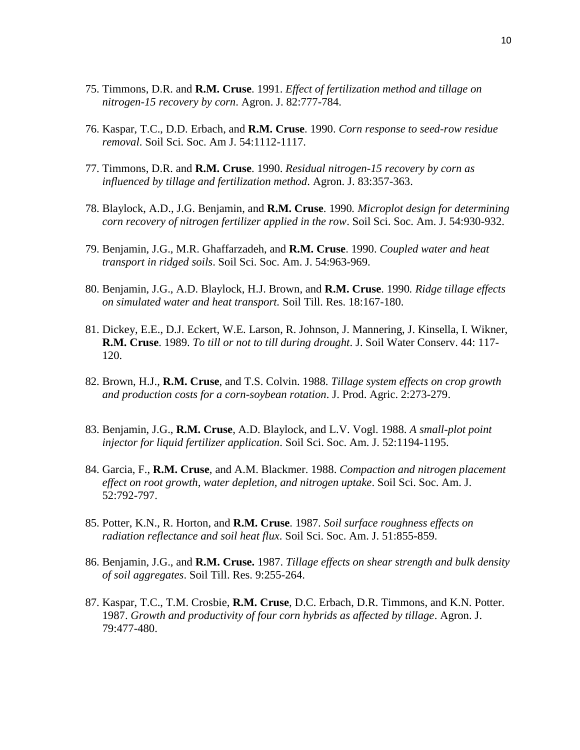75. Timmons, D.R. and **R.M. Cruse**. 1991. *Effect of fertilization method and tillage on nitrogen-15 recovery by corn*. Agron. J. 82:777-784.

76. Kaspar, T.C., D.D. Erbach, and **R.M. Cruse**. 1990. *Corn response to seed-row residue removal*. Soil Sci. Soc. Am J. 54:1112-1117.

77. Timmons, D.R. and **R.M. Cruse**. 1990. *Residual nitrogen-15 recovery by corn as influenced by tillage and fertilization method*. Agron. J. 83:357-363.

78. Blaylock, A.D., J.G. Benjamin, and **R.M. Cruse**. 1990*. Microplot design for determining corn recovery of nitrogen fertilizer applied in the row*. Soil Sci. Soc. Am. J. 54:930-932.

79. Benjamin, J.G., M.R. Ghaffarzadeh, and **R.M. Cruse**. 1990. *Coupled water and heat transport in ridged soils*. Soil Sci. Soc. Am. J. 54:963-969.

80. Benjamin, J.G., A.D. Blaylock, H.J. Brown, and **R.M. Cruse**. 1990*. Ridge tillage effects on simulated water and heat transport.* Soil Till. Res. 18:167-180.

81. Dickey, E.E., D.J. Eckert, W.E. Larson, R. Johnson, J. Mannering, J. Kinsella, I. Wikner, **R.M. Cruse**. 1989. *To till or not to till during drought*. J. Soil Water Conserv. 44: 117-120.

82. Brown, H.J., **R.M. Cruse**, and T.S. Colvin. 1988. *Tillage system effects on crop growth and production costs for a corn-soybean rotation*. J. Prod. Agric. 2:273-279.

83. Benjamin, J.G., **R.M. Cruse**, A.D. Blaylock, and L.V. Vogl. 1988. *A small-plot point injector for liquid fertilizer application*. Soil Sci. Soc. Am. J. 52:1194-1195.

84. Garcia, F., **R.M. Cruse**, and A.M. Blackmer. 1988. *Compaction and nitrogen placement effect on root growth, water depletion, and nitrogen uptake*. Soil Sci. Soc. Am. J. 52:792-797.

85. Potter, K.N., R. Horton, and **R.M. Cruse**. 1987. *Soil surface roughness effects on radiation reflectance and soil heat flux*. Soil Sci. Soc. Am. J. 51:855-859.

86. Benjamin, J.G., and **R.M. Cruse.** 1987. *Tillage effects on shear strength and bulk density of soil aggregates*. Soil Till. Res. 9:255-264.

87. Kaspar, T.C., T.M. Crosbie, **R.M. Cruse**, D.C. Erbach, D.R. Timmons, and K.N. Potter. 1987. *Growth and productivity of four corn hybrids as affected by tillage*. Agron. J. 79:477-480.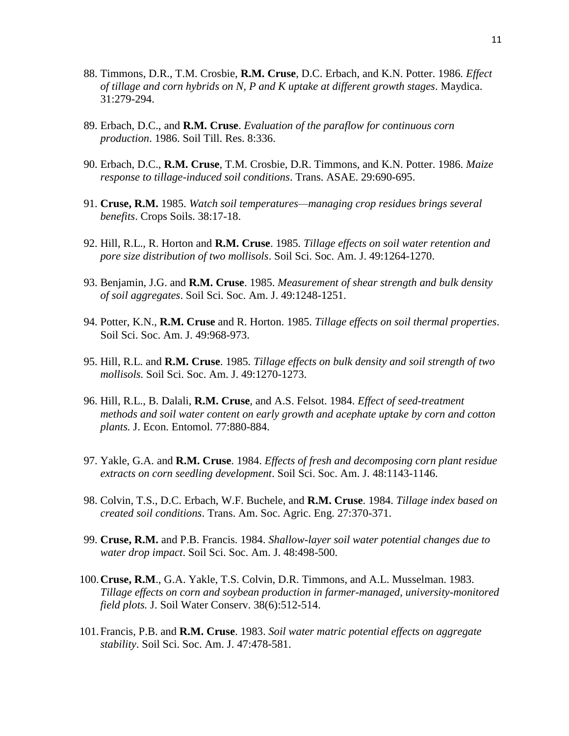88. Timmons, D.R., T.M. Crosbie, **R.M. Cruse**, D.C. Erbach, and K.N. Potter. 1986. *Effect of tillage and corn hybrids on N, P and K uptake at different growth stages*. Maydica. 31:279-294.

89. Erbach, D.C., and **R.M. Cruse**. *Evaluation of the paraflow for continuous corn production*. 1986. Soil Till. Res. 8:336.

90. Erbach, D.C., **R.M. Cruse**, T.M. Crosbie, D.R. Timmons, and K.N. Potter. 1986. *Maize response to tillage-induced soil conditions*. Trans. ASAE. 29:690-695.

91. **Cruse, R.M.** 1985. *Watch soil temperatures—managing crop residues brings several benefits*. Crops Soils. 38:17-18.

92. Hill, R.L., R. Horton and **R.M. Cruse**. 1985. *Tillage effects on soil water retention and pore size distribution of two mollisols*. Soil Sci. Soc. Am. J. 49:1264-1270.

93. Benjamin, J.G. and **R.M. Cruse**. 1985. *Measurement of shear strength and bulk density of soil aggregates*. Soil Sci. Soc. Am. J. 49:1248-1251.

94. Potter, K.N., **R.M. Cruse** and R. Horton. 1985. *Tillage effects on soil thermal properties*. Soil Sci. Soc. Am. J. 49:968-973.

95. Hill, R.L. and **R.M. Cruse**. 1985. *Tillage effects on bulk density and soil strength of two mollisols.* Soil Sci. Soc. Am. J. 49:1270-1273.

96. Hill, R.L., B. Dalali, **R.M. Cruse**, and A.S. Felsot. 1984. *Effect of seed-treatment methods and soil water content on early growth and acephate uptake by corn and cotton plants.* J. Econ. Entomol. 77:880-884.

97. Yakle, G.A. and **R.M. Cruse**. 1984. *Effects of fresh and decomposing corn plant residue extracts on corn seedling development*. Soil Sci. Soc. Am. J. 48:1143-1146.

98. Colvin, T.S., D.C. Erbach, W.F. Buchele, and **R.M. Cruse**. 1984. *Tillage index based on created soil conditions*. Trans. Am. Soc. Agric. Eng. 27:370-371.

99. **Cruse, R.M.** and P.B. Francis. 1984. *Shallow-layer soil water potential changes due to water drop impact*. Soil Sci. Soc. Am. J. 48:498-500.

100. **Cruse, R.M**., G.A. Yakle, T.S. Colvin, D.R. Timmons, and A.L. Musselman. 1983. *Tillage effects on corn and soybean production in farmer-managed, university-monitored field plots.* J. Soil Water Conserv. 38(6):512-514.

101. Francis, P.B. and **R.M. Cruse**. 1983. *Soil water matric potential effects on aggregate stability*. Soil Sci. Soc. Am. J. 47:478-581.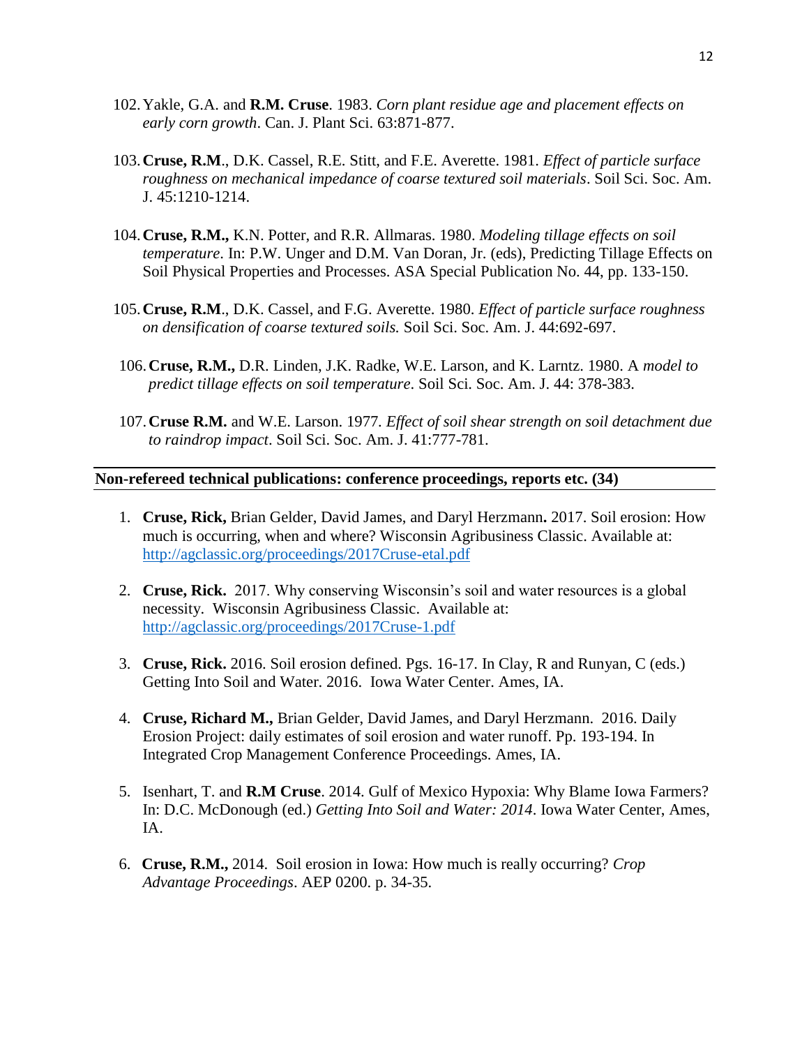102. Yakle, G.A. and **R.M. Cruse**. 1983. *Corn plant residue age and placement effects on early corn growth*. Can. J. Plant Sci. 63:871-877.

103. **Cruse, R.M**., D.K. Cassel, R.E. Stitt, and F.E. Averette. 1981. *Effect of particle surface roughness on mechanical impedance of coarse textured soil materials*. Soil Sci. Soc. Am. J. 45:1210-1214.

104. **Cruse, R.M.,** K.N. Potter, and R.R. Allmaras. 1980. *Modeling tillage effects on soil temperature*. In: P.W. Unger and D.M. Van Doran, Jr. (eds), Predicting Tillage Effects on Soil Physical Properties and Processes. ASA Special Publication No. 44, pp. 133-150.

105. **Cruse, R.M**., D.K. Cassel, and F.G. Averette. 1980. *Effect of particle surface roughness on densification of coarse textured soils.* Soil Sci. Soc. Am. J. 44:692-697.

106. **Cruse, R.M.,** D.R. Linden, J.K. Radke, W.E. Larson, and K. Larntz. 1980. A *model to predict tillage effects on soil temperature*. Soil Sci. Soc. Am. J. 44: 378-383.

107. **Cruse R.M.** and W.E. Larson. 1977. *Effect of soil shear strength on soil detachment due to raindrop impact*. Soil Sci. Soc. Am. J. 41:777-781.

## Non-refereed technical publications: conference proceedings, reports etc. (34)

1. **Cruse, Rick,** Brian Gelder, David James, and Daryl Herzmann**.** 2017. Soil erosion: How much is occurring, when and where? Wisconsin Agribusiness Classic. Available at: http://agclassic.org/proceedings/2017Cruse-etal.pdf

2. **Cruse, Rick.** 2017. Why conserving Wisconsin's soil and water resources is a global necessity. Wisconsin Agribusiness Classic. Available at: http://agclassic.org/proceedings/2017Cruse-1.pdf

3. **Cruse, Rick.** 2016. Soil erosion defined. Pgs. 16-17. In Clay, R and Runyan, C (eds.) Getting Into Soil and Water. 2016. Iowa Water Center. Ames, IA.

4. **Cruse, Richard M.,** Brian Gelder, David James, and Daryl Herzmann. 2016. Daily Erosion Project: daily estimates of soil erosion and water runoff. Pp. 193-194. In Integrated Crop Management Conference Proceedings. Ames, IA.

5. Isenhart, T. and **R.M Cruse**. 2014. Gulf of Mexico Hypoxia: Why Blame Iowa Farmers? In: D.C. McDonough (ed.) *Getting Into Soil and Water: 2014*. Iowa Water Center, Ames, IA.

6. **Cruse, R.M.,** 2014. Soil erosion in Iowa: How much is really occurring? *Crop Advantage Proceedings*. AEP 0200. p. 34-35.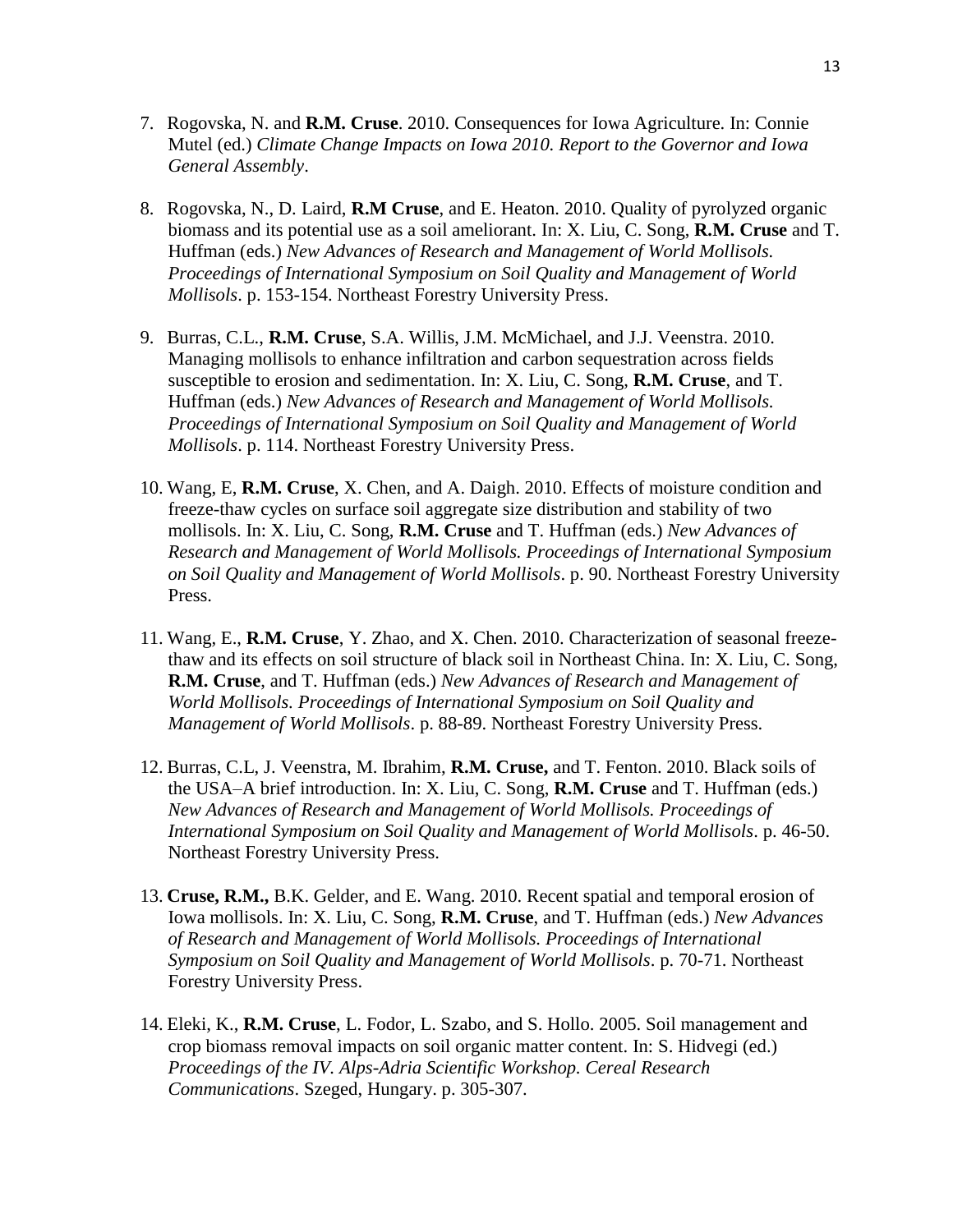7. Rogovska, N. and **R.M. Cruse**. 2010. Consequences for Iowa Agriculture. In: Connie Mutel (ed.) *Climate Change Impacts on Iowa 2010. Report to the Governor and Iowa General Assembly*.

8. Rogovska, N., D. Laird, **R.M Cruse**, and E. Heaton. 2010. Quality of pyrolyzed organic biomass and its potential use as a soil ameliorant. In: X. Liu, C. Song, **R.M. Cruse** and T. Huffman (eds.) *New Advances of Research and Management of World Mollisols. Proceedings of International Symposium on Soil Quality and Management of World Mollisols*. p. 153-154. Northeast Forestry University Press.

9. Burras, C.L., **R.M. Cruse**, S.A. Willis, J.M. McMichael, and J.J. Veenstra. 2010. Managing mollisols to enhance infiltration and carbon sequestration across fields susceptible to erosion and sedimentation. In: X. Liu, C. Song, **R.M. Cruse**, and T. Huffman (eds.) *New Advances of Research and Management of World Mollisols. Proceedings of International Symposium on Soil Quality and Management of World Mollisols*. p. 114. Northeast Forestry University Press.

10. Wang, E, **R.M. Cruse**, X. Chen, and A. Daigh. 2010. Effects of moisture condition and freeze-thaw cycles on surface soil aggregate size distribution and stability of two mollisols. In: X. Liu, C. Song, **R.M. Cruse** and T. Huffman (eds.) *New Advances of Research and Management of World Mollisols. Proceedings of International Symposium on Soil Quality and Management of World Mollisols*. p. 90. Northeast Forestry University Press.

11. Wang, E., **R.M. Cruse**, Y. Zhao, and X. Chen. 2010. Characterization of seasonal freeze-thaw and its effects on soil structure of black soil in Northeast China. In: X. Liu, C. Song, **R.M. Cruse**, and T. Huffman (eds.) *New Advances of Research and Management of World Mollisols. Proceedings of International Symposium on Soil Quality and Management of World Mollisols*. p. 88-89. Northeast Forestry University Press.

12. Burras, C.L, J. Veenstra, M. Ibrahim, **R.M. Cruse,** and T. Fenton. 2010. Black soils of the USA–A brief introduction. In: X. Liu, C. Song, **R.M. Cruse** and T. Huffman (eds.) *New Advances of Research and Management of World Mollisols. Proceedings of International Symposium on Soil Quality and Management of World Mollisols*. p. 46-50. Northeast Forestry University Press.

13. **Cruse, R.M.,** B.K. Gelder, and E. Wang. 2010. Recent spatial and temporal erosion of Iowa mollisols. In: X. Liu, C. Song, **R.M. Cruse**, and T. Huffman (eds.) *New Advances of Research and Management of World Mollisols. Proceedings of International Symposium on Soil Quality and Management of World Mollisols*. p. 70-71. Northeast Forestry University Press.

14. Eleki, K., **R.M. Cruse**, L. Fodor, L. Szabo, and S. Hollo. 2005. Soil management and crop biomass removal impacts on soil organic matter content. In: S. Hidvegi (ed.) *Proceedings of the IV. Alps-Adria Scientific Workshop. Cereal Research Communications*. Szeged, Hungary. p. 305-307.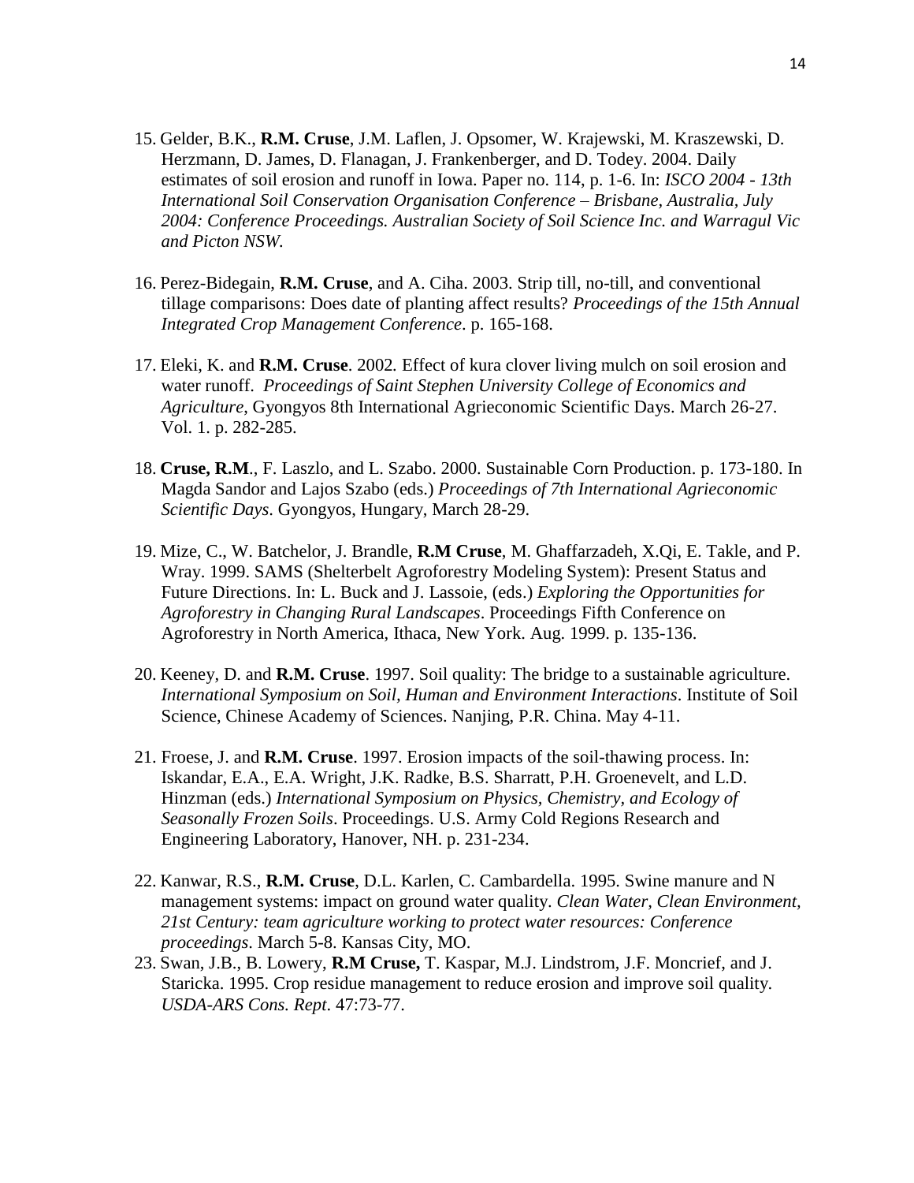15. Gelder, B.K., **R.M. Cruse**, J.M. Laflen, J. Opsomer, W. Krajewski, M. Kraszewski, D. Herzmann, D. James, D. Flanagan, J. Frankenberger, and D. Todey. 2004. Daily estimates of soil erosion and runoff in Iowa. Paper no. 114, p. 1-6. In: *ISCO 2004 - 13th International Soil Conservation Organisation Conference – Brisbane, Australia, July 2004: Conference Proceedings. Australian Society of Soil Science Inc. and Warragul Vic and Picton NSW.*

16. Perez-Bidegain, **R.M. Cruse**, and A. Ciha. 2003. Strip till, no-till, and conventional tillage comparisons: Does date of planting affect results? *Proceedings of the 15th Annual Integrated Crop Management Conference*. p. 165-168.

17. Eleki, K. and **R.M. Cruse**. 2002*.* Effect of kura clover living mulch on soil erosion and water runoff. *Proceedings of Saint Stephen University College of Economics and Agriculture*, Gyongyos 8th International Agrieconomic Scientific Days. March 26-27. Vol. 1. p. 282-285.

18. **Cruse, R.M**., F. Laszlo, and L. Szabo. 2000. Sustainable Corn Production. p. 173-180. In Magda Sandor and Lajos Szabo (eds.) *Proceedings of 7th International Agrieconomic Scientific Days*. Gyongyos, Hungary, March 28-29.

19. Mize, C., W. Batchelor, J. Brandle, **R.M Cruse**, M. Ghaffarzadeh, X.Qi, E. Takle, and P. Wray. 1999. SAMS (Shelterbelt Agroforestry Modeling System): Present Status and Future Directions. In: L. Buck and J. Lassoie, (eds.) *Exploring the Opportunities for Agroforestry in Changing Rural Landscapes*. Proceedings Fifth Conference on Agroforestry in North America, Ithaca, New York. Aug. 1999. p. 135-136.

20. Keeney, D. and **R.M. Cruse**. 1997. Soil quality: The bridge to a sustainable agriculture. *International Symposium on Soil, Human and Environment Interactions*. Institute of Soil Science, Chinese Academy of Sciences. Nanjing, P.R. China. May 4-11.

21. Froese, J. and **R.M. Cruse**. 1997. Erosion impacts of the soil-thawing process. In: Iskandar, E.A., E.A. Wright, J.K. Radke, B.S. Sharratt, P.H. Groenevelt, and L.D. Hinzman (eds.) *International Symposium on Physics, Chemistry, and Ecology of Seasonally Frozen Soils*. Proceedings. U.S. Army Cold Regions Research and Engineering Laboratory, Hanover, NH. p. 231-234.

22. Kanwar, R.S., **R.M. Cruse**, D.L. Karlen, C. Cambardella. 1995. Swine manure and N management systems: impact on ground water quality. *Clean Water, Clean Environment, 21st Century: team agriculture working to protect water resources: Conference proceedings*. March 5-8. Kansas City, MO.

23. Swan, J.B., B. Lowery, **R.M Cruse,** T. Kaspar, M.J. Lindstrom, J.F. Moncrief, and J. Staricka. 1995. Crop residue management to reduce erosion and improve soil quality. *USDA-ARS Cons. Rept*. 47:73-77.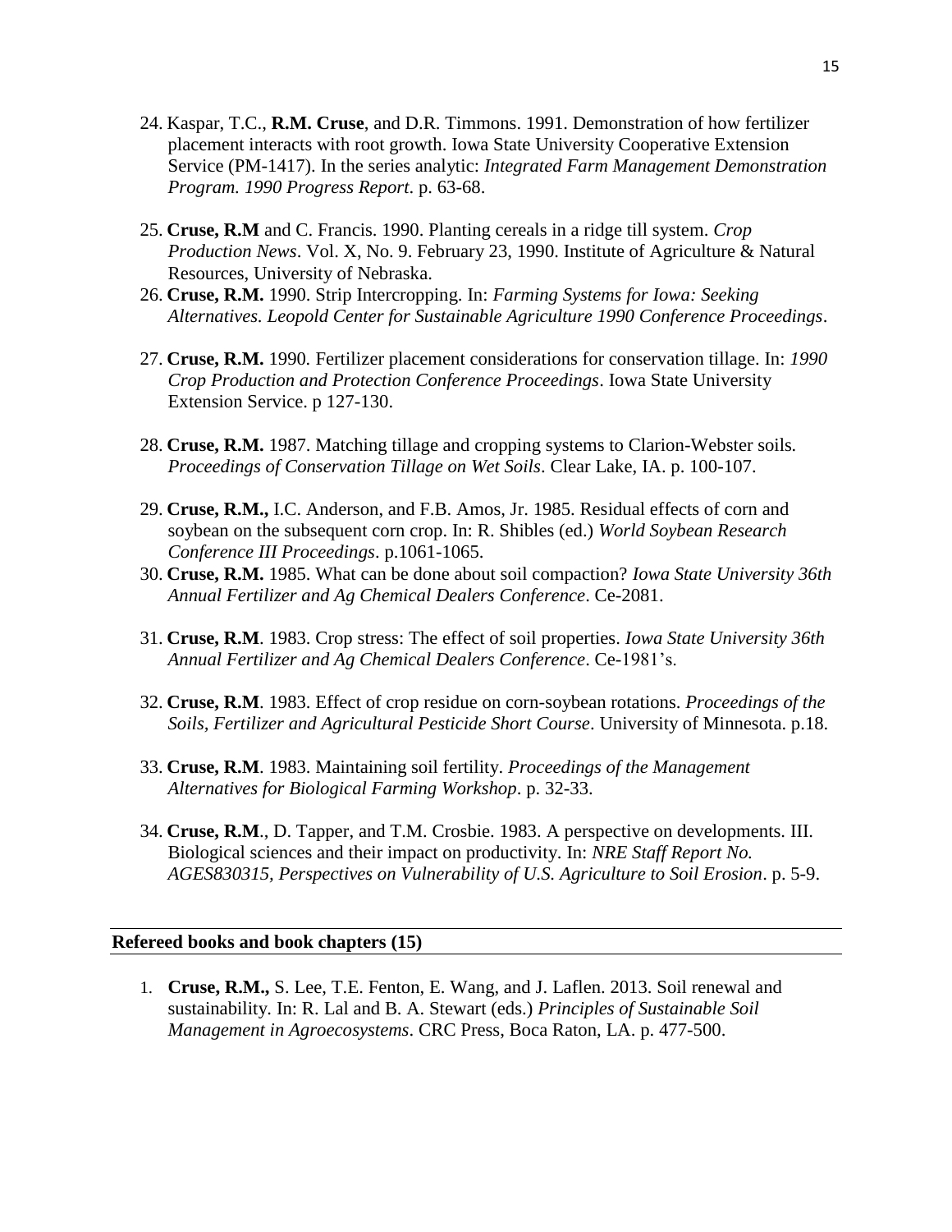24. Kaspar, T.C., **R.M. Cruse**, and D.R. Timmons. 1991. Demonstration of how fertilizer placement interacts with root growth. Iowa State University Cooperative Extension Service (PM-1417). In the series analytic: *Integrated Farm Management Demonstration Program. 1990 Progress Report*. p. 63-68.

25. **Cruse, R.M** and C. Francis. 1990. Planting cereals in a ridge till system. *Crop Production News*. Vol. X, No. 9. February 23, 1990. Institute of Agriculture & Natural Resources, University of Nebraska.

26. **Cruse, R.M.** 1990. Strip Intercropping. In: *Farming Systems for Iowa: Seeking Alternatives. Leopold Center for Sustainable Agriculture 1990 Conference Proceedings*.

27. **Cruse, R.M.** 1990. Fertilizer placement considerations for conservation tillage. In: *1990 Crop Production and Protection Conference Proceedings*. Iowa State University Extension Service. p 127-130.

28. **Cruse, R.M.** 1987. Matching tillage and cropping systems to Clarion-Webster soils. *Proceedings of Conservation Tillage on Wet Soils*. Clear Lake, IA. p. 100-107.

29. **Cruse, R.M.,** I.C. Anderson, and F.B. Amos, Jr. 1985. Residual effects of corn and soybean on the subsequent corn crop. In: R. Shibles (ed.) *World Soybean Research Conference III Proceedings*. p.1061-1065.

30. **Cruse, R.M.** 1985. What can be done about soil compaction? *Iowa State University 36th Annual Fertilizer and Ag Chemical Dealers Conference*. Ce-2081.

31. **Cruse, R.M**. 1983. Crop stress: The effect of soil properties. *Iowa State University 36th Annual Fertilizer and Ag Chemical Dealers Conference*. Ce-1981's.

32. **Cruse, R.M**. 1983. Effect of crop residue on corn-soybean rotations. *Proceedings of the Soils, Fertilizer and Agricultural Pesticide Short Course*. University of Minnesota. p.18.

33. **Cruse, R.M**. 1983. Maintaining soil fertility. *Proceedings of the Management Alternatives for Biological Farming Workshop*. p. 32-33.

34. **Cruse, R.M**., D. Tapper, and T.M. Crosbie. 1983. A perspective on developments. III. Biological sciences and their impact on productivity. In: *NRE Staff Report No. AGES830315, Perspectives on Vulnerability of U.S. Agriculture to Soil Erosion*. p. 5-9.

## Refereed books and book chapters (15)

1. **Cruse, R.M.,** S. Lee, T.E. Fenton, E. Wang, and J. Laflen. 2013. Soil renewal and sustainability. In: R. Lal and B. A. Stewart (eds.) *Principles of Sustainable Soil Management in Agroecosystems*. CRC Press, Boca Raton, LA. p. 477-500.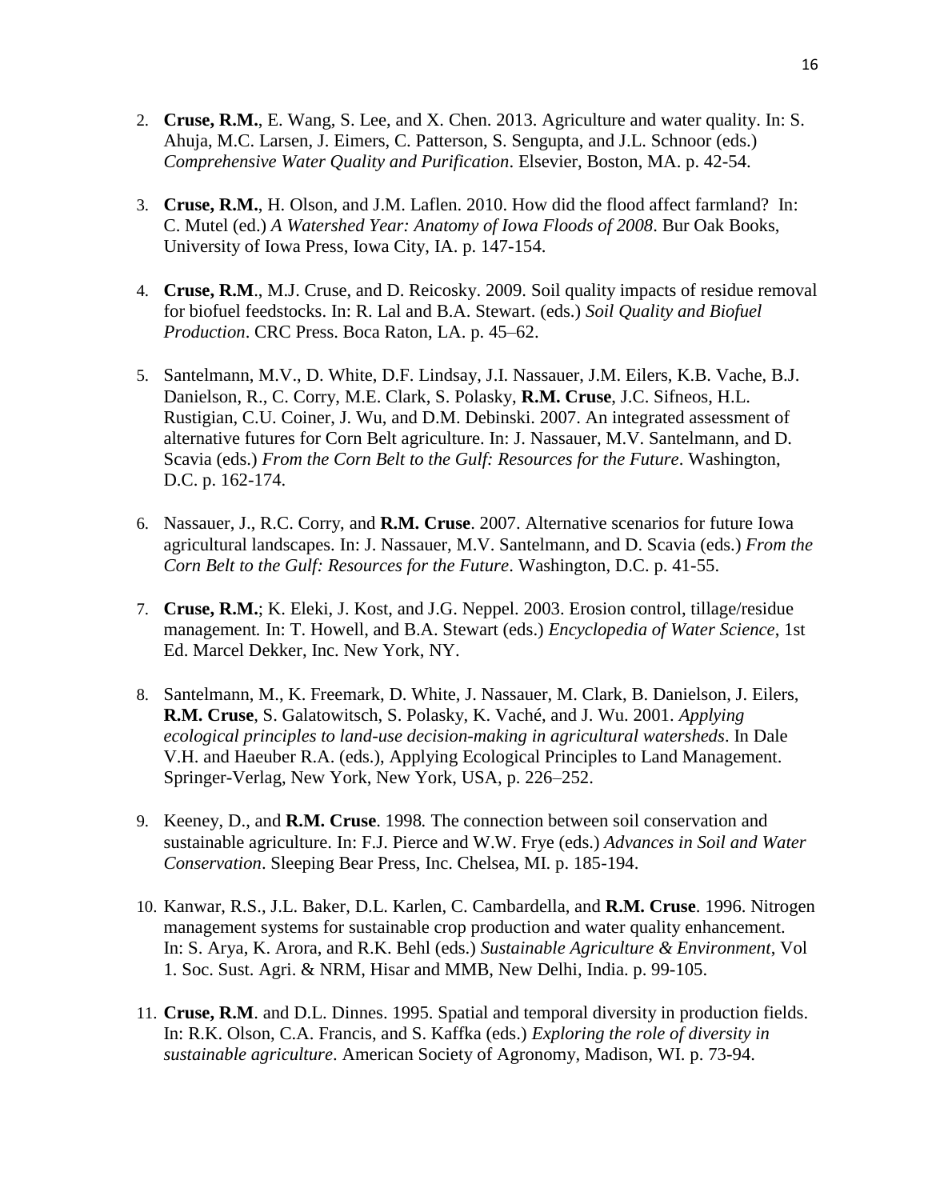2. **Cruse, R.M.**, E. Wang, S. Lee, and X. Chen. 2013. Agriculture and water quality. In: S. Ahuja, M.C. Larsen, J. Eimers, C. Patterson, S. Sengupta, and J.L. Schnoor (eds.) *Comprehensive Water Quality and Purification*. Elsevier, Boston, MA. p. 42-54.

3. **Cruse, R.M.**, H. Olson, and J.M. Laflen. 2010. How did the flood affect farmland? In: C. Mutel (ed.) *A Watershed Year: Anatomy of Iowa Floods of 2008*. Bur Oak Books, University of Iowa Press, Iowa City, IA. p. 147-154.

4. **Cruse, R.M**., M.J. Cruse, and D. Reicosky. 2009. Soil quality impacts of residue removal for biofuel feedstocks. In: R. Lal and B.A. Stewart. (eds.) *Soil Quality and Biofuel Production*. CRC Press. Boca Raton, LA. p. 45–62.

5. Santelmann, M.V., D. White, D.F. Lindsay, J.I. Nassauer, J.M. Eilers, K.B. Vache, B.J. Danielson, R., C. Corry, M.E. Clark, S. Polasky, **R.M. Cruse**, J.C. Sifneos, H.L. Rustigian, C.U. Coiner, J. Wu, and D.M. Debinski. 2007. An integrated assessment of alternative futures for Corn Belt agriculture. In: J. Nassauer, M.V. Santelmann, and D. Scavia (eds.) *From the Corn Belt to the Gulf: Resources for the Future*. Washington, D.C. p. 162-174.

6. Nassauer, J., R.C. Corry, and **R.M. Cruse**. 2007. Alternative scenarios for future Iowa agricultural landscapes. In: J. Nassauer, M.V. Santelmann, and D. Scavia (eds.) *From the Corn Belt to the Gulf: Resources for the Future*. Washington, D.C. p. 41-55.

7. **Cruse, R.M.**; K. Eleki, J. Kost, and J.G. Neppel. 2003. Erosion control, tillage/residue management*.* In: T. Howell, and B.A. Stewart (eds.) *Encyclopedia of Water Science*, 1st Ed. Marcel Dekker, Inc. New York, NY.

8. Santelmann, M., K. Freemark, D. White, J. Nassauer, M. Clark, B. Danielson, J. Eilers, **R.M. Cruse**, S. Galatowitsch, S. Polasky, K. Vaché, and J. Wu. 2001. *Applying ecological principles to land-use decision-making in agricultural watersheds*. In Dale V.H. and Haeuber R.A. (eds.), Applying Ecological Principles to Land Management. Springer-Verlag, New York, New York, USA, p. 226–252.

9. Keeney, D., and **R.M. Cruse**. 1998*.* The connection between soil conservation and sustainable agriculture. In: F.J. Pierce and W.W. Frye (eds.) *Advances in Soil and Water Conservation*. Sleeping Bear Press, Inc. Chelsea, MI. p. 185-194.

10. Kanwar, R.S., J.L. Baker, D.L. Karlen, C. Cambardella, and **R.M. Cruse**. 1996. Nitrogen management systems for sustainable crop production and water quality enhancement. In: S. Arya, K. Arora, and R.K. Behl (eds.) *Sustainable Agriculture & Environment*, Vol 1. Soc. Sust. Agri. & NRM, Hisar and MMB, New Delhi, India. p. 99-105.

11. **Cruse, R.M**. and D.L. Dinnes. 1995. Spatial and temporal diversity in production fields. In: R.K. Olson, C.A. Francis, and S. Kaffka (eds.) *Exploring the role of diversity in sustainable agriculture*. American Society of Agronomy, Madison, WI. p. 73-94.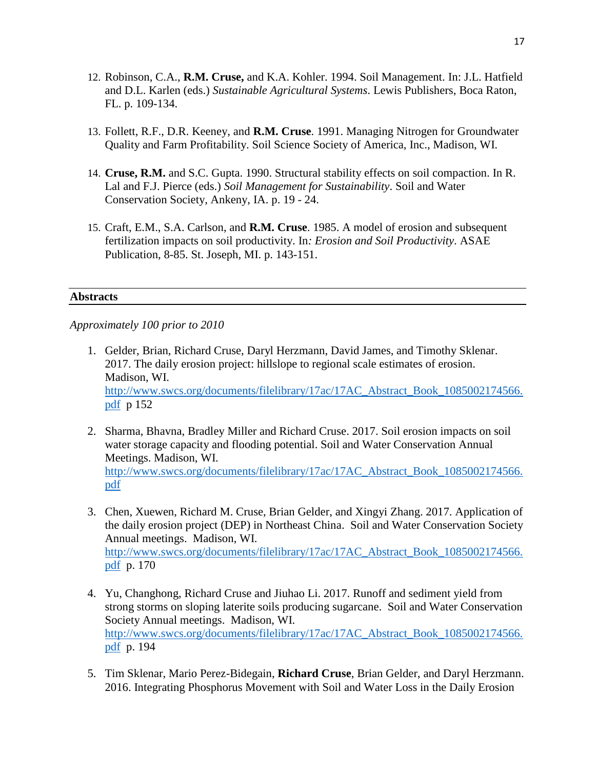12. Robinson, C.A., **R.M. Cruse,** and K.A. Kohler. 1994. Soil Management. In: J.L. Hatfield and D.L. Karlen (eds.) *Sustainable Agricultural Systems*. Lewis Publishers, Boca Raton, FL. p. 109-134.

13. Follett, R.F., D.R. Keeney, and **R.M. Cruse**. 1991. Managing Nitrogen for Groundwater Quality and Farm Profitability. Soil Science Society of America, Inc., Madison, WI.

14. **Cruse, R.M.** and S.C. Gupta. 1990. Structural stability effects on soil compaction. In R. Lal and F.J. Pierce (eds.) *Soil Management for Sustainability*. Soil and Water Conservation Society, Ankeny, IA. p. 19 - 24.

15. Craft, E.M., S.A. Carlson, and **R.M. Cruse**. 1985. A model of erosion and subsequent fertilization impacts on soil productivity. In*: Erosion and Soil Productivity*. ASAE Publication, 8-85. St. Joseph, MI. p. 143-151.

## Abstracts

*Approximately 100 prior to 2010*

1. Gelder, Brian, Richard Cruse, Daryl Herzmann, David James, and Timothy Sklenar. 2017. The daily erosion project: hillslope to regional scale estimates of erosion. Madison, WI. http://www.swcs.org/documents/filelibrary/17ac/17AC_Abstract_Book_1085002174566.pdf p 152

2. Sharma, Bhavna, Bradley Miller and Richard Cruse. 2017. Soil erosion impacts on soil water storage capacity and flooding potential. Soil and Water Conservation Annual Meetings. Madison, WI. http://www.swcs.org/documents/filelibrary/17ac/17AC_Abstract_Book_1085002174566.pdf

3. Chen, Xuewen, Richard M. Cruse, Brian Gelder, and Xingyi Zhang. 2017. Application of the daily erosion project (DEP) in Northeast China. Soil and Water Conservation Society Annual meetings. Madison, WI. http://www.swcs.org/documents/filelibrary/17ac/17AC_Abstract_Book_1085002174566.pdf p. 170

4. Yu, Changhong, Richard Cruse and Jiuhao Li. 2017. Runoff and sediment yield from strong storms on sloping laterite soils producing sugarcane. Soil and Water Conservation Society Annual meetings. Madison, WI. http://www.swcs.org/documents/filelibrary/17ac/17AC_Abstract_Book_1085002174566.pdf p. 194

5. Tim Sklenar, Mario Perez-Bidegain, **Richard Cruse**, Brian Gelder, and Daryl Herzmann. 2016. Integrating Phosphorus Movement with Soil and Water Loss in the Daily Erosion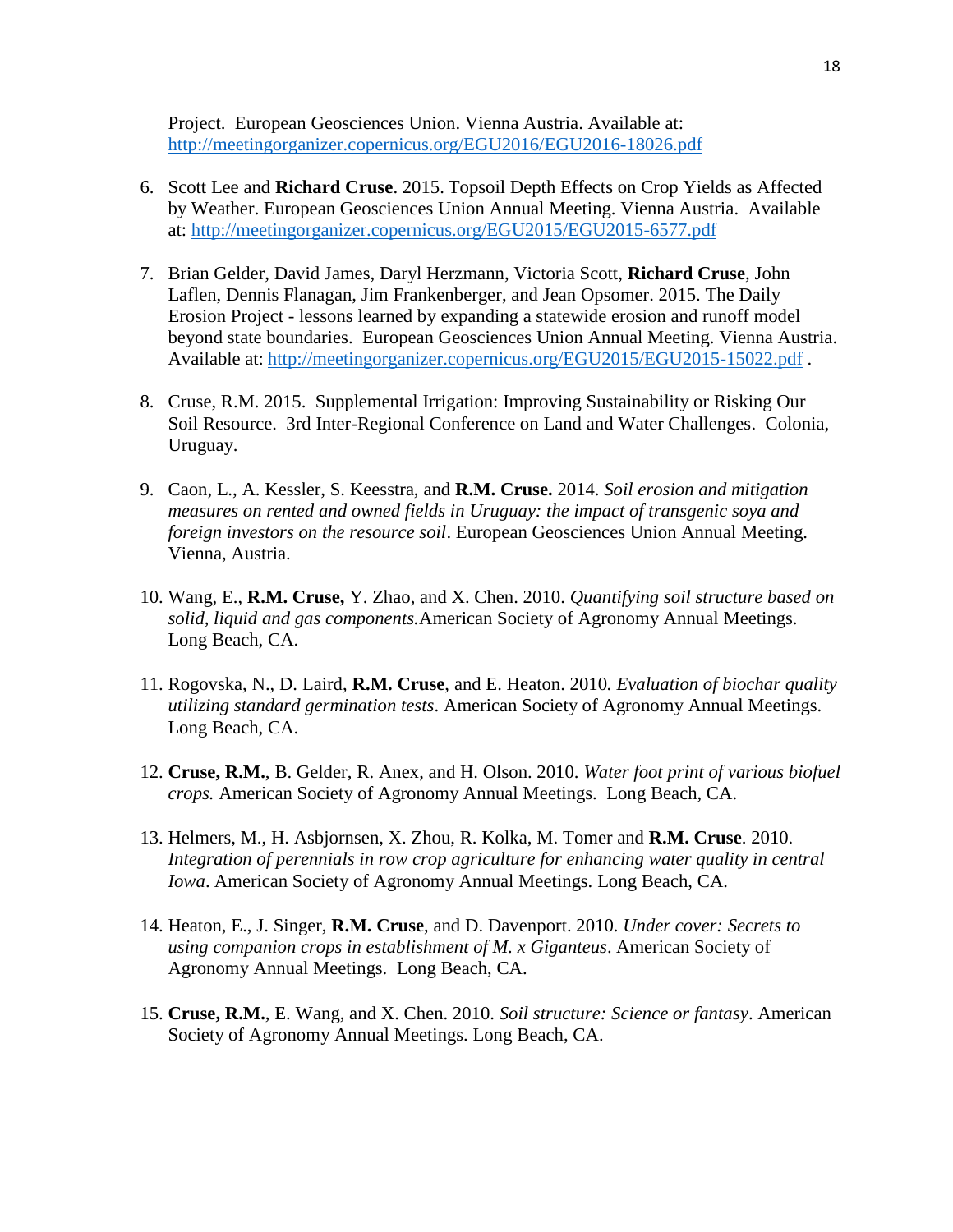Project. European Geosciences Union. Vienna Austria. Available at: http://meetingorganizer.copernicus.org/EGU2016/EGU2016-18026.pdf

6. Scott Lee and **Richard Cruse**. 2015. Topsoil Depth Effects on Crop Yields as Affected by Weather. European Geosciences Union Annual Meeting. Vienna Austria. Available at: http://meetingorganizer.copernicus.org/EGU2015/EGU2015-6577.pdf

7. Brian Gelder, David James, Daryl Herzmann, Victoria Scott, **Richard Cruse**, John Laflen, Dennis Flanagan, Jim Frankenberger, and Jean Opsomer. 2015. The Daily Erosion Project - lessons learned by expanding a statewide erosion and runoff model beyond state boundaries. European Geosciences Union Annual Meeting. Vienna Austria. Available at: http://meetingorganizer.copernicus.org/EGU2015/EGU2015-15022.pdf .

8. Cruse, R.M. 2015. Supplemental Irrigation: Improving Sustainability or Risking Our Soil Resource. 3rd Inter-Regional Conference on Land and Water Challenges. Colonia, Uruguay.

9. Caon, L., A. Kessler, S. Keesstra, and **R.M. Cruse.** 2014. *Soil erosion and mitigation measures on rented and owned fields in Uruguay: the impact of transgenic soya and foreign investors on the resource soil*. European Geosciences Union Annual Meeting. Vienna, Austria.

10. Wang, E., **R.M. Cruse,** Y. Zhao, and X. Chen. 2010. *Quantifying soil structure based on solid, liquid and gas components.*American Society of Agronomy Annual Meetings. Long Beach, CA.

11. Rogovska, N., D. Laird, **R.M. Cruse**, and E. Heaton. 2010*. Evaluation of biochar quality utilizing standard germination tests*. American Society of Agronomy Annual Meetings. Long Beach, CA.

12. **Cruse, R.M.**, B. Gelder, R. Anex, and H. Olson. 2010. *Water foot print of various biofuel crops.* American Society of Agronomy Annual Meetings. Long Beach, CA.

13. Helmers, M., H. Asbjornsen, X. Zhou, R. Kolka, M. Tomer and **R.M. Cruse**. 2010. *Integration of perennials in row crop agriculture for enhancing water quality in central Iowa*. American Society of Agronomy Annual Meetings. Long Beach, CA.

14. Heaton, E., J. Singer, **R.M. Cruse**, and D. Davenport. 2010. *Under cover: Secrets to using companion crops in establishment of M. x Giganteus*. American Society of Agronomy Annual Meetings. Long Beach, CA.

15. **Cruse, R.M.**, E. Wang, and X. Chen. 2010. *Soil structure: Science or fantasy*. American Society of Agronomy Annual Meetings. Long Beach, CA.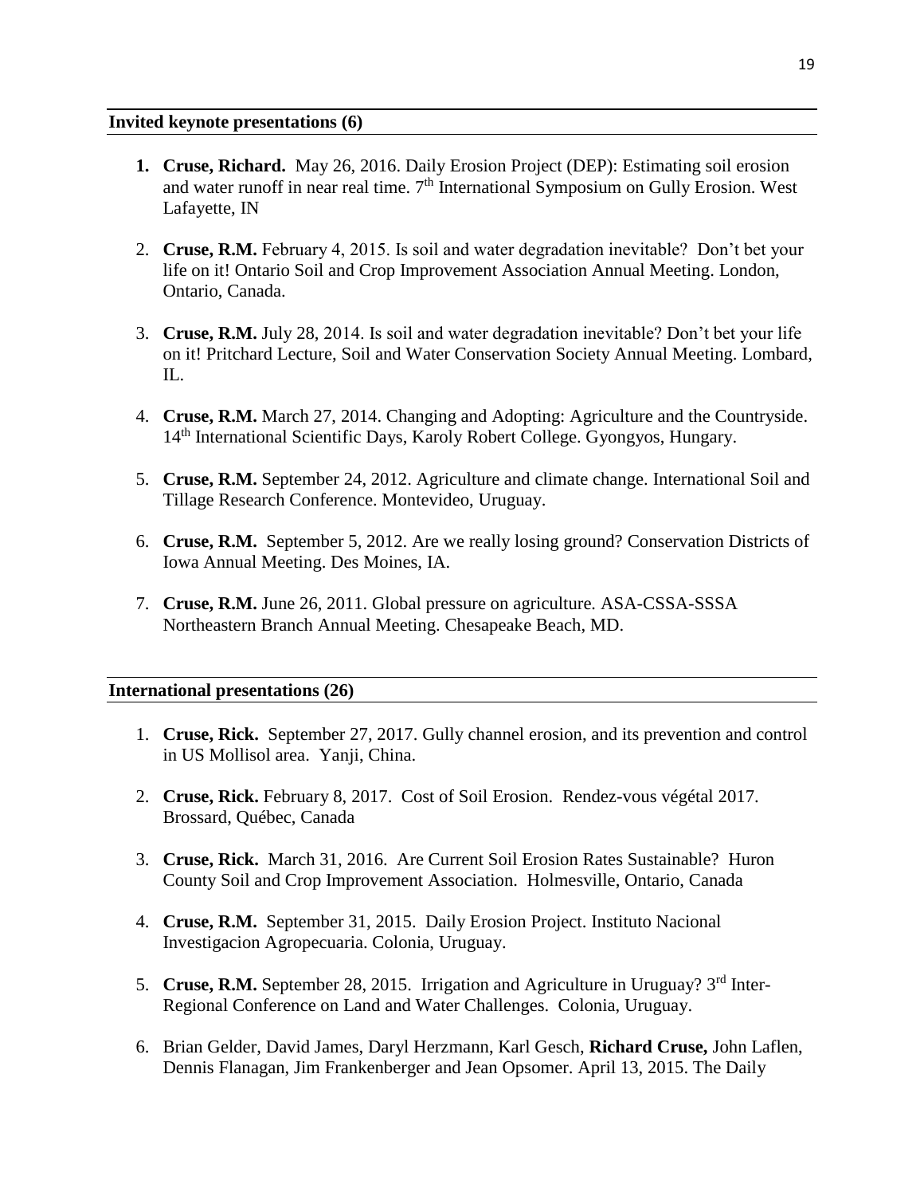## Invited keynote presentations (6)

1. **Cruse, Richard.** May 26, 2016. Daily Erosion Project (DEP): Estimating soil erosion and water runoff in near real time. 7th International Symposium on Gully Erosion. West Lafayette, IN

2. **Cruse, R.M.** February 4, 2015. Is soil and water degradation inevitable? Don't bet your life on it! Ontario Soil and Crop Improvement Association Annual Meeting. London, Ontario, Canada.

3. **Cruse, R.M.** July 28, 2014. Is soil and water degradation inevitable? Don't bet your life on it! Pritchard Lecture, Soil and Water Conservation Society Annual Meeting. Lombard, IL.

4. **Cruse, R.M.** March 27, 2014. Changing and Adopting: Agriculture and the Countryside. 14th International Scientific Days, Karoly Robert College. Gyongyos, Hungary.

5. **Cruse, R.M.** September 24, 2012. Agriculture and climate change. International Soil and Tillage Research Conference. Montevideo, Uruguay.

6. **Cruse, R.M.** September 5, 2012. Are we really losing ground? Conservation Districts of Iowa Annual Meeting. Des Moines, IA.

7. **Cruse, R.M.** June 26, 2011. Global pressure on agriculture. ASA-CSSA-SSSA Northeastern Branch Annual Meeting. Chesapeake Beach, MD.

## International presentations (26)

1. **Cruse, Rick.** September 27, 2017. Gully channel erosion, and its prevention and control in US Mollisol area. Yanji, China.

2. **Cruse, Rick.** February 8, 2017. Cost of Soil Erosion. Rendez-vous végétal 2017. Brossard, Québec, Canada

3. **Cruse, Rick.** March 31, 2016. Are Current Soil Erosion Rates Sustainable? Huron County Soil and Crop Improvement Association. Holmesville, Ontario, Canada

4. **Cruse, R.M.** September 31, 2015. Daily Erosion Project. Instituto Nacional Investigacion Agropecuaria. Colonia, Uruguay.

5. **Cruse, R.M.** September 28, 2015. Irrigation and Agriculture in Uruguay? 3rd Inter-Regional Conference on Land and Water Challenges. Colonia, Uruguay.

6. Brian Gelder, David James, Daryl Herzmann, Karl Gesch, **Richard Cruse,** John Laflen, Dennis Flanagan, Jim Frankenberger and Jean Opsomer. April 13, 2015. The Daily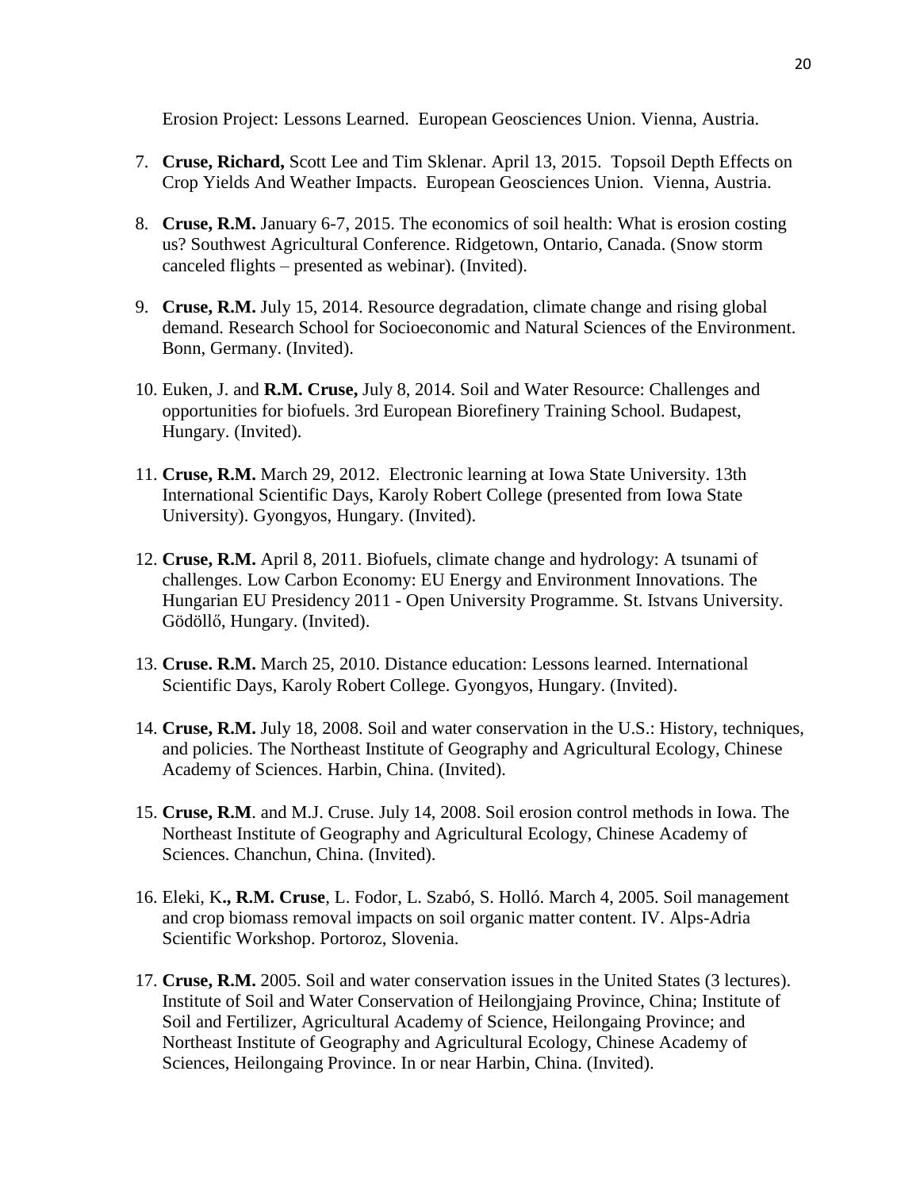Erosion Project: Lessons Learned. European Geosciences Union. Vienna, Austria.

7. **Cruse, Richard,** Scott Lee and Tim Sklenar. April 13, 2015. Topsoil Depth Effects on Crop Yields And Weather Impacts. European Geosciences Union. Vienna, Austria.

8. **Cruse, R.M.** January 6-7, 2015. The economics of soil health: What is erosion costing us? Southwest Agricultural Conference. Ridgetown, Ontario, Canada. (Snow storm canceled flights – presented as webinar). (Invited).

9. **Cruse, R.M.** July 15, 2014. Resource degradation, climate change and rising global demand. Research School for Socioeconomic and Natural Sciences of the Environment. Bonn, Germany. (Invited).

10. Euken, J. and **R.M. Cruse,** July 8, 2014. Soil and Water Resource: Challenges and opportunities for biofuels. 3rd European Biorefinery Training School. Budapest, Hungary. (Invited).

11. **Cruse, R.M.** March 29, 2012. Electronic learning at Iowa State University. 13th International Scientific Days, Karoly Robert College (presented from Iowa State University). Gyongyos, Hungary. (Invited).

12. **Cruse, R.M.** April 8, 2011. Biofuels, climate change and hydrology: A tsunami of challenges. Low Carbon Economy: EU Energy and Environment Innovations. The Hungarian EU Presidency 2011 - Open University Programme. St. Istvans University. Gödöllő, Hungary. (Invited).

13. **Cruse. R.M.** March 25, 2010. Distance education: Lessons learned. International Scientific Days, Karoly Robert College. Gyongyos, Hungary. (Invited).

14. **Cruse, R.M.** July 18, 2008. Soil and water conservation in the U.S.: History, techniques, and policies. The Northeast Institute of Geography and Agricultural Ecology, Chinese Academy of Sciences. Harbin, China. (Invited).

15. **Cruse, R.M**. and M.J. Cruse. July 14, 2008. Soil erosion control methods in Iowa. The Northeast Institute of Geography and Agricultural Ecology, Chinese Academy of Sciences. Chanchun, China. (Invited).

16. Eleki, K**., R.M. Cruse**, L. Fodor, L. Szabó, S. Holló. March 4, 2005. Soil management and crop biomass removal impacts on soil organic matter content. IV. Alps-Adria Scientific Workshop. Portoroz, Slovenia.

17. **Cruse, R.M.** 2005. Soil and water conservation issues in the United States (3 lectures). Institute of Soil and Water Conservation of Heilongjaing Province, China; Institute of Soil and Fertilizer, Agricultural Academy of Science, Heilongaing Province; and Northeast Institute of Geography and Agricultural Ecology, Chinese Academy of Sciences, Heilongaing Province. In or near Harbin, China. (Invited).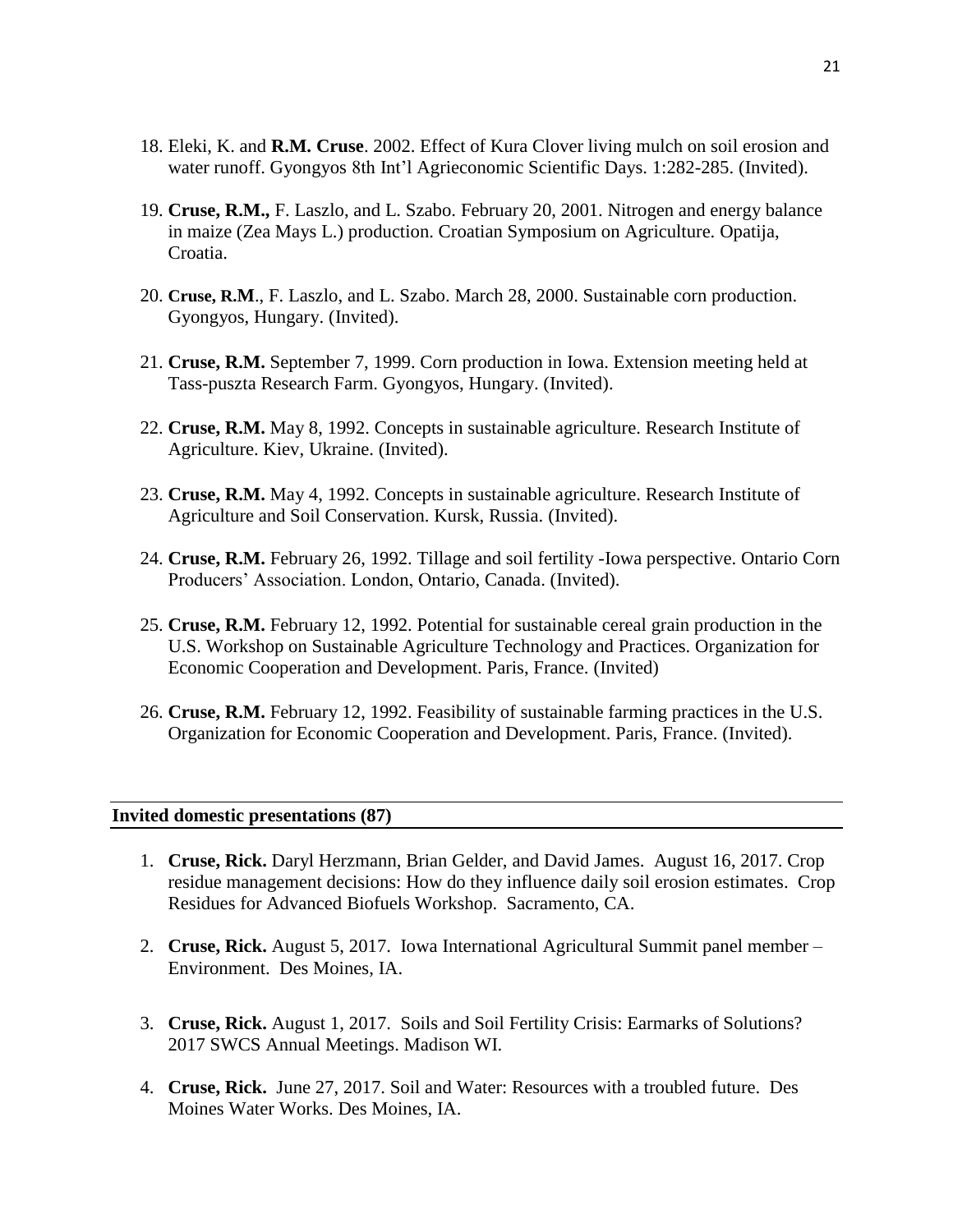18. Eleki, K. and **R.M. Cruse**. 2002. Effect of Kura Clover living mulch on soil erosion and water runoff. Gyongyos 8th Int'l Agrieconomic Scientific Days. 1:282-285. (Invited).

19. **Cruse, R.M.,** F. Laszlo, and L. Szabo. February 20, 2001. Nitrogen and energy balance in maize (Zea Mays L.) production. Croatian Symposium on Agriculture. Opatija, Croatia.

20. **Cruse, R.M**., F. Laszlo, and L. Szabo. March 28, 2000. Sustainable corn production. Gyongyos, Hungary. (Invited).

21. **Cruse, R.M.** September 7, 1999. Corn production in Iowa. Extension meeting held at Tass-puszta Research Farm. Gyongyos, Hungary. (Invited).

22. **Cruse, R.M.** May 8, 1992. Concepts in sustainable agriculture. Research Institute of Agriculture. Kiev, Ukraine. (Invited).

23. **Cruse, R.M.** May 4, 1992. Concepts in sustainable agriculture. Research Institute of Agriculture and Soil Conservation. Kursk, Russia. (Invited).

24. **Cruse, R.M.** February 26, 1992. Tillage and soil fertility -Iowa perspective. Ontario Corn Producers' Association. London, Ontario, Canada. (Invited).

25. **Cruse, R.M.** February 12, 1992. Potential for sustainable cereal grain production in the U.S. Workshop on Sustainable Agriculture Technology and Practices. Organization for Economic Cooperation and Development. Paris, France. (Invited)

26. **Cruse, R.M.** February 12, 1992. Feasibility of sustainable farming practices in the U.S. Organization for Economic Cooperation and Development. Paris, France. (Invited).

**Invited domestic presentations (87)**

1. **Cruse, Rick.** Daryl Herzmann, Brian Gelder, and David James. August 16, 2017. Crop residue management decisions: How do they influence daily soil erosion estimates. Crop Residues for Advanced Biofuels Workshop. Sacramento, CA.

2. **Cruse, Rick.** August 5, 2017. Iowa International Agricultural Summit panel member – Environment. Des Moines, IA.

3. **Cruse, Rick.** August 1, 2017. Soils and Soil Fertility Crisis: Earmarks of Solutions? 2017 SWCS Annual Meetings. Madison WI.

4. **Cruse, Rick.** June 27, 2017. Soil and Water: Resources with a troubled future. Des Moines Water Works. Des Moines, IA.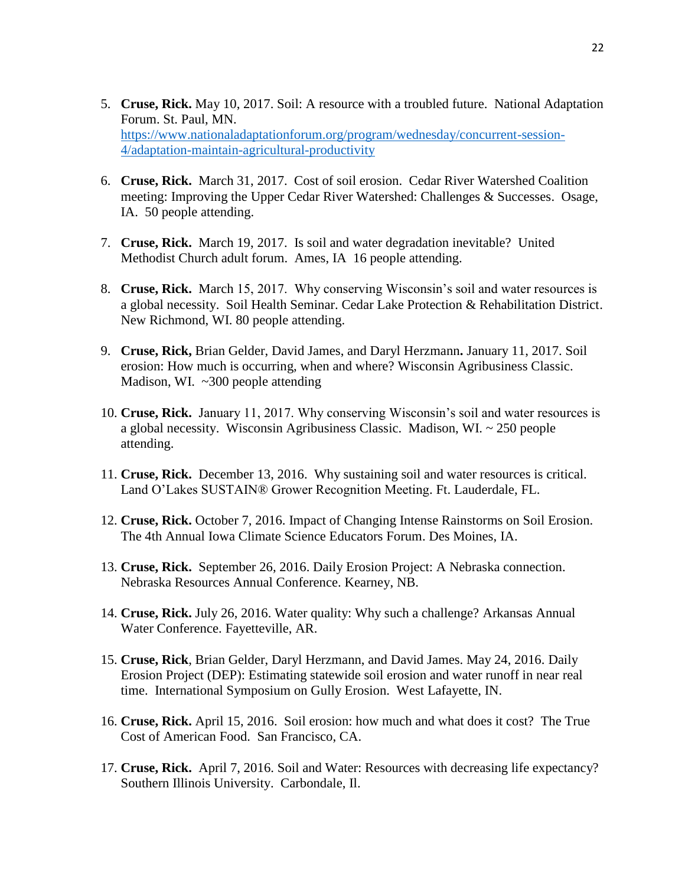5. **Cruse, Rick.** May 10, 2017. Soil: A resource with a troubled future. National Adaptation Forum. St. Paul, MN. https://www.nationaladaptationforum.org/program/wednesday/concurrent-session-4/adaptation-maintain-agricultural-productivity

6. **Cruse, Rick.** March 31, 2017. Cost of soil erosion. Cedar River Watershed Coalition meeting: Improving the Upper Cedar River Watershed: Challenges & Successes. Osage, IA. 50 people attending.

7. **Cruse, Rick.** March 19, 2017. Is soil and water degradation inevitable? United Methodist Church adult forum. Ames, IA 16 people attending.

8. **Cruse, Rick.** March 15, 2017. Why conserving Wisconsin's soil and water resources is a global necessity. Soil Health Seminar. Cedar Lake Protection & Rehabilitation District. New Richmond, WI. 80 people attending.

9. **Cruse, Rick,** Brian Gelder, David James, and Daryl Herzmann**.** January 11, 2017. Soil erosion: How much is occurring, when and where? Wisconsin Agribusiness Classic. Madison, WI. ~300 people attending

10. **Cruse, Rick.** January 11, 2017. Why conserving Wisconsin's soil and water resources is a global necessity. Wisconsin Agribusiness Classic. Madison, WI. ~ 250 people attending.

11. **Cruse, Rick.** December 13, 2016. Why sustaining soil and water resources is critical. Land O'Lakes SUSTAIN® Grower Recognition Meeting. Ft. Lauderdale, FL.

12. **Cruse, Rick.** October 7, 2016. Impact of Changing Intense Rainstorms on Soil Erosion. The 4th Annual Iowa Climate Science Educators Forum. Des Moines, IA.

13. **Cruse, Rick.** September 26, 2016. Daily Erosion Project: A Nebraska connection. Nebraska Resources Annual Conference. Kearney, NB.

14. **Cruse, Rick.** July 26, 2016. Water quality: Why such a challenge? Arkansas Annual Water Conference. Fayetteville, AR.

15. **Cruse, Rick**, Brian Gelder, Daryl Herzmann, and David James. May 24, 2016. Daily Erosion Project (DEP): Estimating statewide soil erosion and water runoff in near real time. International Symposium on Gully Erosion. West Lafayette, IN.

16. **Cruse, Rick.** April 15, 2016. Soil erosion: how much and what does it cost? The True Cost of American Food. San Francisco, CA.

17. **Cruse, Rick.** April 7, 2016. Soil and Water: Resources with decreasing life expectancy? Southern Illinois University. Carbondale, Il.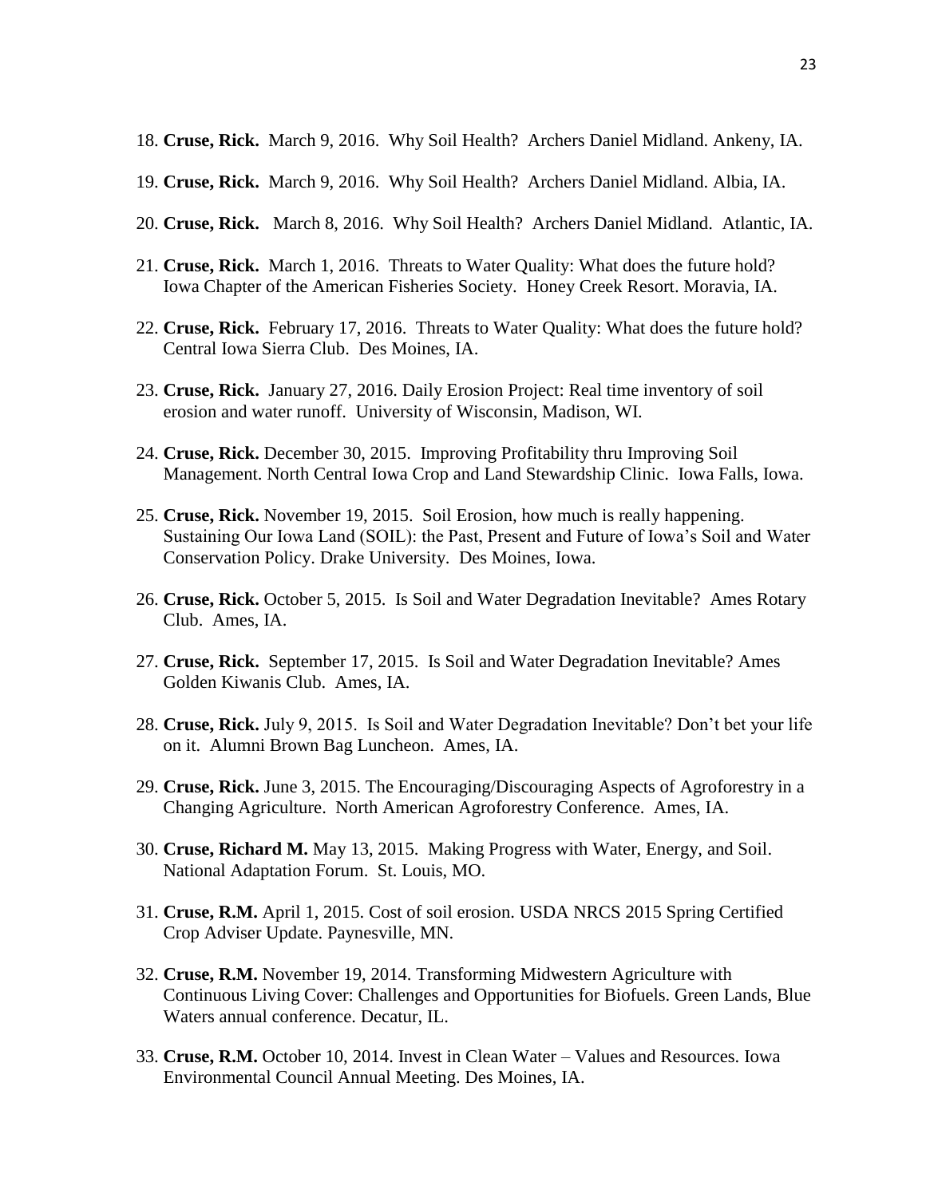18. **Cruse, Rick.** March 9, 2016. Why Soil Health? Archers Daniel Midland. Ankeny, IA.

19. **Cruse, Rick.** March 9, 2016. Why Soil Health? Archers Daniel Midland. Albia, IA.

20. **Cruse, Rick.** March 8, 2016. Why Soil Health? Archers Daniel Midland. Atlantic, IA.

21. **Cruse, Rick.** March 1, 2016. Threats to Water Quality: What does the future hold? Iowa Chapter of the American Fisheries Society. Honey Creek Resort. Moravia, IA.

22. **Cruse, Rick.** February 17, 2016. Threats to Water Quality: What does the future hold? Central Iowa Sierra Club. Des Moines, IA.

23. **Cruse, Rick.** January 27, 2016. Daily Erosion Project: Real time inventory of soil erosion and water runoff. University of Wisconsin, Madison, WI.

24. **Cruse, Rick.** December 30, 2015. Improving Profitability thru Improving Soil Management. North Central Iowa Crop and Land Stewardship Clinic. Iowa Falls, Iowa.

25. **Cruse, Rick.** November 19, 2015. Soil Erosion, how much is really happening. Sustaining Our Iowa Land (SOIL): the Past, Present and Future of Iowa's Soil and Water Conservation Policy. Drake University. Des Moines, Iowa.

26. **Cruse, Rick.** October 5, 2015. Is Soil and Water Degradation Inevitable? Ames Rotary Club. Ames, IA.

27. **Cruse, Rick.** September 17, 2015. Is Soil and Water Degradation Inevitable? Ames Golden Kiwanis Club. Ames, IA.

28. **Cruse, Rick.** July 9, 2015. Is Soil and Water Degradation Inevitable? Don't bet your life on it. Alumni Brown Bag Luncheon. Ames, IA.

29. **Cruse, Rick.** June 3, 2015. The Encouraging/Discouraging Aspects of Agroforestry in a Changing Agriculture. North American Agroforestry Conference. Ames, IA.

30. **Cruse, Richard M.** May 13, 2015. Making Progress with Water, Energy, and Soil. National Adaptation Forum. St. Louis, MO.

31. **Cruse, R.M.** April 1, 2015. Cost of soil erosion. USDA NRCS 2015 Spring Certified Crop Adviser Update. Paynesville, MN.

32. **Cruse, R.M.** November 19, 2014. Transforming Midwestern Agriculture with Continuous Living Cover: Challenges and Opportunities for Biofuels. Green Lands, Blue Waters annual conference. Decatur, IL.

33. **Cruse, R.M.** October 10, 2014. Invest in Clean Water – Values and Resources. Iowa Environmental Council Annual Meeting. Des Moines, IA.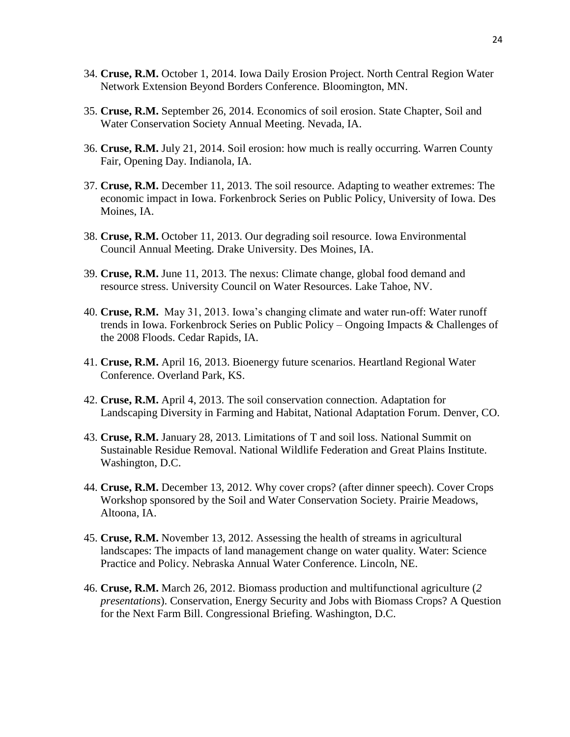34. **Cruse, R.M.** October 1, 2014. Iowa Daily Erosion Project. North Central Region Water Network Extension Beyond Borders Conference. Bloomington, MN.

35. **Cruse, R.M.** September 26, 2014. Economics of soil erosion. State Chapter, Soil and Water Conservation Society Annual Meeting. Nevada, IA.

36. **Cruse, R.M.** July 21, 2014. Soil erosion: how much is really occurring. Warren County Fair, Opening Day. Indianola, IA.

37. **Cruse, R.M.** December 11, 2013. The soil resource. Adapting to weather extremes: The economic impact in Iowa. Forkenbrock Series on Public Policy, University of Iowa. Des Moines, IA.

38. **Cruse, R.M.** October 11, 2013. Our degrading soil resource. Iowa Environmental Council Annual Meeting. Drake University. Des Moines, IA.

39. **Cruse, R.M.** June 11, 2013. The nexus: Climate change, global food demand and resource stress. University Council on Water Resources. Lake Tahoe, NV.

40. **Cruse, R.M.** May 31, 2013. Iowa's changing climate and water run-off: Water runoff trends in Iowa. Forkenbrock Series on Public Policy – Ongoing Impacts & Challenges of the 2008 Floods. Cedar Rapids, IA.

41. **Cruse, R.M.** April 16, 2013. Bioenergy future scenarios. Heartland Regional Water Conference. Overland Park, KS.

42. **Cruse, R.M.** April 4, 2013. The soil conservation connection. Adaptation for Landscaping Diversity in Farming and Habitat, National Adaptation Forum. Denver, CO.

43. **Cruse, R.M.** January 28, 2013. Limitations of T and soil loss. National Summit on Sustainable Residue Removal. National Wildlife Federation and Great Plains Institute. Washington, D.C.

44. **Cruse, R.M.** December 13, 2012. Why cover crops? (after dinner speech). Cover Crops Workshop sponsored by the Soil and Water Conservation Society. Prairie Meadows, Altoona, IA.

45. **Cruse, R.M.** November 13, 2012. Assessing the health of streams in agricultural landscapes: The impacts of land management change on water quality. Water: Science Practice and Policy. Nebraska Annual Water Conference. Lincoln, NE.

46. **Cruse, R.M.** March 26, 2012. Biomass production and multifunctional agriculture (*2 presentations*). Conservation, Energy Security and Jobs with Biomass Crops? A Question for the Next Farm Bill. Congressional Briefing. Washington, D.C.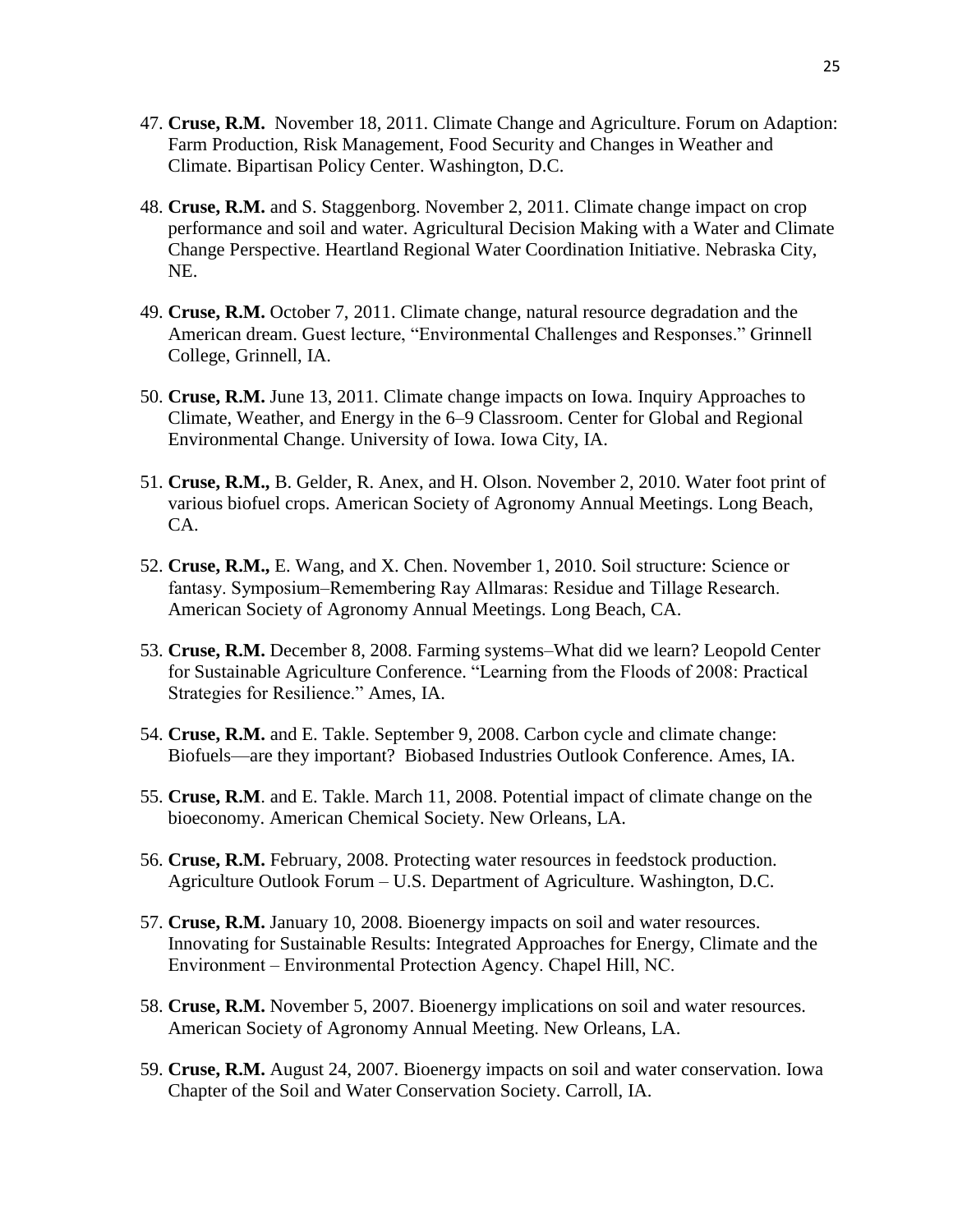47. **Cruse, R.M.** November 18, 2011. Climate Change and Agriculture. Forum on Adaption: Farm Production, Risk Management, Food Security and Changes in Weather and Climate. Bipartisan Policy Center. Washington, D.C.

48. **Cruse, R.M.** and S. Staggenborg. November 2, 2011. Climate change impact on crop performance and soil and water. Agricultural Decision Making with a Water and Climate Change Perspective. Heartland Regional Water Coordination Initiative. Nebraska City, NE.

49. **Cruse, R.M.** October 7, 2011. Climate change, natural resource degradation and the American dream. Guest lecture, "Environmental Challenges and Responses." Grinnell College, Grinnell, IA.

50. **Cruse, R.M.** June 13, 2011. Climate change impacts on Iowa. Inquiry Approaches to Climate, Weather, and Energy in the 6–9 Classroom. Center for Global and Regional Environmental Change. University of Iowa. Iowa City, IA.

51. **Cruse, R.M.,** B. Gelder, R. Anex, and H. Olson. November 2, 2010. Water foot print of various biofuel crops. American Society of Agronomy Annual Meetings. Long Beach, CA.

52. **Cruse, R.M.,** E. Wang, and X. Chen. November 1, 2010. Soil structure: Science or fantasy. Symposium–Remembering Ray Allmaras: Residue and Tillage Research. American Society of Agronomy Annual Meetings. Long Beach, CA.

53. **Cruse, R.M.** December 8, 2008. Farming systems–What did we learn? Leopold Center for Sustainable Agriculture Conference. "Learning from the Floods of 2008: Practical Strategies for Resilience." Ames, IA.

54. **Cruse, R.M.** and E. Takle. September 9, 2008. Carbon cycle and climate change: Biofuels—are they important? Biobased Industries Outlook Conference. Ames, IA.

55. **Cruse, R.M**. and E. Takle. March 11, 2008. Potential impact of climate change on the bioeconomy. American Chemical Society. New Orleans, LA.

56. **Cruse, R.M.** February, 2008. Protecting water resources in feedstock production. Agriculture Outlook Forum – U.S. Department of Agriculture. Washington, D.C.

57. **Cruse, R.M.** January 10, 2008. Bioenergy impacts on soil and water resources. Innovating for Sustainable Results: Integrated Approaches for Energy, Climate and the Environment – Environmental Protection Agency. Chapel Hill, NC.

58. **Cruse, R.M.** November 5, 2007. Bioenergy implications on soil and water resources. American Society of Agronomy Annual Meeting. New Orleans, LA.

59. **Cruse, R.M.** August 24, 2007. Bioenergy impacts on soil and water conservation. Iowa Chapter of the Soil and Water Conservation Society. Carroll, IA.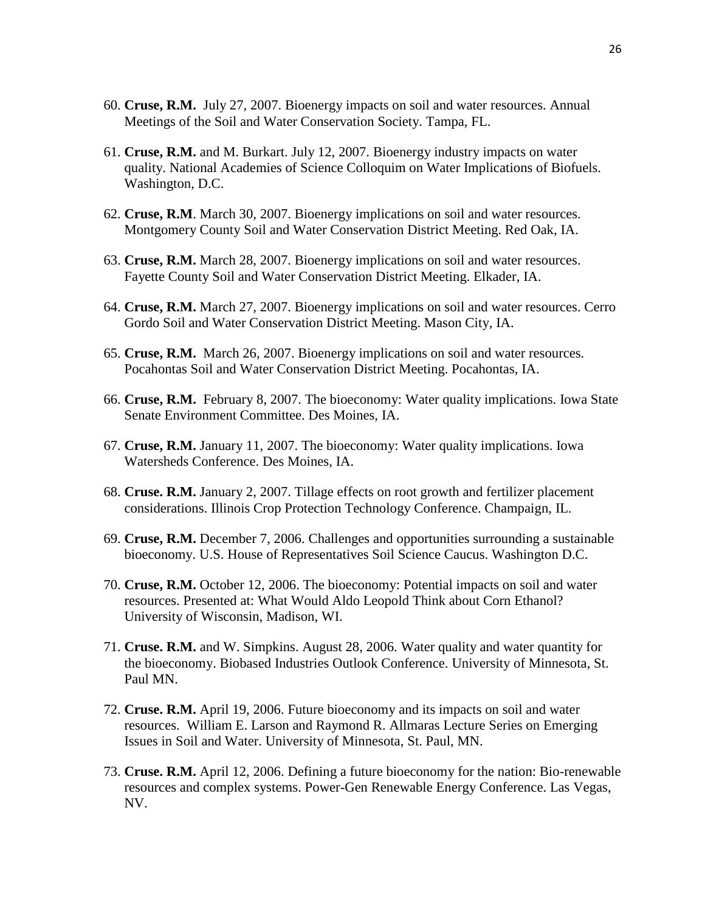60. **Cruse, R.M.** July 27, 2007. Bioenergy impacts on soil and water resources. Annual Meetings of the Soil and Water Conservation Society. Tampa, FL.

61. **Cruse, R.M.** and M. Burkart. July 12, 2007. Bioenergy industry impacts on water quality. National Academies of Science Colloquim on Water Implications of Biofuels. Washington, D.C.

62. **Cruse, R.M**. March 30, 2007. Bioenergy implications on soil and water resources. Montgomery County Soil and Water Conservation District Meeting. Red Oak, IA.

63. **Cruse, R.M.** March 28, 2007. Bioenergy implications on soil and water resources. Fayette County Soil and Water Conservation District Meeting. Elkader, IA.

64. **Cruse, R.M.** March 27, 2007. Bioenergy implications on soil and water resources. Cerro Gordo Soil and Water Conservation District Meeting. Mason City, IA.

65. **Cruse, R.M.** March 26, 2007. Bioenergy implications on soil and water resources. Pocahontas Soil and Water Conservation District Meeting. Pocahontas, IA.

66. **Cruse, R.M.** February 8, 2007. The bioeconomy: Water quality implications. Iowa State Senate Environment Committee. Des Moines, IA.

67. **Cruse, R.M.** January 11, 2007. The bioeconomy: Water quality implications. Iowa Watersheds Conference. Des Moines, IA.

68. **Cruse. R.M.** January 2, 2007. Tillage effects on root growth and fertilizer placement considerations. Illinois Crop Protection Technology Conference. Champaign, IL.

69. **Cruse, R.M.** December 7, 2006. Challenges and opportunities surrounding a sustainable bioeconomy. U.S. House of Representatives Soil Science Caucus. Washington D.C.

70. **Cruse, R.M.** October 12, 2006. The bioeconomy: Potential impacts on soil and water resources. Presented at: What Would Aldo Leopold Think about Corn Ethanol? University of Wisconsin, Madison, WI.

71. **Cruse. R.M.** and W. Simpkins. August 28, 2006. Water quality and water quantity for the bioeconomy. Biobased Industries Outlook Conference. University of Minnesota, St. Paul MN.

72. **Cruse. R.M.** April 19, 2006. Future bioeconomy and its impacts on soil and water resources. William E. Larson and Raymond R. Allmaras Lecture Series on Emerging Issues in Soil and Water. University of Minnesota, St. Paul, MN.

73. **Cruse. R.M.** April 12, 2006. Defining a future bioeconomy for the nation: Bio-renewable resources and complex systems. Power-Gen Renewable Energy Conference. Las Vegas, NV.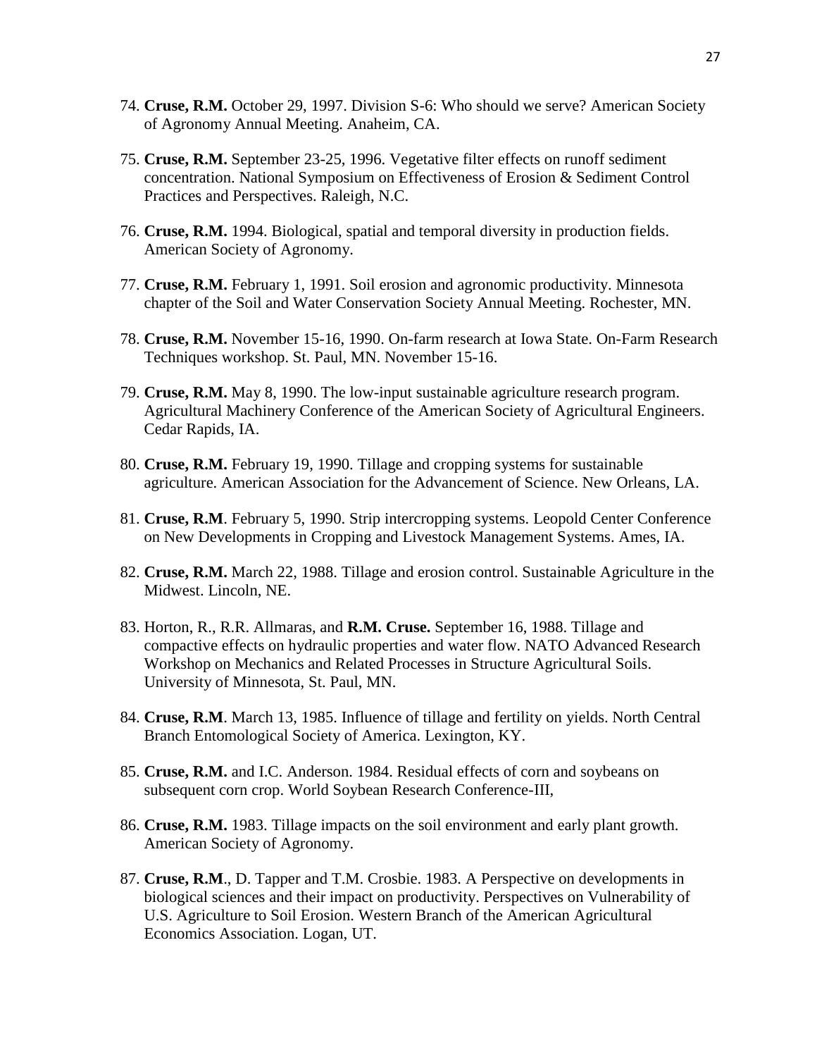74. **Cruse, R.M.** October 29, 1997. Division S-6: Who should we serve? American Society of Agronomy Annual Meeting. Anaheim, CA.

75. **Cruse, R.M.** September 23-25, 1996. Vegetative filter effects on runoff sediment concentration. National Symposium on Effectiveness of Erosion & Sediment Control Practices and Perspectives. Raleigh, N.C.

76. **Cruse, R.M.** 1994. Biological, spatial and temporal diversity in production fields. American Society of Agronomy.

77. **Cruse, R.M.** February 1, 1991. Soil erosion and agronomic productivity. Minnesota chapter of the Soil and Water Conservation Society Annual Meeting. Rochester, MN.

78. **Cruse, R.M.** November 15-16, 1990. On-farm research at Iowa State. On-Farm Research Techniques workshop. St. Paul, MN. November 15-16.

79. **Cruse, R.M.** May 8, 1990. The low-input sustainable agriculture research program. Agricultural Machinery Conference of the American Society of Agricultural Engineers. Cedar Rapids, IA.

80. **Cruse, R.M.** February 19, 1990. Tillage and cropping systems for sustainable agriculture. American Association for the Advancement of Science. New Orleans, LA.

81. **Cruse, R.M**. February 5, 1990. Strip intercropping systems. Leopold Center Conference on New Developments in Cropping and Livestock Management Systems. Ames, IA.

82. **Cruse, R.M.** March 22, 1988. Tillage and erosion control. Sustainable Agriculture in the Midwest. Lincoln, NE.

83. Horton, R., R.R. Allmaras, and **R.M. Cruse.** September 16, 1988. Tillage and compactive effects on hydraulic properties and water flow. NATO Advanced Research Workshop on Mechanics and Related Processes in Structure Agricultural Soils. University of Minnesota, St. Paul, MN.

84. **Cruse, R.M**. March 13, 1985. Influence of tillage and fertility on yields. North Central Branch Entomological Society of America. Lexington, KY.

85. **Cruse, R.M.** and I.C. Anderson. 1984. Residual effects of corn and soybeans on subsequent corn crop. World Soybean Research Conference-III,

86. **Cruse, R.M.** 1983. Tillage impacts on the soil environment and early plant growth. American Society of Agronomy.

87. **Cruse, R.M**., D. Tapper and T.M. Crosbie. 1983. A Perspective on developments in biological sciences and their impact on productivity. Perspectives on Vulnerability of U.S. Agriculture to Soil Erosion. Western Branch of the American Agricultural Economics Association. Logan, UT.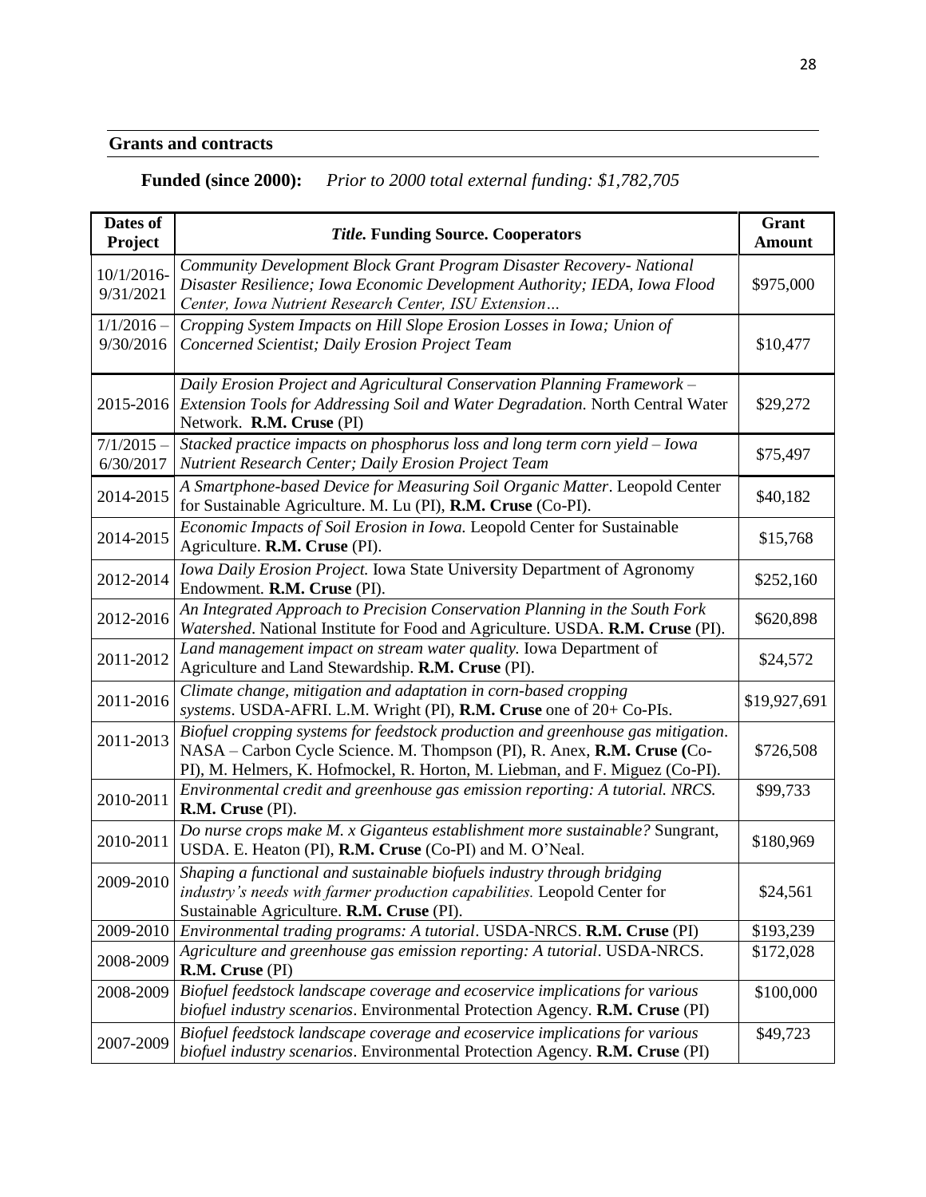## Grants and contracts

**Funded (since 2000):** *Prior to 2000 total external funding: $1,782,705*

| Dates of Project | *Title.* Funding Source. Cooperators | Grant Amount |
|---|---|---|
| 10/1/2016-9/31/2021 | *Community Development Block Grant Program Disaster Recovery- National Disaster Resilience; Iowa Economic Development Authority; IEDA, Iowa Flood Center, Iowa Nutrient Research Center, ISU Extension…* | $975,000 |
| 1/1/2016 – 9/30/2016 | *Cropping System Impacts on Hill Slope Erosion Losses in Iowa; Union of Concerned Scientist; Daily Erosion Project Team* | $10,477 |
| 2015-2016 | *Daily Erosion Project and Agricultural Conservation Planning Framework – Extension Tools for Addressing Soil and Water Degradation.* North Central Water Network. **R.M. Cruse** (PI) | $29,272 |
| 7/1/2015 – 6/30/2017 | *Stacked practice impacts on phosphorus loss and long term corn yield – Iowa Nutrient Research Center; Daily Erosion Project Team* | $75,497 |
| 2014-2015 | *A Smartphone-based Device for Measuring Soil Organic Matter*. Leopold Center for Sustainable Agriculture. M. Lu (PI), **R.M. Cruse** (Co-PI). | $40,182 |
| 2014-2015 | *Economic Impacts of Soil Erosion in Iowa.* Leopold Center for Sustainable Agriculture. **R.M. Cruse** (PI). | $15,768 |
| 2012-2014 | *Iowa Daily Erosion Project.* Iowa State University Department of Agronomy Endowment. **R.M. Cruse** (PI). | $252,160 |
| 2012-2016 | *An Integrated Approach to Precision Conservation Planning in the South Fork Watershed*. National Institute for Food and Agriculture. USDA. **R.M. Cruse** (PI). | $620,898 |
| 2011-2012 | *Land management impact on stream water quality.* Iowa Department of Agriculture and Land Stewardship. **R.M. Cruse** (PI). | $24,572 |
| 2011-2016 | *Climate change, mitigation and adaptation in corn-based cropping systems*. USDA-AFRI. L.M. Wright (PI), **R.M. Cruse** one of 20+ Co-PIs. | $19,927,691 |
| 2011-2013 | *Biofuel cropping systems for feedstock production and greenhouse gas mitigation*. NASA – Carbon Cycle Science. M. Thompson (PI), R. Anex, **R.M. Cruse (**Co-PI), M. Helmers, K. Hofmockel, R. Horton, M. Liebman, and F. Miguez (Co-PI). | $726,508 |
| 2010-2011 | *Environmental credit and greenhouse gas emission reporting: A tutorial. NRCS.* **R.M. Cruse** (PI). | $99,733 |
| 2010-2011 | *Do nurse crops make M. x Giganteus establishment more sustainable?* Sungrant, USDA. E. Heaton (PI), **R.M. Cruse** (Co-PI) and M. O'Neal. | $180,969 |
| 2009-2010 | *Shaping a functional and sustainable biofuels industry through bridging industry's needs with farmer production capabilities.* Leopold Center for Sustainable Agriculture. **R.M. Cruse** (PI). | $24,561 |
| 2009-2010 | *Environmental trading programs: A tutorial*. USDA-NRCS. **R.M. Cruse** (PI) | $193,239 |
| 2008-2009 | *Agriculture and greenhouse gas emission reporting: A tutorial*. USDA-NRCS. **R.M. Cruse** (PI) | $172,028 |
| 2008-2009 | *Biofuel feedstock landscape coverage and ecoservice implications for various biofuel industry scenarios*. Environmental Protection Agency. **R.M. Cruse** (PI) | $100,000 |
| 2007-2009 | *Biofuel feedstock landscape coverage and ecoservice implications for various biofuel industry scenarios*. Environmental Protection Agency. **R.M. Cruse** (PI) | $49,723 |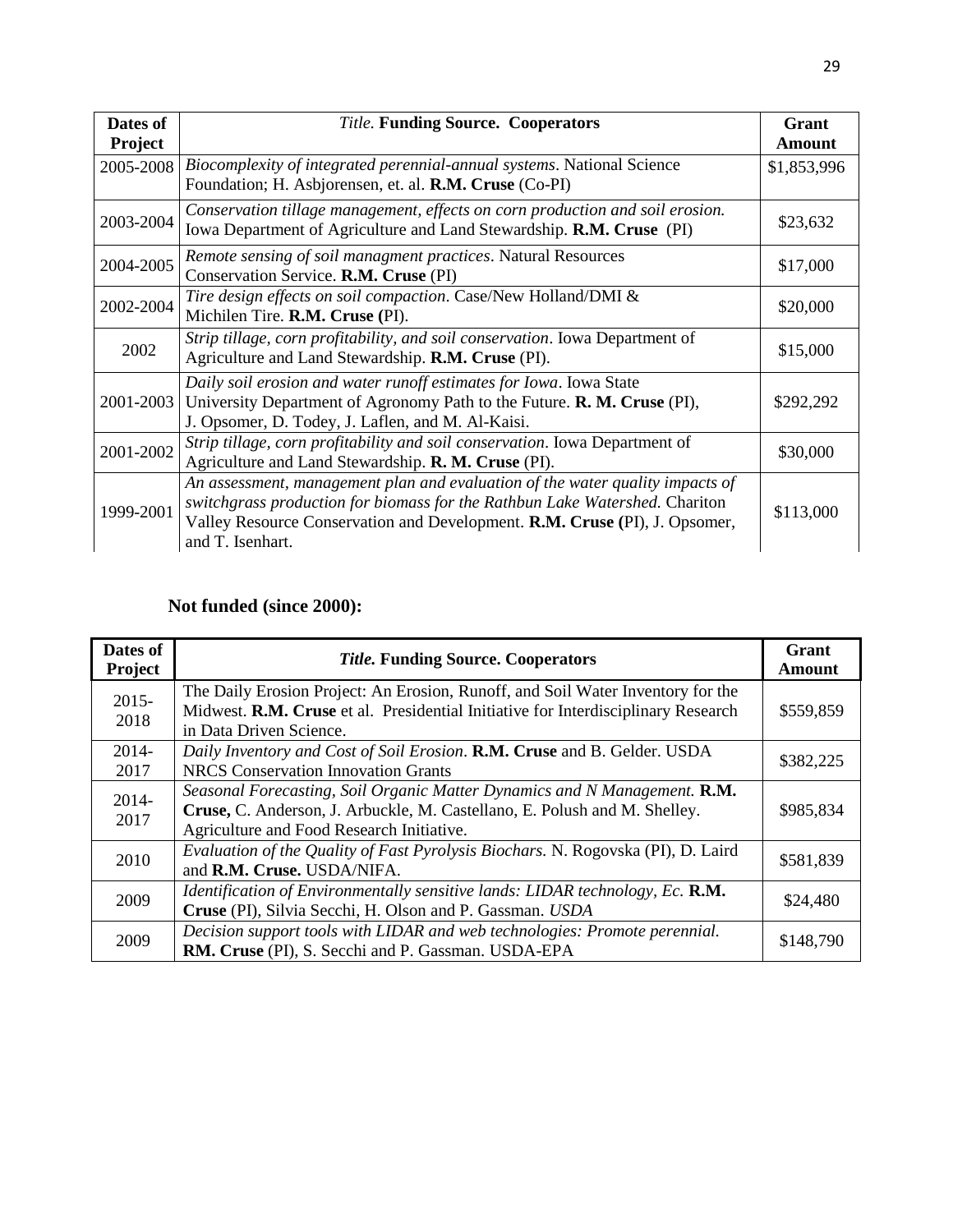| Dates of Project | *Title.* **Funding Source. Cooperators** | Grant Amount |
|---|---|---|
| 2005-2008 | *Biocomplexity of integrated perennial-annual systems*. National Science Foundation; H. Asbjorensen, et. al. **R.M. Cruse** (Co-PI) | $1,853,996 |
| 2003-2004 | *Conservation tillage management, effects on corn production and soil erosion.* Iowa Department of Agriculture and Land Stewardship. **R.M. Cruse** (PI) | $23,632 |
| 2004-2005 | *Remote sensing of soil managment practices*. Natural Resources Conservation Service. **R.M. Cruse** (PI) | $17,000 |
| 2002-2004 | *Tire design effects on soil compaction*. Case/New Holland/DMI & Michilen Tire. **R.M. Cruse (**PI). | $20,000 |
| 2002 | *Strip tillage, corn profitability, and soil conservation*. Iowa Department of Agriculture and Land Stewardship. **R.M. Cruse** (PI). | $15,000 |
| 2001-2003 | *Daily soil erosion and water runoff estimates for Iowa*. Iowa State University Department of Agronomy Path to the Future. **R. M. Cruse** (PI), J. Opsomer, D. Todey, J. Laflen, and M. Al-Kaisi. | $292,292 |
| 2001-2002 | *Strip tillage, corn profitability and soil conservation*. Iowa Department of Agriculture and Land Stewardship. **R. M. Cruse** (PI). | $30,000 |
| 1999-2001 | *An assessment, management plan and evaluation of the water quality impacts of switchgrass production for biomass for the Rathbun Lake Watershed.* Chariton Valley Resource Conservation and Development. **R.M. Cruse (**PI), J. Opsomer, and T. Isenhart. | $113,000 |

**Not funded (since 2000):**

| Dates of Project | *Title.* **Funding Source. Cooperators** | Grant Amount |
|---|---|---|
| 2015-2018 | The Daily Erosion Project: An Erosion, Runoff, and Soil Water Inventory for the Midwest. **R.M. Cruse** et al. Presidential Initiative for Interdisciplinary Research in Data Driven Science. | $559,859 |
| 2014-2017 | *Daily Inventory and Cost of Soil Erosion*. **R.M. Cruse** and B. Gelder. USDA NRCS Conservation Innovation Grants | $382,225 |
| 2014-2017 | *Seasonal Forecasting, Soil Organic Matter Dynamics and N Management.* **R.M. Cruse,** C. Anderson, J. Arbuckle, M. Castellano, E. Polush and M. Shelley. Agriculture and Food Research Initiative. | $985,834 |
| 2010 | *Evaluation of the Quality of Fast Pyrolysis Biochars.* N. Rogovska (PI), D. Laird and **R.M. Cruse.** USDA/NIFA. | $581,839 |
| 2009 | *Identification of Environmentally sensitive lands: LIDAR technology, Ec.* **R.M. Cruse** (PI), Silvia Secchi, H. Olson and P. Gassman. *USDA* | $24,480 |
| 2009 | *Decision support tools with LIDAR and web technologies: Promote perennial.* **RM. Cruse** (PI), S. Secchi and P. Gassman. USDA-EPA | $148,790 |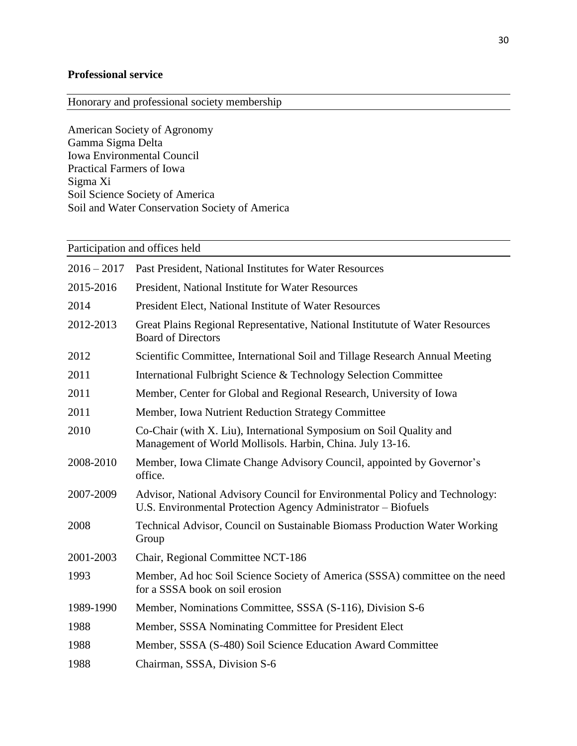**Professional service**

Honorary and professional society membership

American Society of Agronomy
Gamma Sigma Delta
Iowa Environmental Council
Practical Farmers of Iowa
Sigma Xi
Soil Science Society of America
Soil and Water Conservation Society of America

Participation and offices held

| | |
|---|---|
| 2016 – 2017 | Past President, National Institutes for Water Resources |
| 2015-2016 | President, National Institute for Water Resources |
| 2014 | President Elect, National Institute of Water Resources |
| 2012-2013 | Great Plains Regional Representative, National Institutute of Water Resources Board of Directors |
| 2012 | Scientific Committee, International Soil and Tillage Research Annual Meeting |
| 2011 | International Fulbright Science & Technology Selection Committee |
| 2011 | Member, Center for Global and Regional Research, University of Iowa |
| 2011 | Member, Iowa Nutrient Reduction Strategy Committee |
| 2010 | Co-Chair (with X. Liu), International Symposium on Soil Quality and Management of World Mollisols. Harbin, China. July 13-16. |
| 2008-2010 | Member, Iowa Climate Change Advisory Council, appointed by Governor's office. |
| 2007-2009 | Advisor, National Advisory Council for Environmental Policy and Technology: U.S. Environmental Protection Agency Administrator – Biofuels |
| 2008 | Technical Advisor, Council on Sustainable Biomass Production Water Working Group |
| 2001-2003 | Chair, Regional Committee NCT-186 |
| 1993 | Member, Ad hoc Soil Science Society of America (SSSA) committee on the need for a SSSA book on soil erosion |
| 1989-1990 | Member, Nominations Committee, SSSA (S-116), Division S-6 |
| 1988 | Member, SSSA Nominating Committee for President Elect |
| 1988 | Member, SSSA (S-480) Soil Science Education Award Committee |
| 1988 | Chairman, SSSA, Division S-6 |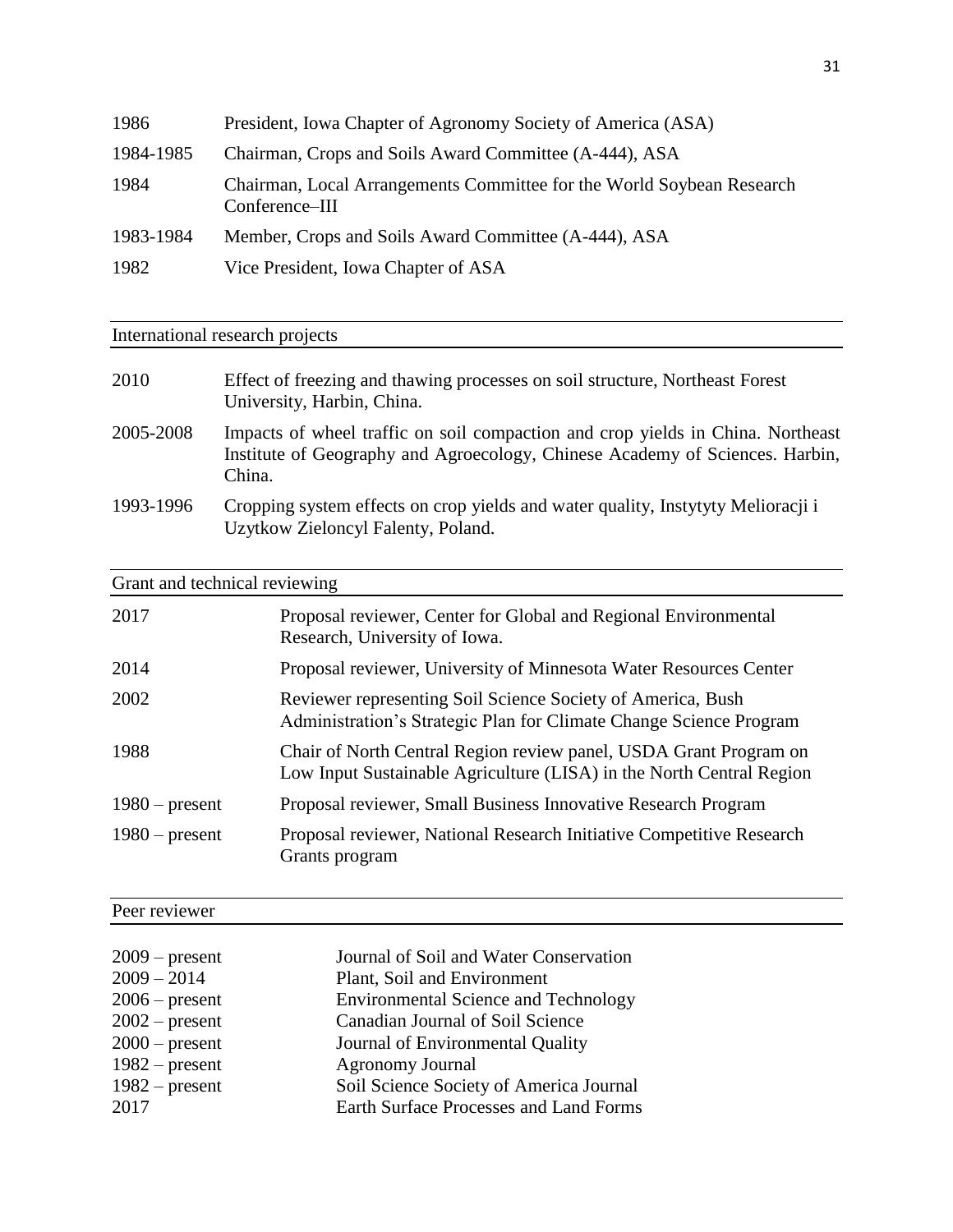| | |
|---|---|
| 1986 | President, Iowa Chapter of Agronomy Society of America (ASA) |
| 1984-1985 | Chairman, Crops and Soils Award Committee (A-444), ASA |
| 1984 | Chairman, Local Arrangements Committee for the World Soybean Research Conference–III |
| 1983-1984 | Member, Crops and Soils Award Committee (A-444), ASA |
| 1982 | Vice President, Iowa Chapter of ASA |

## International research projects

| | |
|---|---|
| 2010 | Effect of freezing and thawing processes on soil structure, Northeast Forest University, Harbin, China. |
| 2005-2008 | Impacts of wheel traffic on soil compaction and crop yields in China. Northeast Institute of Geography and Agroecology, Chinese Academy of Sciences. Harbin, China. |
| 1993-1996 | Cropping system effects on crop yields and water quality, Instytyty Melioracji i Uzytkow Zieloncyl Falenty, Poland. |

## Grant and technical reviewing

| | |
|---|---|
| 2017 | Proposal reviewer, Center for Global and Regional Environmental Research, University of Iowa. |
| 2014 | Proposal reviewer, University of Minnesota Water Resources Center |
| 2002 | Reviewer representing Soil Science Society of America, Bush Administration's Strategic Plan for Climate Change Science Program |
| 1988 | Chair of North Central Region review panel, USDA Grant Program on Low Input Sustainable Agriculture (LISA) in the North Central Region |
| 1980 – present | Proposal reviewer, Small Business Innovative Research Program |
| 1980 – present | Proposal reviewer, National Research Initiative Competitive Research Grants program |

## Peer reviewer

| | |
|---|---|
| 2009 – present | Journal of Soil and Water Conservation |
| 2009 – 2014 | Plant, Soil and Environment |
| 2006 – present | Environmental Science and Technology |
| 2002 – present | Canadian Journal of Soil Science |
| 2000 – present | Journal of Environmental Quality |
| 1982 – present | Agronomy Journal |
| 1982 – present | Soil Science Society of America Journal |
| 2017 | Earth Surface Processes and Land Forms |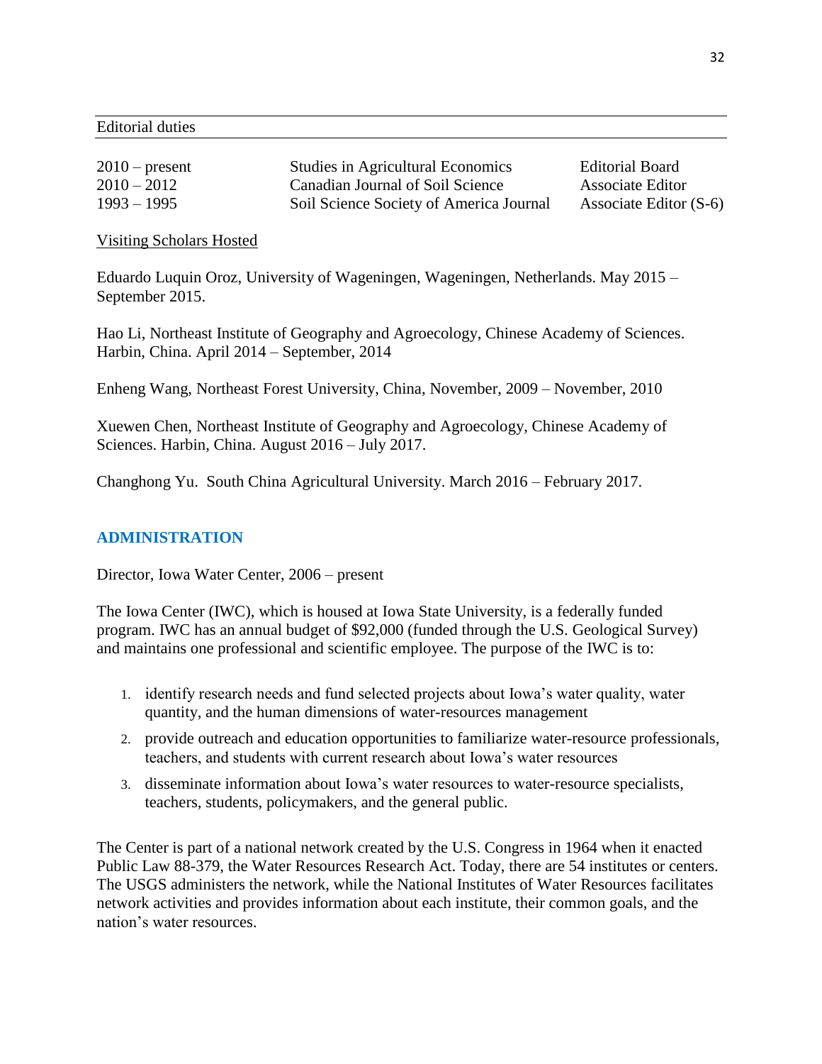## Editorial duties

| | | |
|---|---|---|
| 2010 – present | Studies in Agricultural Economics | Editorial Board |
| 2010 – 2012 | Canadian Journal of Soil Science | Associate Editor |
| 1993 – 1995 | Soil Science Society of America Journal | Associate Editor (S-6) |

### Visiting Scholars Hosted

Eduardo Luquin Oroz, University of Wageningen, Wageningen, Netherlands. May 2015 – September 2015.

Hao Li, Northeast Institute of Geography and Agroecology, Chinese Academy of Sciences. Harbin, China. April 2014 – September, 2014

Enheng Wang, Northeast Forest University, China, November, 2009 – November, 2010

Xuewen Chen, Northeast Institute of Geography and Agroecology, Chinese Academy of Sciences. Harbin, China. August 2016 – July 2017.

Changhong Yu. South China Agricultural University. March 2016 – February 2017.

## ADMINISTRATION

Director, Iowa Water Center, 2006 – present

The Iowa Center (IWC), which is housed at Iowa State University, is a federally funded program. IWC has an annual budget of $92,000 (funded through the U.S. Geological Survey) and maintains one professional and scientific employee. The purpose of the IWC is to:

1. identify research needs and fund selected projects about Iowa's water quality, water quantity, and the human dimensions of water-resources management
2. provide outreach and education opportunities to familiarize water-resource professionals, teachers, and students with current research about Iowa's water resources
3. disseminate information about Iowa's water resources to water-resource specialists, teachers, students, policymakers, and the general public.

The Center is part of a national network created by the U.S. Congress in 1964 when it enacted Public Law 88-379, the Water Resources Research Act. Today, there are 54 institutes or centers. The USGS administers the network, while the National Institutes of Water Resources facilitates network activities and provides information about each institute, their common goals, and the nation's water resources.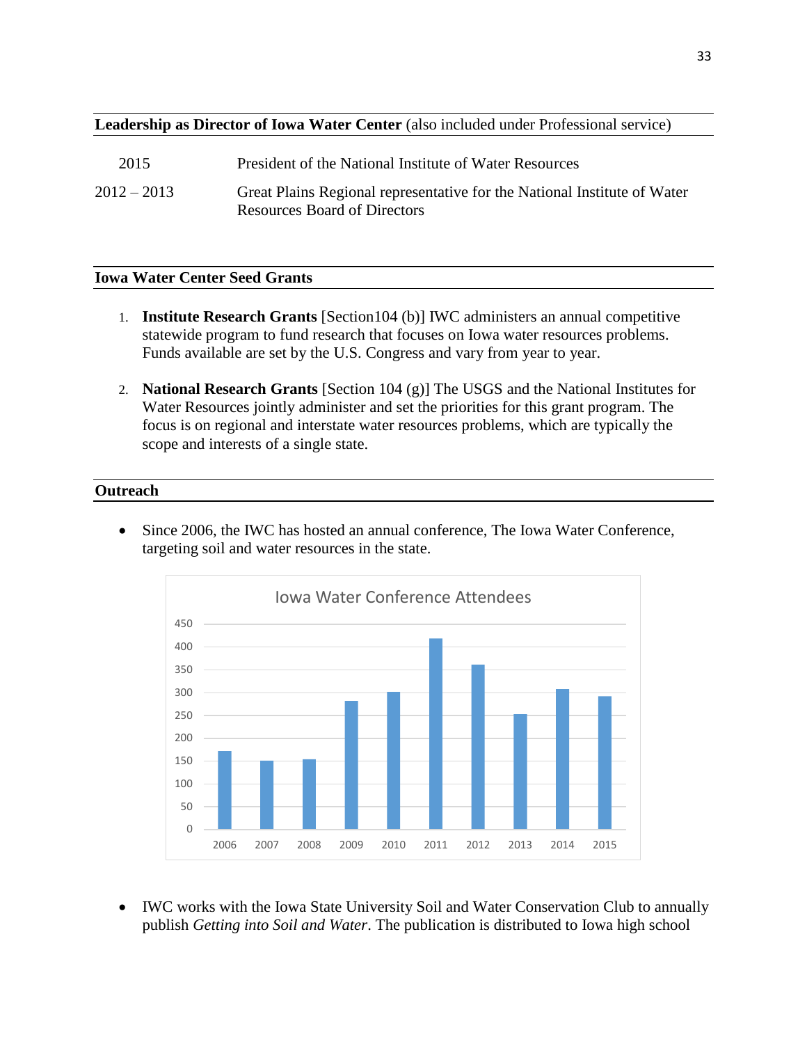**Leadership as Director of Iowa Water Center** (also included under Professional service)

| | |
|---|---|
| 2015 | President of the National Institute of Water Resources |
| 2012 – 2013 | Great Plains Regional representative for the National Institute of Water Resources Board of Directors |

**Iowa Water Center Seed Grants**

1. **Institute Research Grants** [Section104 (b)] IWC administers an annual competitive statewide program to fund research that focuses on Iowa water resources problems. Funds available are set by the U.S. Congress and vary from year to year.
2. **National Research Grants** [Section 104 (g)] The USGS and the National Institutes for Water Resources jointly administer and set the priorities for this grant program. The focus is on regional and interstate water resources problems, which are typically the scope and interests of a single state.

**Outreach**

- Since 2006, the IWC has hosted an annual conference, The Iowa Water Conference, targeting soil and water resources in the state.

Iowa Water Conference Attendees

- IWC works with the Iowa State University Soil and Water Conservation Club to annually publish *Getting into Soil and Water*. The publication is distributed to Iowa high school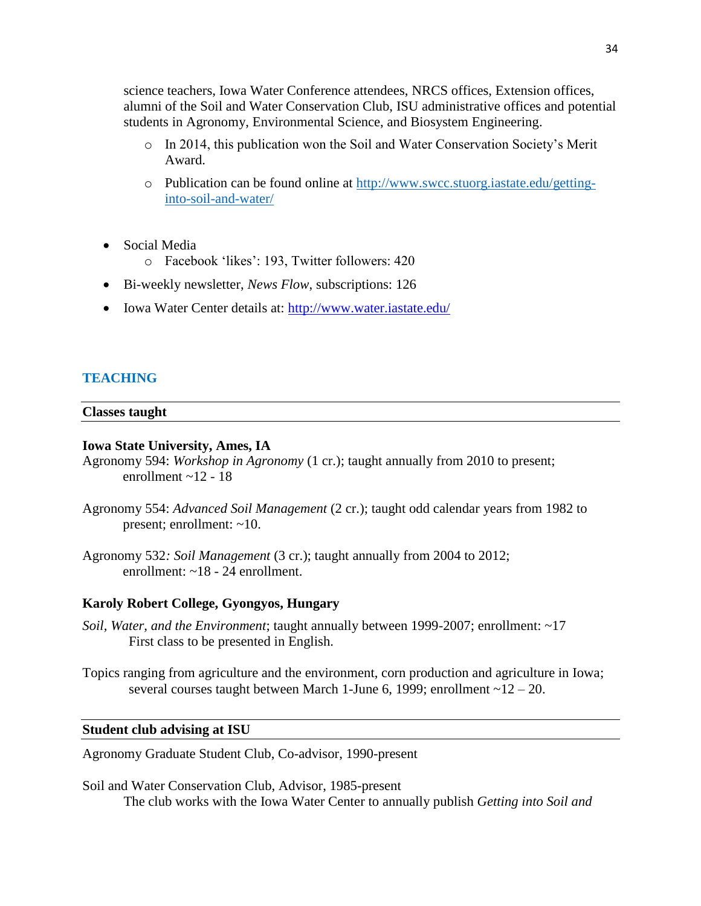science teachers, Iowa Water Conference attendees, NRCS offices, Extension offices, alumni of the Soil and Water Conservation Club, ISU administrative offices and potential students in Agronomy, Environmental Science, and Biosystem Engineering.

    - In 2014, this publication won the Soil and Water Conservation Society's Merit Award.
    - Publication can be found online at http://www.swcc.stuorg.iastate.edu/getting-into-soil-and-water/

- Social Media
    - Facebook 'likes': 193, Twitter followers: 420
- Bi-weekly newsletter, *News Flow*, subscriptions: 126
- Iowa Water Center details at: http://www.water.iastate.edu/

## TEACHING

### Classes taught

**Iowa State University, Ames, IA**

Agronomy 594: *Workshop in Agronomy* (1 cr.); taught annually from 2010 to present; enrollment ~12 - 18

Agronomy 554: *Advanced Soil Management* (2 cr.); taught odd calendar years from 1982 to present; enrollment: ~10.

Agronomy 532*: Soil Management* (3 cr.); taught annually from 2004 to 2012; enrollment: ~18 - 24 enrollment.

**Karoly Robert College, Gyongyos, Hungary**

*Soil, Water, and the Environment*; taught annually between 1999-2007; enrollment: ~17
First class to be presented in English.

Topics ranging from agriculture and the environment, corn production and agriculture in Iowa; several courses taught between March 1-June 6, 1999; enrollment ~12 – 20.

### Student club advising at ISU

Agronomy Graduate Student Club, Co-advisor, 1990-present

Soil and Water Conservation Club, Advisor, 1985-present
The club works with the Iowa Water Center to annually publish *Getting into Soil and*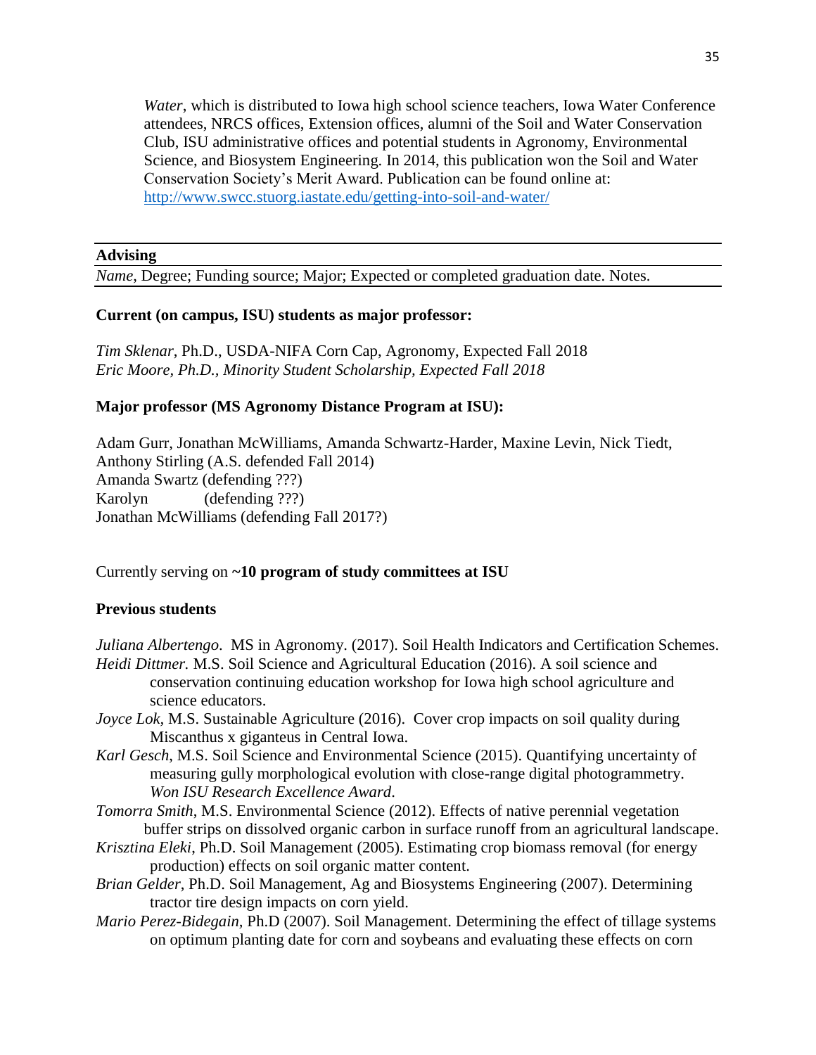*Water*, which is distributed to Iowa high school science teachers, Iowa Water Conference attendees, NRCS offices, Extension offices, alumni of the Soil and Water Conservation Club, ISU administrative offices and potential students in Agronomy, Environmental Science, and Biosystem Engineering. In 2014, this publication won the Soil and Water Conservation Society's Merit Award. Publication can be found online at: http://www.swcc.stuorg.iastate.edu/getting-into-soil-and-water/

---

## Advising

*Name*, Degree; Funding source; Major; Expected or completed graduation date. Notes.

---

**Current (on campus, ISU) students as major professor:**

*Tim Sklenar*, Ph.D., USDA-NIFA Corn Cap, Agronomy, Expected Fall 2018
*Eric Moore, Ph.D., Minority Student Scholarship, Expected Fall 2018*

**Major professor (MS Agronomy Distance Program at ISU):**

Adam Gurr, Jonathan McWilliams, Amanda Schwartz-Harder, Maxine Levin, Nick Tiedt, Anthony Stirling (A.S. defended Fall 2014)
Amanda Swartz (defending ???)
Karolyn (defending ???)
Jonathan McWilliams (defending Fall 2017?)

Currently serving on **~10 program of study committees at ISU**

**Previous students**

*Juliana Albertengo*. MS in Agronomy. (2017). Soil Health Indicators and Certification Schemes.
*Heidi Dittmer.* M.S. Soil Science and Agricultural Education (2016). A soil science and conservation continuing education workshop for Iowa high school agriculture and science educators.
*Joyce Lok,* M.S. Sustainable Agriculture (2016). Cover crop impacts on soil quality during Miscanthus x giganteus in Central Iowa.
*Karl Gesch*, M.S. Soil Science and Environmental Science (2015). Quantifying uncertainty of measuring gully morphological evolution with close-range digital photogrammetry. *Won ISU Research Excellence Award*.
*Tomorra Smith*, M.S. Environmental Science (2012). Effects of native perennial vegetation buffer strips on dissolved organic carbon in surface runoff from an agricultural landscape.
*Krisztina Eleki*, Ph.D. Soil Management (2005). Estimating crop biomass removal (for energy production) effects on soil organic matter content.
*Brian Gelder*, Ph.D. Soil Management, Ag and Biosystems Engineering (2007). Determining tractor tire design impacts on corn yield.
*Mario Perez-Bidegain*, Ph.D (2007). Soil Management. Determining the effect of tillage systems on optimum planting date for corn and soybeans and evaluating these effects on corn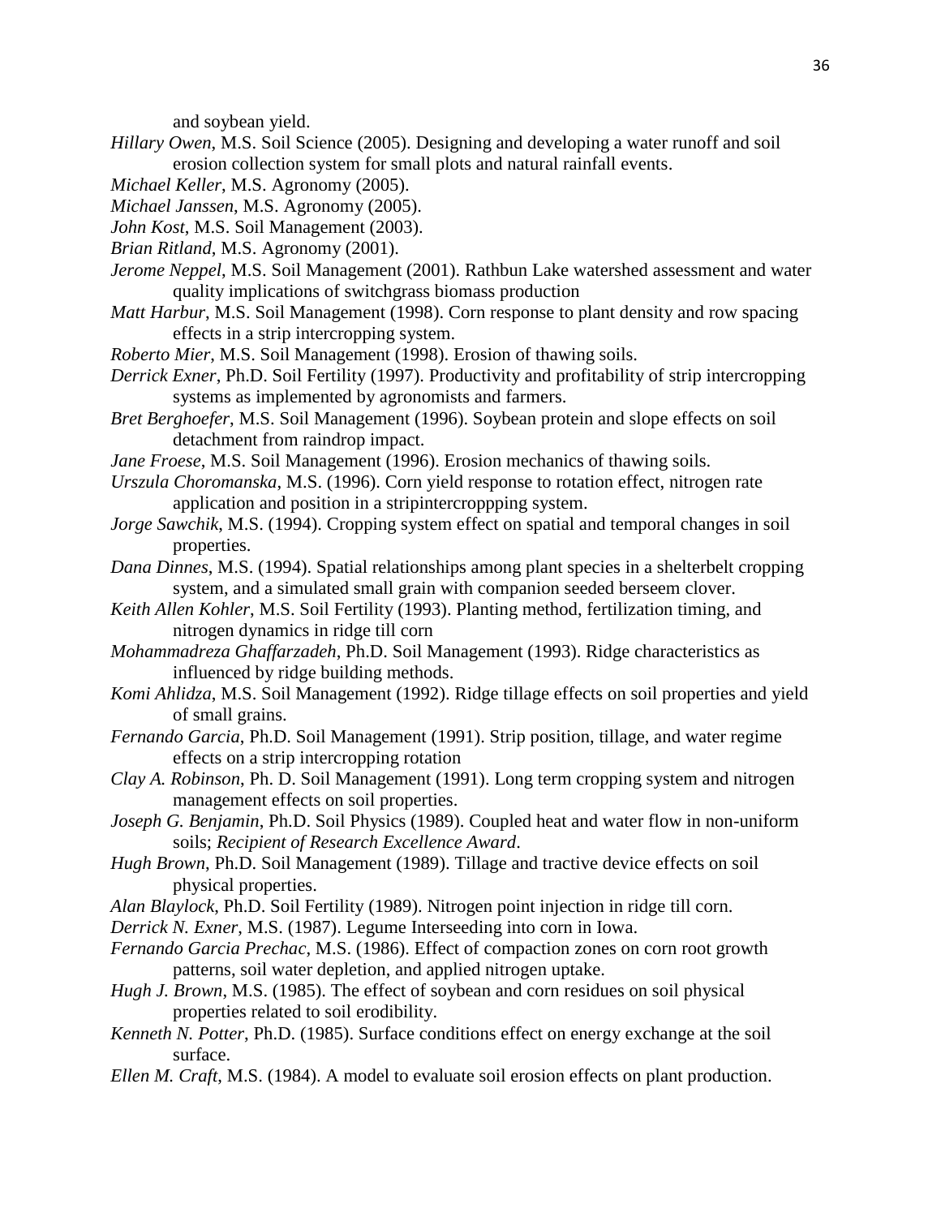and soybean yield.

*Hillary Owen*, M.S. Soil Science (2005). Designing and developing a water runoff and soil erosion collection system for small plots and natural rainfall events.

*Michael Keller*, M.S. Agronomy (2005).

*Michael Janssen*, M.S. Agronomy (2005).

*John Kost*, M.S. Soil Management (2003).

*Brian Ritland*, M.S. Agronomy (2001).

*Jerome Neppel*, M.S. Soil Management (2001). Rathbun Lake watershed assessment and water quality implications of switchgrass biomass production

*Matt Harbur*, M.S. Soil Management (1998). Corn response to plant density and row spacing effects in a strip intercropping system.

*Roberto Mier*, M.S. Soil Management (1998). Erosion of thawing soils.

*Derrick Exner*, Ph.D. Soil Fertility (1997). Productivity and profitability of strip intercropping systems as implemented by agronomists and farmers.

*Bret Berghoefer*, M.S. Soil Management (1996). Soybean protein and slope effects on soil detachment from raindrop impact.

*Jane Froese*, M.S. Soil Management (1996). Erosion mechanics of thawing soils.

*Urszula Choromanska*, M.S. (1996). Corn yield response to rotation effect, nitrogen rate application and position in a stripintercroppping system.

*Jorge Sawchik*, M.S. (1994). Cropping system effect on spatial and temporal changes in soil properties.

*Dana Dinnes*, M.S. (1994). Spatial relationships among plant species in a shelterbelt cropping system, and a simulated small grain with companion seeded berseem clover.

*Keith Allen Kohler*, M.S. Soil Fertility (1993). Planting method, fertilization timing, and nitrogen dynamics in ridge till corn

*Mohammadreza Ghaffarzadeh*, Ph.D. Soil Management (1993). Ridge characteristics as influenced by ridge building methods.

*Komi Ahlidza*, M.S. Soil Management (1992). Ridge tillage effects on soil properties and yield of small grains.

*Fernando Garcia*, Ph.D. Soil Management (1991). Strip position, tillage, and water regime effects on a strip intercropping rotation

*Clay A. Robinson*, Ph. D. Soil Management (1991). Long term cropping system and nitrogen management effects on soil properties.

*Joseph G. Benjamin*, Ph.D. Soil Physics (1989). Coupled heat and water flow in non-uniform soils; *Recipient of Research Excellence Award*.

*Hugh Brown*, Ph.D. Soil Management (1989). Tillage and tractive device effects on soil physical properties.

*Alan Blaylock*, Ph.D. Soil Fertility (1989). Nitrogen point injection in ridge till corn.

*Derrick N. Exner*, M.S. (1987). Legume Interseeding into corn in Iowa.

*Fernando Garcia Prechac*, M.S. (1986). Effect of compaction zones on corn root growth patterns, soil water depletion, and applied nitrogen uptake.

*Hugh J. Brown*, M.S. (1985). The effect of soybean and corn residues on soil physical properties related to soil erodibility.

*Kenneth N. Potter*, Ph.D. (1985). Surface conditions effect on energy exchange at the soil surface.

*Ellen M. Craft*, M.S. (1984). A model to evaluate soil erosion effects on plant production.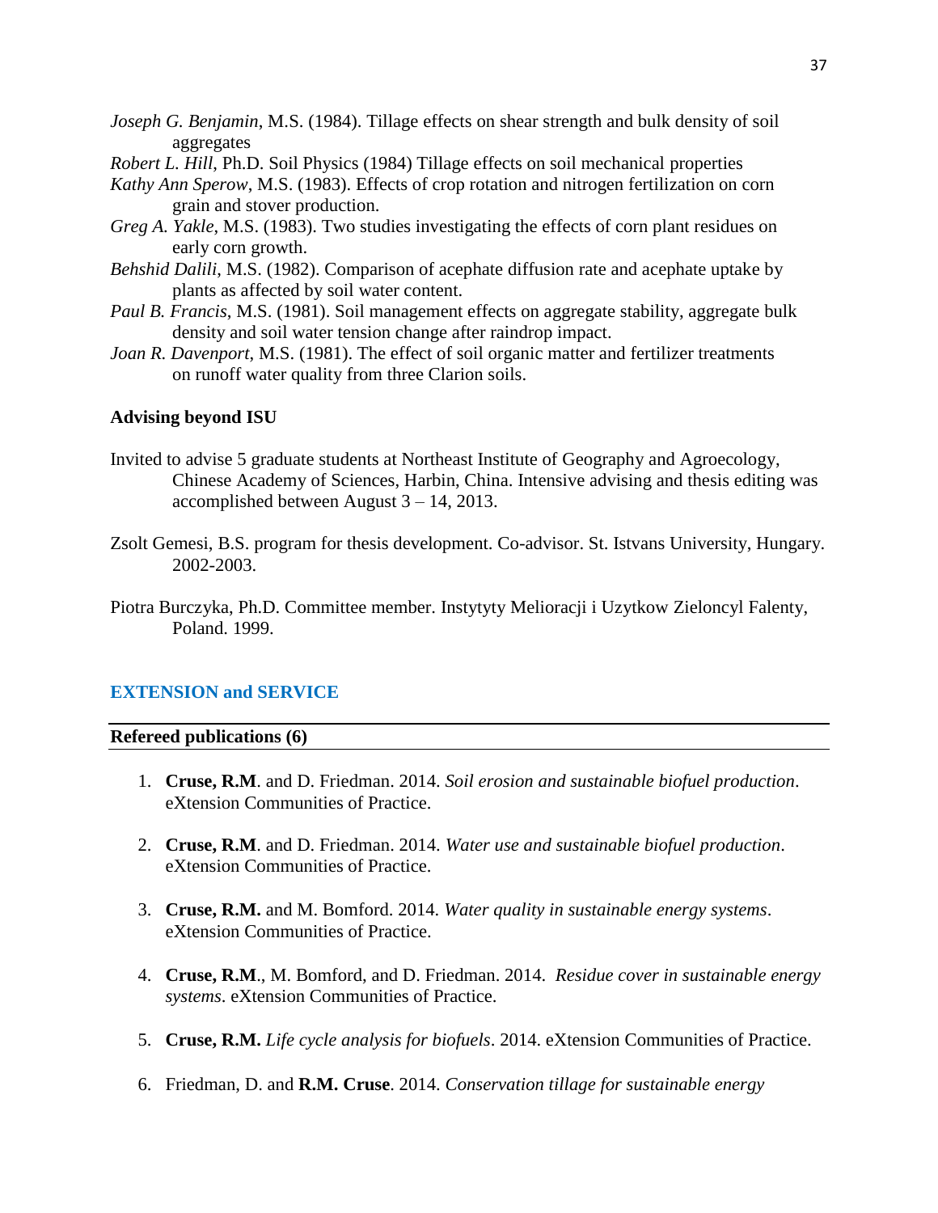*Joseph G. Benjamin*, M.S. (1984). Tillage effects on shear strength and bulk density of soil aggregates

*Robert L. Hill*, Ph.D. Soil Physics (1984) Tillage effects on soil mechanical properties

*Kathy Ann Sperow*, M.S. (1983). Effects of crop rotation and nitrogen fertilization on corn grain and stover production.

*Greg A. Yakle*, M.S. (1983). Two studies investigating the effects of corn plant residues on early corn growth.

*Behshid Dalili*, M.S. (1982). Comparison of acephate diffusion rate and acephate uptake by plants as affected by soil water content.

*Paul B. Francis*, M.S. (1981). Soil management effects on aggregate stability, aggregate bulk density and soil water tension change after raindrop impact.

*Joan R. Davenport*, M.S. (1981). The effect of soil organic matter and fertilizer treatments on runoff water quality from three Clarion soils.

**Advising beyond ISU**

Invited to advise 5 graduate students at Northeast Institute of Geography and Agroecology, Chinese Academy of Sciences, Harbin, China. Intensive advising and thesis editing was accomplished between August 3 – 14, 2013.

Zsolt Gemesi, B.S. program for thesis development. Co-advisor. St. Istvans University, Hungary. 2002-2003.

Piotra Burczyka, Ph.D. Committee member. Instytyty Melioracji i Uzytkow Zieloncyl Falenty, Poland. 1999.

## EXTENSION and SERVICE

**Refereed publications (6)**

1. **Cruse, R.M**. and D. Friedman. 2014. *Soil erosion and sustainable biofuel production*. eXtension Communities of Practice.

2. **Cruse, R.M**. and D. Friedman. 2014. *Water use and sustainable biofuel production*. eXtension Communities of Practice.

3. **Cruse, R.M.** and M. Bomford. 2014. *Water quality in sustainable energy systems*. eXtension Communities of Practice.

4. **Cruse, R.M**., M. Bomford, and D. Friedman. 2014. *Residue cover in sustainable energy systems*. eXtension Communities of Practice.

5. **Cruse, R.M.** *Life cycle analysis for biofuels*. 2014. eXtension Communities of Practice.

6. Friedman, D. and **R.M. Cruse**. 2014. *Conservation tillage for sustainable energy*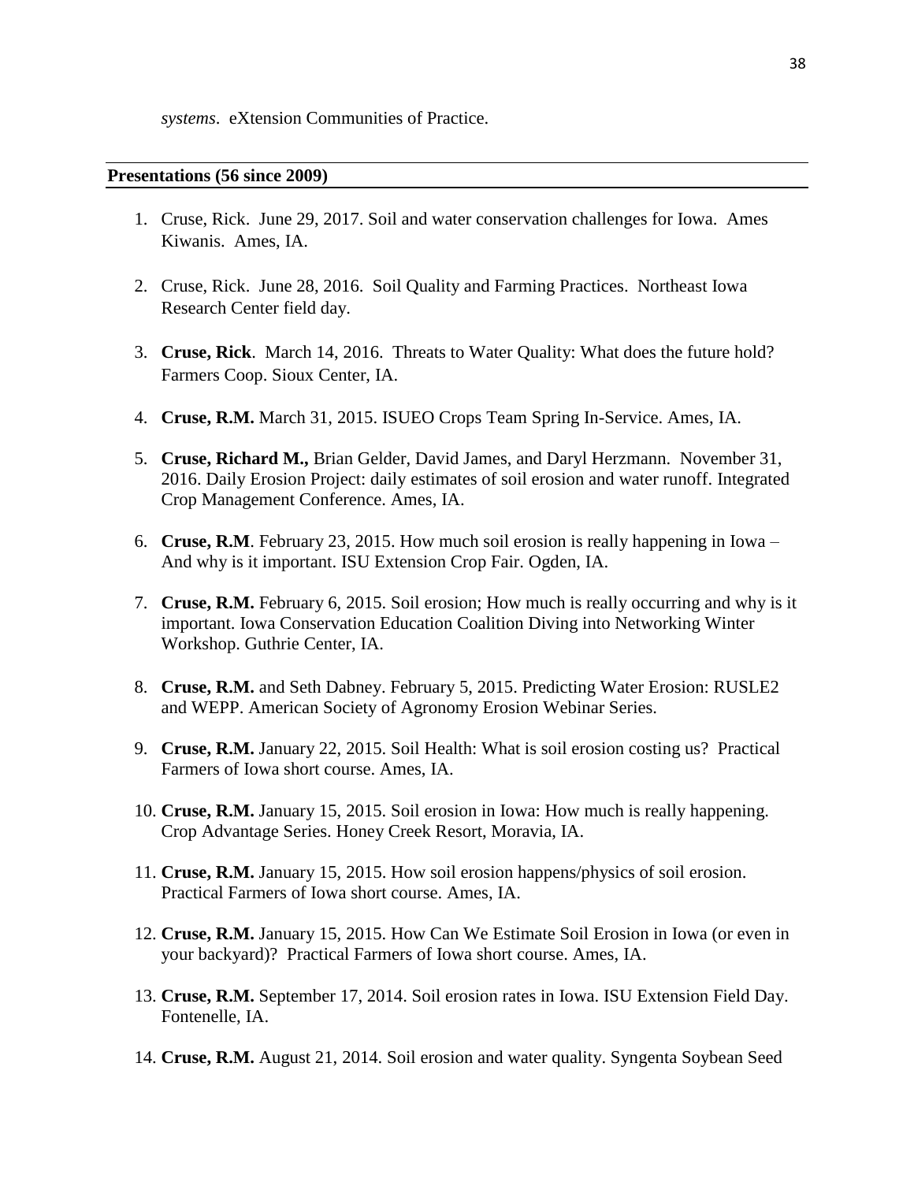*systems*. eXtension Communities of Practice.

## Presentations (56 since 2009)

1. Cruse, Rick. June 29, 2017. Soil and water conservation challenges for Iowa. Ames Kiwanis. Ames, IA.

2. Cruse, Rick. June 28, 2016. Soil Quality and Farming Practices. Northeast Iowa Research Center field day.

3. **Cruse, Rick**. March 14, 2016. Threats to Water Quality: What does the future hold? Farmers Coop. Sioux Center, IA.

4. **Cruse, R.M.** March 31, 2015. ISUEO Crops Team Spring In-Service. Ames, IA.

5. **Cruse, Richard M.,** Brian Gelder, David James, and Daryl Herzmann. November 31, 2016. Daily Erosion Project: daily estimates of soil erosion and water runoff. Integrated Crop Management Conference. Ames, IA.

6. **Cruse, R.M**. February 23, 2015. How much soil erosion is really happening in Iowa – And why is it important. ISU Extension Crop Fair. Ogden, IA.

7. **Cruse, R.M.** February 6, 2015. Soil erosion; How much is really occurring and why is it important. Iowa Conservation Education Coalition Diving into Networking Winter Workshop. Guthrie Center, IA.

8. **Cruse, R.M.** and Seth Dabney. February 5, 2015. Predicting Water Erosion: RUSLE2 and WEPP. American Society of Agronomy Erosion Webinar Series.

9. **Cruse, R.M.** January 22, 2015. Soil Health: What is soil erosion costing us? Practical Farmers of Iowa short course. Ames, IA.

10. **Cruse, R.M.** January 15, 2015. Soil erosion in Iowa: How much is really happening. Crop Advantage Series. Honey Creek Resort, Moravia, IA.

11. **Cruse, R.M.** January 15, 2015. How soil erosion happens/physics of soil erosion. Practical Farmers of Iowa short course. Ames, IA.

12. **Cruse, R.M.** January 15, 2015. How Can We Estimate Soil Erosion in Iowa (or even in your backyard)? Practical Farmers of Iowa short course. Ames, IA.

13. **Cruse, R.M.** September 17, 2014. Soil erosion rates in Iowa. ISU Extension Field Day. Fontenelle, IA.

14. **Cruse, R.M.** August 21, 2014. Soil erosion and water quality. Syngenta Soybean Seed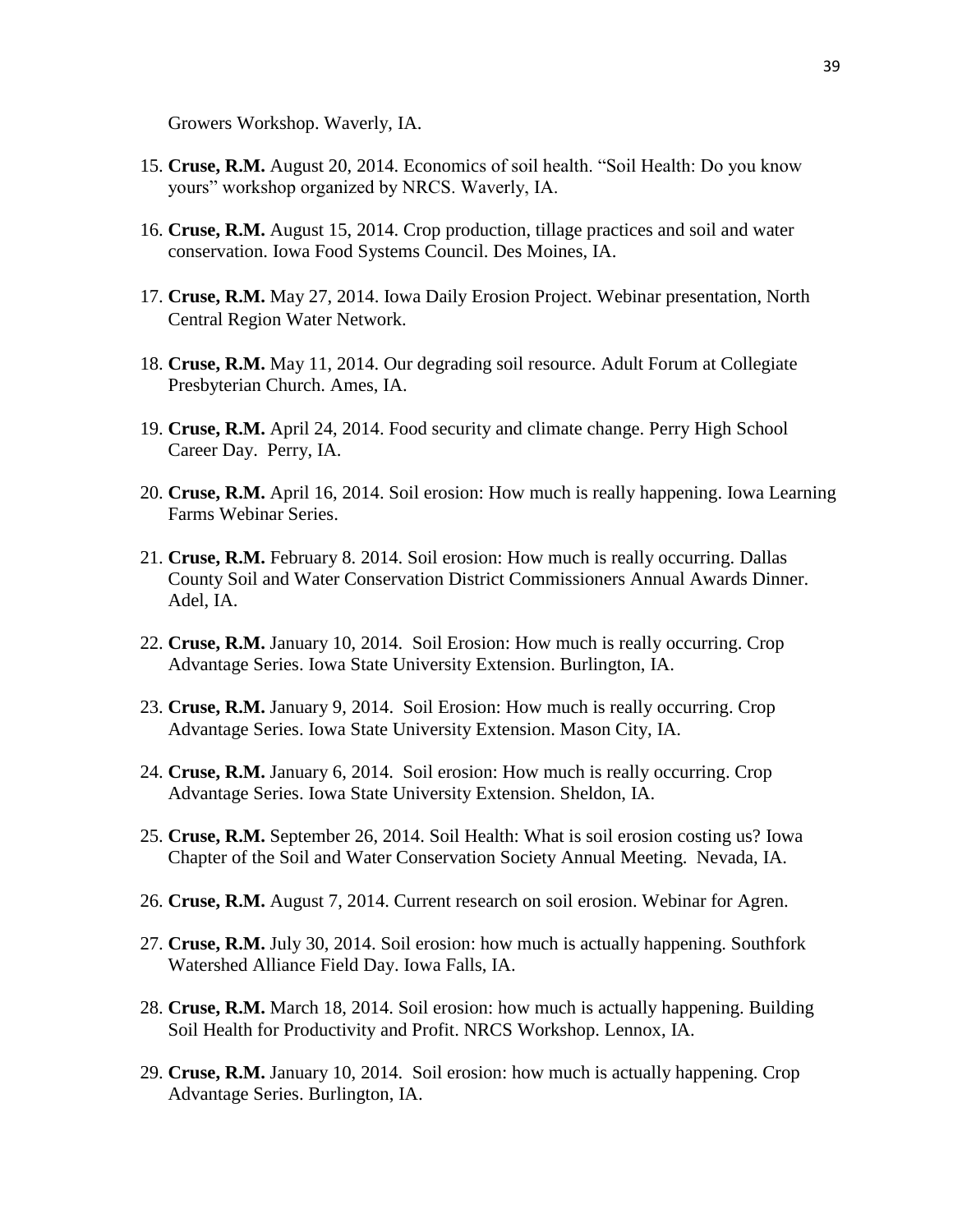Growers Workshop. Waverly, IA.

15. **Cruse, R.M.** August 20, 2014. Economics of soil health. "Soil Health: Do you know yours" workshop organized by NRCS. Waverly, IA.

16. **Cruse, R.M.** August 15, 2014. Crop production, tillage practices and soil and water conservation. Iowa Food Systems Council. Des Moines, IA.

17. **Cruse, R.M.** May 27, 2014. Iowa Daily Erosion Project. Webinar presentation, North Central Region Water Network.

18. **Cruse, R.M.** May 11, 2014. Our degrading soil resource. Adult Forum at Collegiate Presbyterian Church. Ames, IA.

19. **Cruse, R.M.** April 24, 2014. Food security and climate change. Perry High School Career Day. Perry, IA.

20. **Cruse, R.M.** April 16, 2014. Soil erosion: How much is really happening. Iowa Learning Farms Webinar Series.

21. **Cruse, R.M.** February 8. 2014. Soil erosion: How much is really occurring. Dallas County Soil and Water Conservation District Commissioners Annual Awards Dinner. Adel, IA.

22. **Cruse, R.M.** January 10, 2014. Soil Erosion: How much is really occurring. Crop Advantage Series. Iowa State University Extension. Burlington, IA.

23. **Cruse, R.M.** January 9, 2014. Soil Erosion: How much is really occurring. Crop Advantage Series. Iowa State University Extension. Mason City, IA.

24. **Cruse, R.M.** January 6, 2014. Soil erosion: How much is really occurring. Crop Advantage Series. Iowa State University Extension. Sheldon, IA.

25. **Cruse, R.M.** September 26, 2014. Soil Health: What is soil erosion costing us? Iowa Chapter of the Soil and Water Conservation Society Annual Meeting. Nevada, IA.

26. **Cruse, R.M.** August 7, 2014. Current research on soil erosion. Webinar for Agren.

27. **Cruse, R.M.** July 30, 2014. Soil erosion: how much is actually happening. Southfork Watershed Alliance Field Day. Iowa Falls, IA.

28. **Cruse, R.M.** March 18, 2014. Soil erosion: how much is actually happening. Building Soil Health for Productivity and Profit. NRCS Workshop. Lennox, IA.

29. **Cruse, R.M.** January 10, 2014. Soil erosion: how much is actually happening. Crop Advantage Series. Burlington, IA.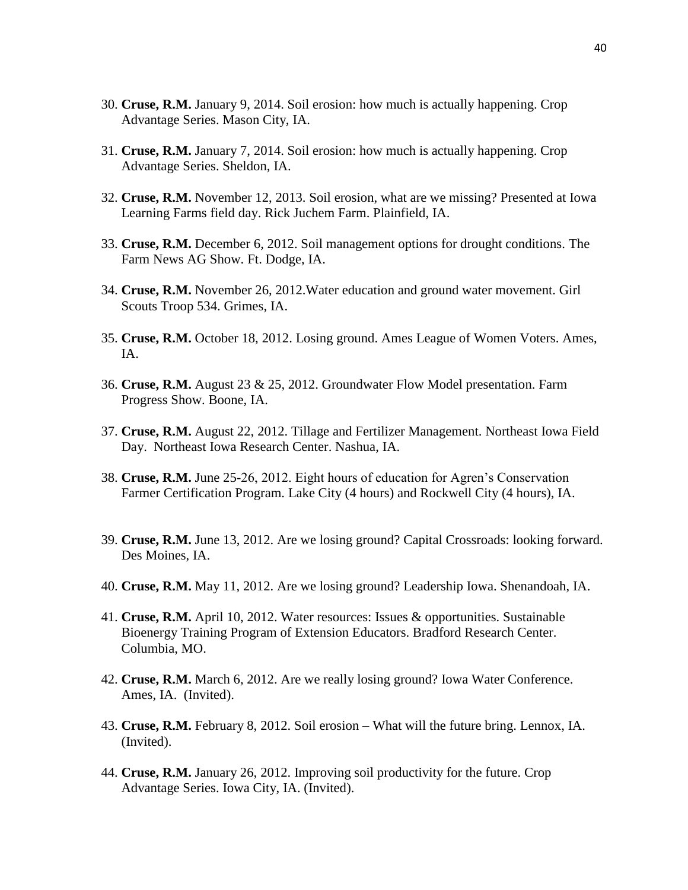30. **Cruse, R.M.** January 9, 2014. Soil erosion: how much is actually happening. Crop Advantage Series. Mason City, IA.

31. **Cruse, R.M.** January 7, 2014. Soil erosion: how much is actually happening. Crop Advantage Series. Sheldon, IA.

32. **Cruse, R.M.** November 12, 2013. Soil erosion, what are we missing? Presented at Iowa Learning Farms field day. Rick Juchem Farm. Plainfield, IA.

33. **Cruse, R.M.** December 6, 2012. Soil management options for drought conditions. The Farm News AG Show. Ft. Dodge, IA.

34. **Cruse, R.M.** November 26, 2012.Water education and ground water movement. Girl Scouts Troop 534. Grimes, IA.

35. **Cruse, R.M.** October 18, 2012. Losing ground. Ames League of Women Voters. Ames, IA.

36. **Cruse, R.M.** August 23 & 25, 2012. Groundwater Flow Model presentation. Farm Progress Show. Boone, IA.

37. **Cruse, R.M.** August 22, 2012. Tillage and Fertilizer Management. Northeast Iowa Field Day. Northeast Iowa Research Center. Nashua, IA.

38. **Cruse, R.M.** June 25-26, 2012. Eight hours of education for Agren's Conservation Farmer Certification Program. Lake City (4 hours) and Rockwell City (4 hours), IA.

39. **Cruse, R.M.** June 13, 2012. Are we losing ground? Capital Crossroads: looking forward. Des Moines, IA.

40. **Cruse, R.M.** May 11, 2012. Are we losing ground? Leadership Iowa. Shenandoah, IA.

41. **Cruse, R.M.** April 10, 2012. Water resources: Issues & opportunities. Sustainable Bioenergy Training Program of Extension Educators. Bradford Research Center. Columbia, MO.

42. **Cruse, R.M.** March 6, 2012. Are we really losing ground? Iowa Water Conference. Ames, IA. (Invited).

43. **Cruse, R.M.** February 8, 2012. Soil erosion – What will the future bring. Lennox, IA. (Invited).

44. **Cruse, R.M.** January 26, 2012. Improving soil productivity for the future. Crop Advantage Series. Iowa City, IA. (Invited).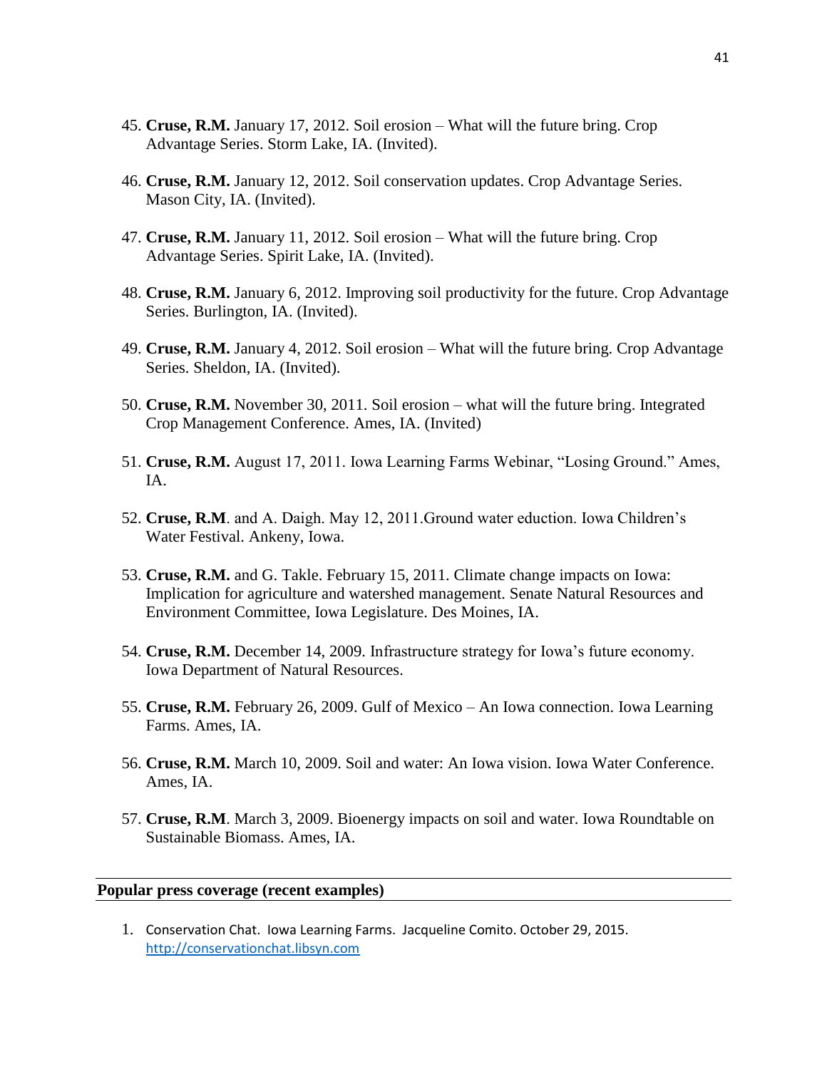45. **Cruse, R.M.** January 17, 2012. Soil erosion – What will the future bring. Crop Advantage Series. Storm Lake, IA. (Invited).

46. **Cruse, R.M.** January 12, 2012. Soil conservation updates. Crop Advantage Series. Mason City, IA. (Invited).

47. **Cruse, R.M.** January 11, 2012. Soil erosion – What will the future bring. Crop Advantage Series. Spirit Lake, IA. (Invited).

48. **Cruse, R.M.** January 6, 2012. Improving soil productivity for the future. Crop Advantage Series. Burlington, IA. (Invited).

49. **Cruse, R.M.** January 4, 2012. Soil erosion – What will the future bring. Crop Advantage Series. Sheldon, IA. (Invited).

50. **Cruse, R.M.** November 30, 2011. Soil erosion – what will the future bring. Integrated Crop Management Conference. Ames, IA. (Invited)

51. **Cruse, R.M.** August 17, 2011. Iowa Learning Farms Webinar, "Losing Ground." Ames, IA.

52. **Cruse, R.M**. and A. Daigh. May 12, 2011.Ground water eduction. Iowa Children's Water Festival. Ankeny, Iowa.

53. **Cruse, R.M.** and G. Takle. February 15, 2011. Climate change impacts on Iowa: Implication for agriculture and watershed management. Senate Natural Resources and Environment Committee, Iowa Legislature. Des Moines, IA.

54. **Cruse, R.M.** December 14, 2009. Infrastructure strategy for Iowa's future economy. Iowa Department of Natural Resources.

55. **Cruse, R.M.** February 26, 2009. Gulf of Mexico – An Iowa connection. Iowa Learning Farms. Ames, IA.

56. **Cruse, R.M.** March 10, 2009. Soil and water: An Iowa vision. Iowa Water Conference. Ames, IA.

57. **Cruse, R.M**. March 3, 2009. Bioenergy impacts on soil and water. Iowa Roundtable on Sustainable Biomass. Ames, IA.

## Popular press coverage (recent examples)

1. Conservation Chat. Iowa Learning Farms. Jacqueline Comito. October 29, 2015. http://conservationchat.libsyn.com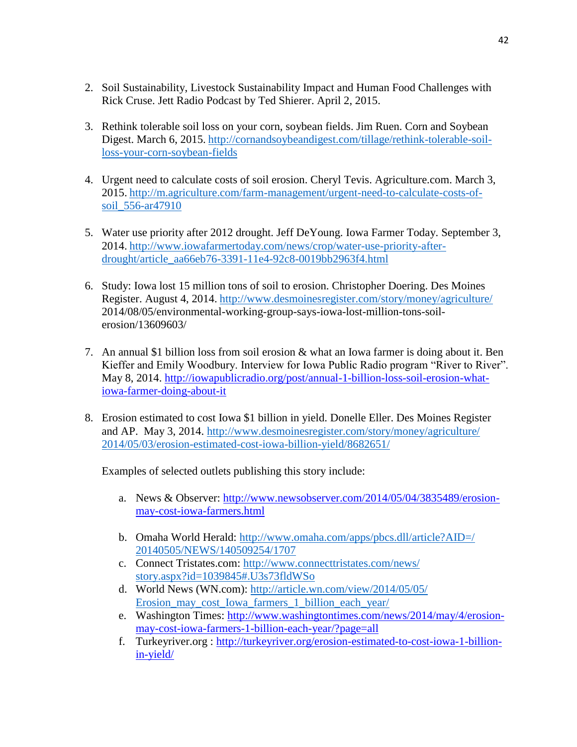2. Soil Sustainability, Livestock Sustainability Impact and Human Food Challenges with Rick Cruse. Jett Radio Podcast by Ted Shierer. April 2, 2015.

3. Rethink tolerable soil loss on your corn, soybean fields. Jim Ruen. Corn and Soybean Digest. March 6, 2015. http://cornandsoybeandigest.com/tillage/rethink-tolerable-soil-loss-your-corn-soybean-fields

4. Urgent need to calculate costs of soil erosion. Cheryl Tevis. Agriculture.com. March 3, 2015. http://m.agriculture.com/farm-management/urgent-need-to-calculate-costs-of-soil_556-ar47910

5. Water use priority after 2012 drought. Jeff DeYoung. Iowa Farmer Today. September 3, 2014. http://www.iowafarmertoday.com/news/crop/water-use-priority-after-drought/article_aa66eb76-3391-11e4-92c8-0019bb2963f4.html

6. Study: Iowa lost 15 million tons of soil to erosion. Christopher Doering. Des Moines Register. August 4, 2014. http://www.desmoinesregister.com/story/money/agriculture/2014/08/05/environmental-working-group-says-iowa-lost-million-tons-soil-erosion/13609603/

7. An annual $1 billion loss from soil erosion & what an Iowa farmer is doing about it. Ben Kieffer and Emily Woodbury. Interview for Iowa Public Radio program "River to River". May 8, 2014. http://iowapublicradio.org/post/annual-1-billion-loss-soil-erosion-what-iowa-farmer-doing-about-it

8. Erosion estimated to cost Iowa $1 billion in yield. Donelle Eller. Des Moines Register and AP. May 3, 2014. http://www.desmoinesregister.com/story/money/agriculture/2014/05/03/erosion-estimated-cost-iowa-billion-yield/8682651/

   Examples of selected outlets publishing this story include:

   a. News & Observer: http://www.newsobserver.com/2014/05/04/3835489/erosion-may-cost-iowa-farmers.html

   b. Omaha World Herald: http://www.omaha.com/apps/pbcs.dll/article?AID=/20140505/NEWS/140509254/1707
   c. Connect Tristates.com: http://www.connecttristates.com/news/story.aspx?id=1039845#.U3s73fldWSo
   d. World News (WN.com): http://article.wn.com/view/2014/05/05/Erosion_may_cost_Iowa_farmers_1_billion_each_year/
   e. Washington Times: http://www.washingtontimes.com/news/2014/may/4/erosion-may-cost-iowa-farmers-1-billion-each-year/?page=all
   f. Turkeyriver.org : http://turkeyriver.org/erosion-estimated-to-cost-iowa-1-billion-in-yield/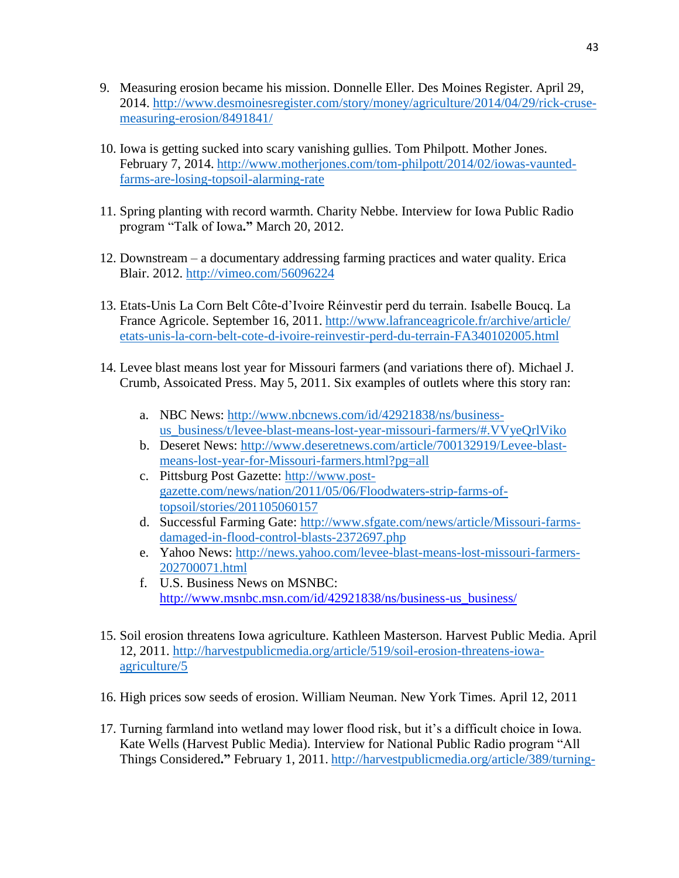9. Measuring erosion became his mission. Donnelle Eller. Des Moines Register. April 29, 2014. http://www.desmoinesregister.com/story/money/agriculture/2014/04/29/rick-cruse-measuring-erosion/8491841/

10. Iowa is getting sucked into scary vanishing gullies. Tom Philpott. Mother Jones. February 7, 2014. http://www.motherjones.com/tom-philpott/2014/02/iowas-vaunted-farms-are-losing-topsoil-alarming-rate

11. Spring planting with record warmth. Charity Nebbe. Interview for Iowa Public Radio program "Talk of Iowa**."** March 20, 2012.

12. Downstream – a documentary addressing farming practices and water quality. Erica Blair. 2012. http://vimeo.com/56096224

13. Etats-Unis La Corn Belt Côte-d'Ivoire Réinvestir perd du terrain. Isabelle Boucq. La France Agricole. September 16, 2011. http://www.lafranceagricole.fr/archive/article/etats-unis-la-corn-belt-cote-d-ivoire-reinvestir-perd-du-terrain-FA340102005.html

14. Levee blast means lost year for Missouri farmers (and variations there of). Michael J. Crumb, Assoicated Press. May 5, 2011. Six examples of outlets where this story ran:

    a. NBC News: http://www.nbcnews.com/id/42921838/ns/business-us_business/t/levee-blast-means-lost-year-missouri-farmers/#.VVyeQrlViko
    b. Deseret News: http://www.deseretnews.com/article/700132919/Levee-blast-means-lost-year-for-Missouri-farmers.html?pg=all
    c. Pittsburg Post Gazette: http://www.post-gazette.com/news/nation/2011/05/06/Floodwaters-strip-farms-of-topsoil/stories/201105060157
    d. Successful Farming Gate: http://www.sfgate.com/news/article/Missouri-farms-damaged-in-flood-control-blasts-2372697.php
    e. Yahoo News: http://news.yahoo.com/levee-blast-means-lost-missouri-farmers-202700071.html
    f. U.S. Business News on MSNBC: http://www.msnbc.msn.com/id/42921838/ns/business-us_business/

15. Soil erosion threatens Iowa agriculture. Kathleen Masterson. Harvest Public Media. April 12, 2011. http://harvestpublicmedia.org/article/519/soil-erosion-threatens-iowa-agriculture/5

16. High prices sow seeds of erosion. William Neuman. New York Times. April 12, 2011

17. Turning farmland into wetland may lower flood risk, but it's a difficult choice in Iowa. Kate Wells (Harvest Public Media). Interview for National Public Radio program "All Things Considered**.**" February 1, 2011. http://harvestpublicmedia.org/article/389/turning-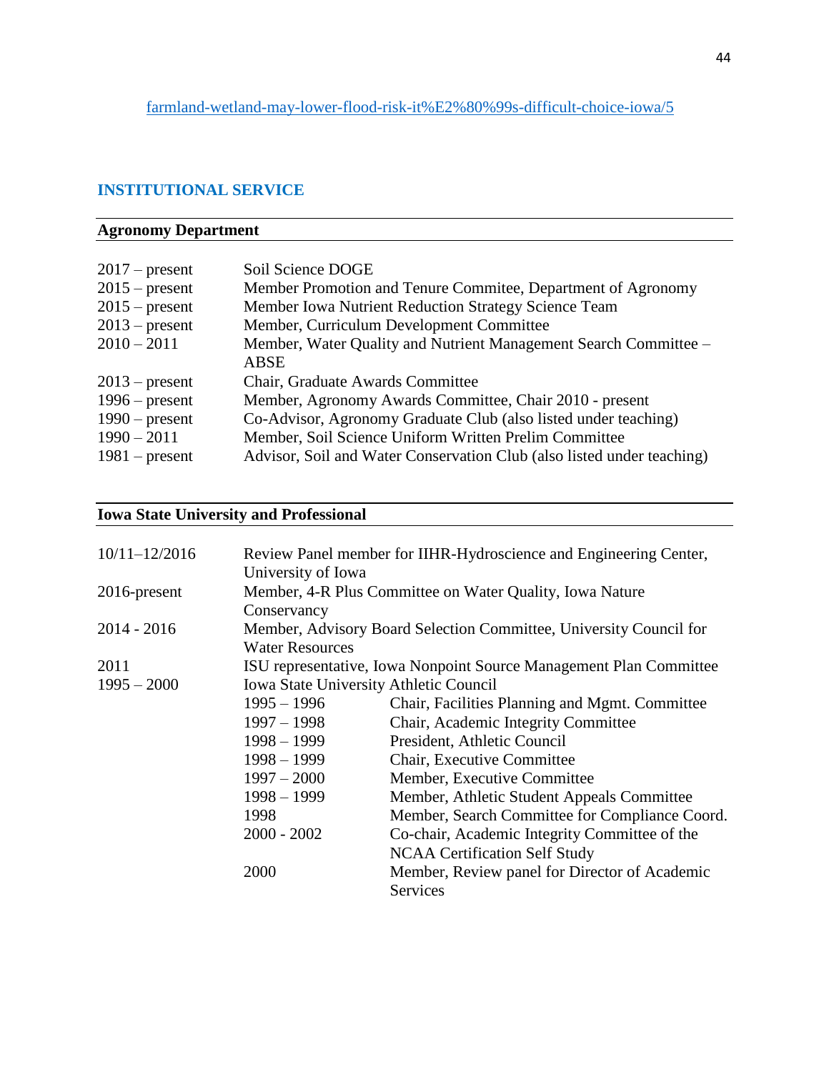farmland-wetland-may-lower-flood-risk-it%E2%80%99s-difficult-choice-iowa/5

## INSTITUTIONAL SERVICE

### Agronomy Department

| | |
|---|---|
| 2017 – present | Soil Science DOGE |
| 2015 – present | Member Promotion and Tenure Commitee, Department of Agronomy |
| 2015 – present | Member Iowa Nutrient Reduction Strategy Science Team |
| 2013 – present | Member, Curriculum Development Committee |
| 2010 – 2011 | Member, Water Quality and Nutrient Management Search Committee – ABSE |
| 2013 – present | Chair, Graduate Awards Committee |
| 1996 – present | Member, Agronomy Awards Committee, Chair 2010 - present |
| 1990 – present | Co-Advisor, Agronomy Graduate Club (also listed under teaching) |
| 1990 – 2011 | Member, Soil Science Uniform Written Prelim Committee |
| 1981 – present | Advisor, Soil and Water Conservation Club (also listed under teaching) |

### Iowa State University and Professional

| | | |
|---|---|---|
| 10/11–12/2016 | Review Panel member for IIHR-Hydroscience and Engineering Center, University of Iowa | |
| 2016-present | Member, 4-R Plus Committee on Water Quality, Iowa Nature Conservancy | |
| 2014 - 2016 | Member, Advisory Board Selection Committee, University Council for Water Resources | |
| 2011 | ISU representative, Iowa Nonpoint Source Management Plan Committee | |
| 1995 – 2000 | Iowa State University Athletic Council | |
| | 1995 – 1996 | Chair, Facilities Planning and Mgmt. Committee |
| | 1997 – 1998 | Chair, Academic Integrity Committee |
| | 1998 – 1999 | President, Athletic Council |
| | 1998 – 1999 | Chair, Executive Committee |
| | 1997 – 2000 | Member, Executive Committee |
| | 1998 – 1999 | Member, Athletic Student Appeals Committee |
| | 1998 | Member, Search Committee for Compliance Coord. |
| | 2000 - 2002 | Co-chair, Academic Integrity Committee of the NCAA Certification Self Study |
| | 2000 | Member, Review panel for Director of Academic Services |